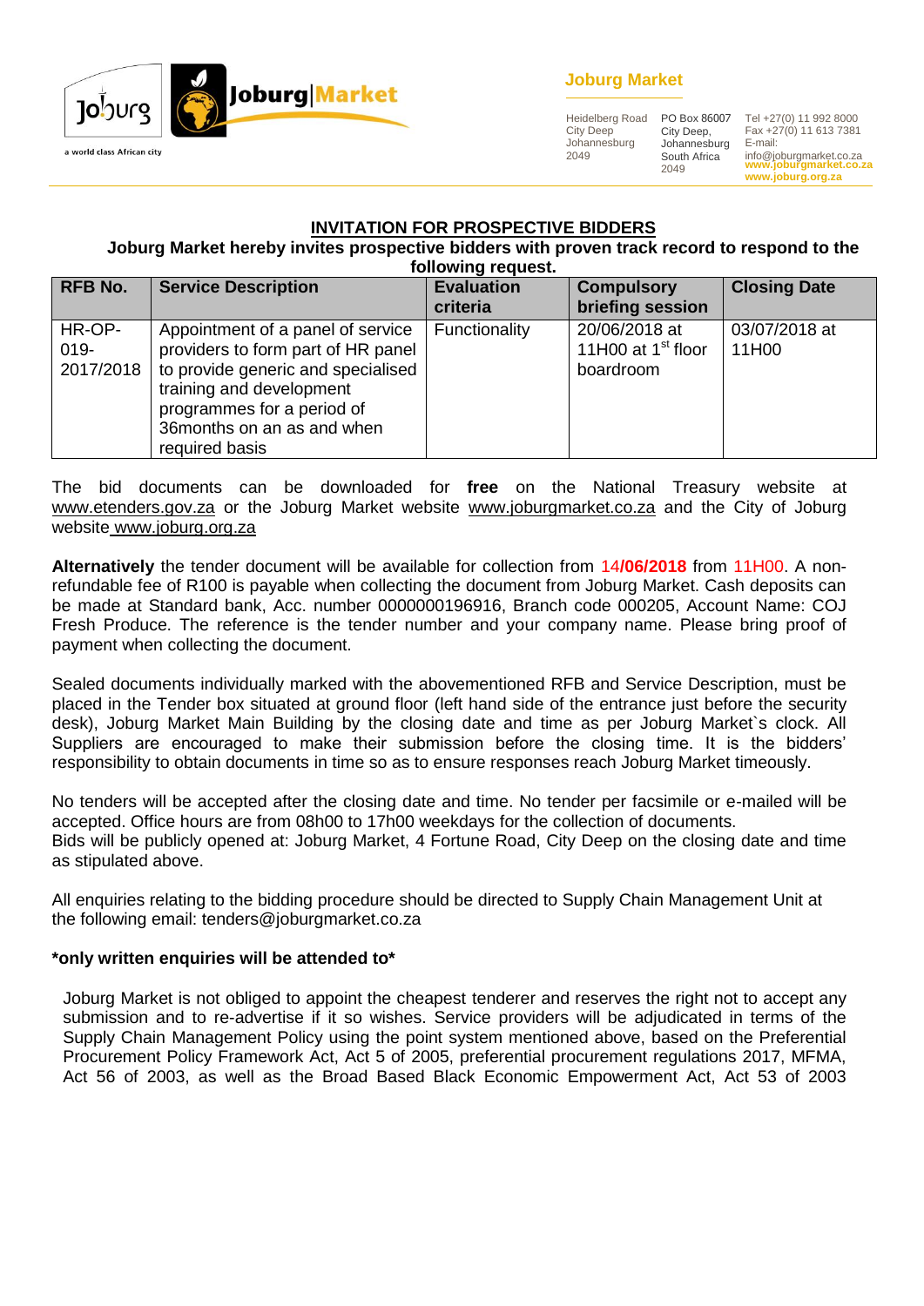**Joburg Market**

Heidelberg Road
City Deep
Johannesburg
2049

PO Box 86007
City Deep,
Johannesburg
South Africa
2049

Tel +27(0) 11 992 8000
Fax +27(0) 11 613 7381
E-mail:
info@joburgmarket.co.za
www.joburgmarket.co.za
www.joburg.org.za

a world class African city

## INVITATION FOR PROSPECTIVE BIDDERS

**Joburg Market hereby invites prospective bidders with proven track record to respond to the following request.**

| RFB No. | Service Description | Evaluation criteria | Compulsory briefing session | Closing Date |
|---|---|---|---|---|
| HR-OP-019-2017/2018 | Appointment of a panel of service providers to form part of HR panel to provide generic and specialised training and development programmes for a period of 36months on an as and when required basis | Functionality | 20/06/2018 at 11H00 at 1st floor boardroom | 03/07/2018 at 11H00 |

The bid documents can be downloaded for **free** on the National Treasury website at www.etenders.gov.za or the Joburg Market website www.joburgmarket.co.za and the City of Joburg website www.joburg.org.za

**Alternatively** the tender document will be available for collection from 14**/06/2018** from 11H00. A non-refundable fee of R100 is payable when collecting the document from Joburg Market. Cash deposits can be made at Standard bank, Acc. number 0000000196916, Branch code 000205, Account Name: COJ Fresh Produce. The reference is the tender number and your company name. Please bring proof of payment when collecting the document.

Sealed documents individually marked with the abovementioned RFB and Service Description, must be placed in the Tender box situated at ground floor (left hand side of the entrance just before the security desk), Joburg Market Main Building by the closing date and time as per Joburg Market`s clock. All Suppliers are encouraged to make their submission before the closing time. It is the bidders' responsibility to obtain documents in time so as to ensure responses reach Joburg Market timeously.

No tenders will be accepted after the closing date and time. No tender per facsimile or e-mailed will be accepted. Office hours are from 08h00 to 17h00 weekdays for the collection of documents.
Bids will be publicly opened at: Joburg Market, 4 Fortune Road, City Deep on the closing date and time as stipulated above.

All enquiries relating to the bidding procedure should be directed to Supply Chain Management Unit at the following email: tenders@joburgmarket.co.za

**\*only written enquiries will be attended to\***

Joburg Market is not obliged to appoint the cheapest tenderer and reserves the right not to accept any submission and to re-advertise if it so wishes. Service providers will be adjudicated in terms of the Supply Chain Management Policy using the point system mentioned above, based on the Preferential Procurement Policy Framework Act, Act 5 of 2005, preferential procurement regulations 2017, MFMA, Act 56 of 2003, as well as the Broad Based Black Economic Empowerment Act, Act 53 of 2003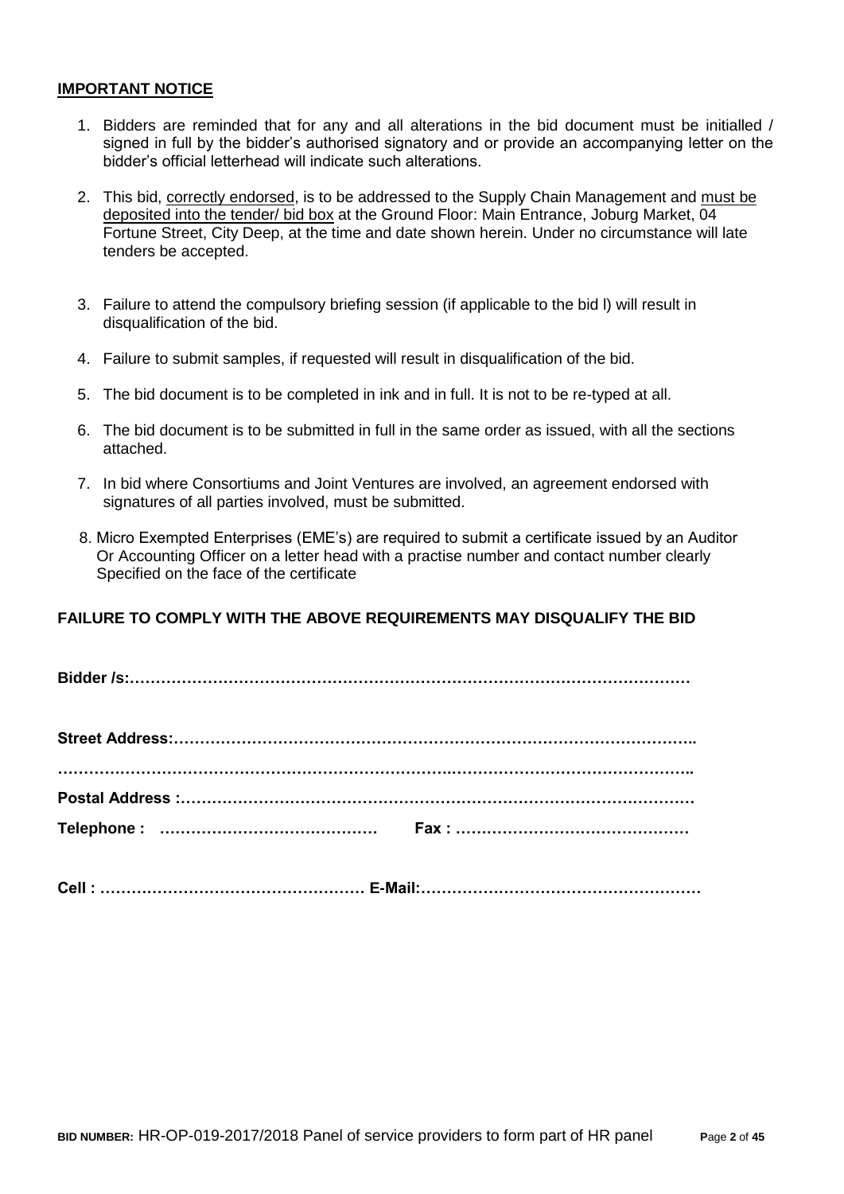**IMPORTANT NOTICE**

1. Bidders are reminded that for any and all alterations in the bid document must be initialled / signed in full by the bidder's authorised signatory and or provide an accompanying letter on the bidder's official letterhead will indicate such alterations.

2. This bid, correctly endorsed, is to be addressed to the Supply Chain Management and must be deposited into the tender/ bid box at the Ground Floor: Main Entrance, Joburg Market, 04 Fortune Street, City Deep, at the time and date shown herein. Under no circumstance will late tenders be accepted.

3. Failure to attend the compulsory briefing session (if applicable to the bid l) will result in disqualification of the bid.

4. Failure to submit samples, if requested will result in disqualification of the bid.

5. The bid document is to be completed in ink and in full. It is not to be re-typed at all.

6. The bid document is to be submitted in full in the same order as issued, with all the sections attached.

7. In bid where Consortiums and Joint Ventures are involved, an agreement endorsed with signatures of all parties involved, must be submitted.

8. Micro Exempted Enterprises (EME's) are required to submit a certificate issued by an Auditor Or Accounting Officer on a letter head with a practise number and contact number clearly Specified on the face of the certificate

**FAILURE TO COMPLY WITH THE ABOVE REQUIREMENTS MAY DISQUALIFY THE BID**

**Bidder /s:………………………………………………………………………………………………**

**Street Address:………………………………………………………………………………………..**

**………………………………………………………………………………………………………..**

**Postal Address :………………………………………………………………………………………**

**Telephone : ……………………………………  Fax : ………………………………………**

**Cell : …………………………………………… E-Mail:………………………………………………**

**BID NUMBER:** HR-OP-019-2017/2018 Panel of service providers to form part of HR panel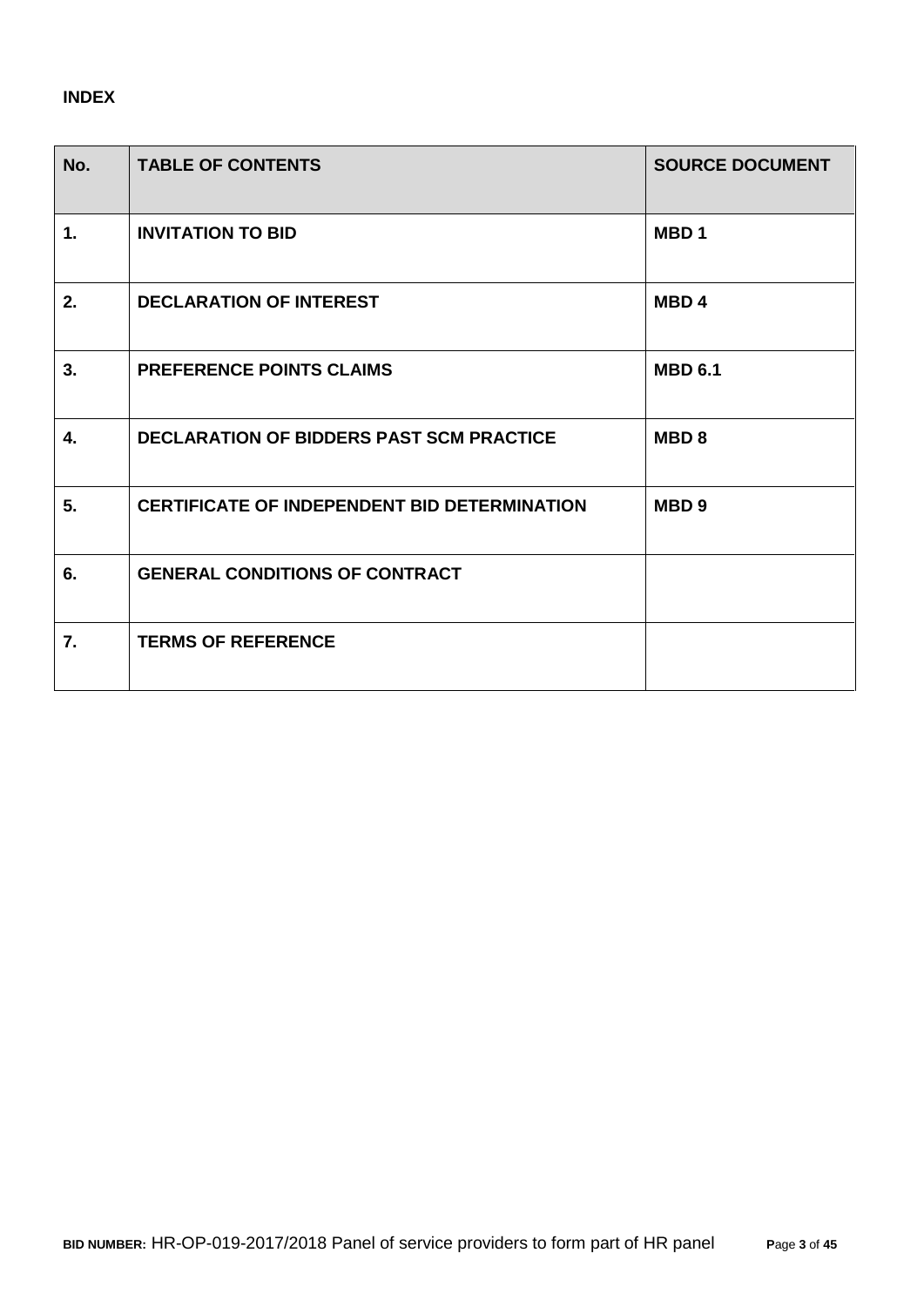**INDEX**

| No. | TABLE OF CONTENTS | SOURCE DOCUMENT |
|---|---|---|
| 1. | INVITATION TO BID | MBD 1 |
| 2. | DECLARATION OF INTEREST | MBD 4 |
| 3. | PREFERENCE POINTS CLAIMS | MBD 6.1 |
| 4. | DECLARATION OF BIDDERS PAST SCM PRACTICE | MBD 8 |
| 5. | CERTIFICATE OF INDEPENDENT BID DETERMINATION | MBD 9 |
| 6. | GENERAL CONDITIONS OF CONTRACT | |
| 7. | TERMS OF REFERENCE | |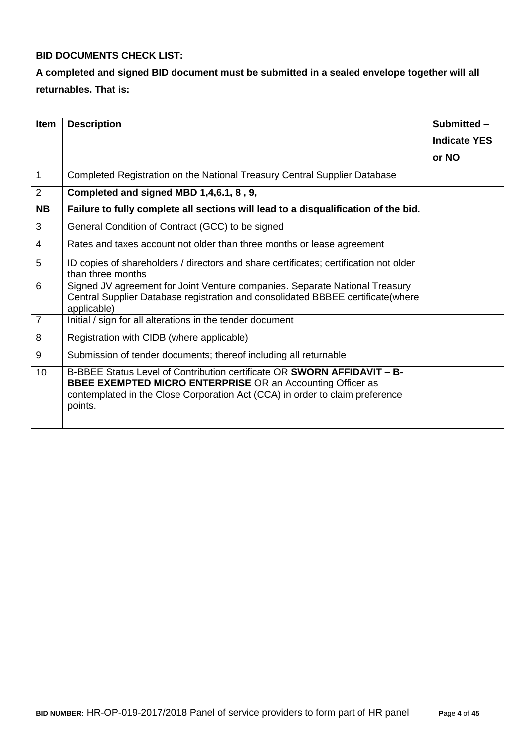**BID DOCUMENTS CHECK LIST:**

**A completed and signed BID document must be submitted in a sealed envelope together will all returnables. That is:**

| Item | Description | Submitted – Indicate YES or NO |
|---|---|---|
| 1 | Completed Registration on the National Treasury Central Supplier Database | |
| 2<br>**NB** | **Completed and signed MBD 1,4,6.1, 8 , 9,**<br>**Failure to fully complete all sections will lead to a disqualification of the bid.** | |
| 3 | General Condition of Contract (GCC) to be signed | |
| 4 | Rates and taxes account not older than three months or lease agreement | |
| 5 | ID copies of shareholders / directors and share certificates; certification not older than three months | |
| 6 | Signed JV agreement for Joint Venture companies. Separate National Treasury Central Supplier Database registration and consolidated BBBEE certificate(where applicable) | |
| 7 | Initial / sign for all alterations in the tender document | |
| 8 | Registration with CIDB (where applicable) | |
| 9 | Submission of tender documents; thereof including all returnable | |
| 10 | B-BBEE Status Level of Contribution certificate OR **SWORN AFFIDAVIT – B-BBEE EXEMPTED MICRO ENTERPRISE** OR an Accounting Officer as contemplated in the Close Corporation Act (CCA) in order to claim preference points. | |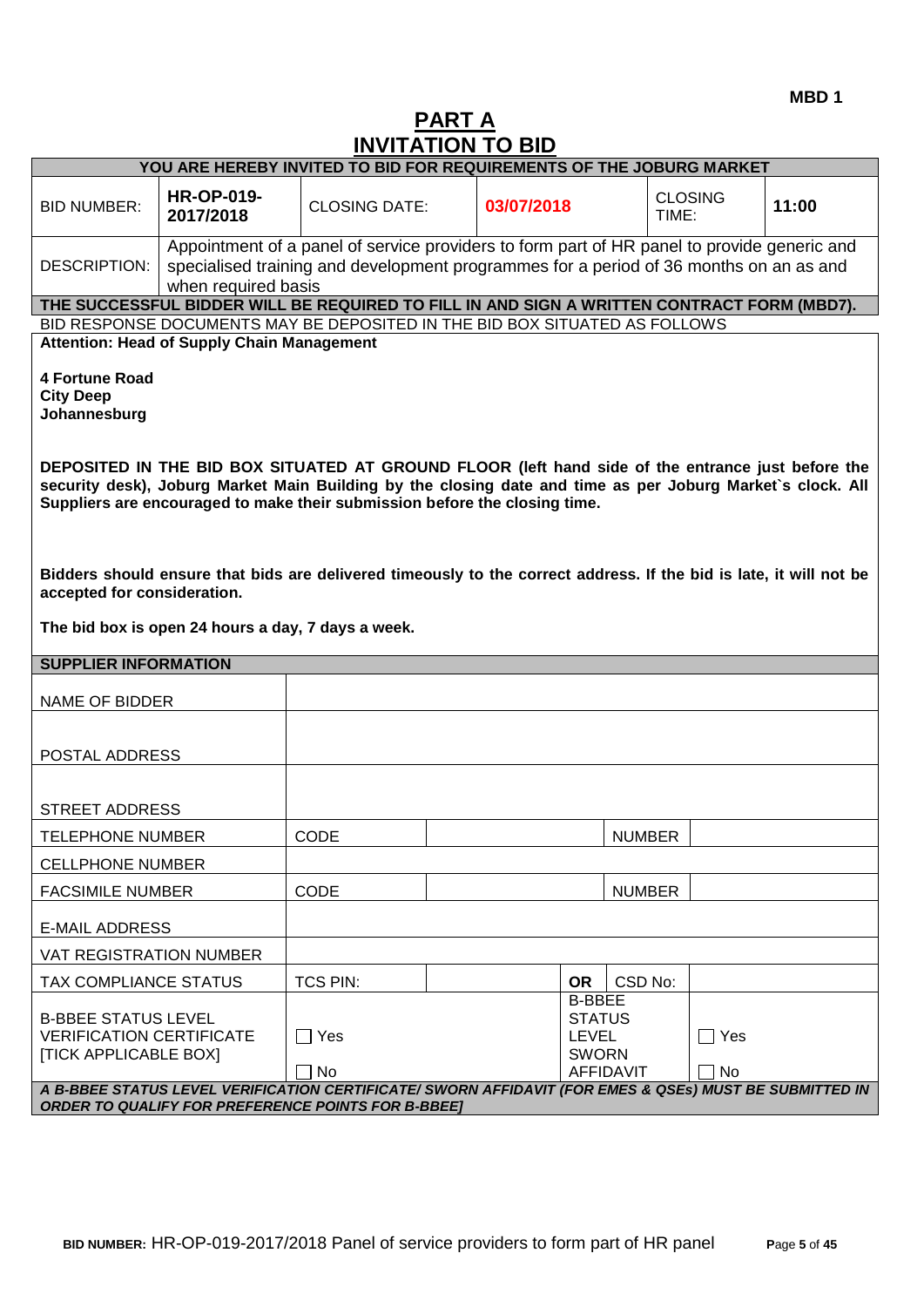**MBD 1**

# PART A
# INVITATION TO BID

| YOU ARE HEREBY INVITED TO BID FOR REQUIREMENTS OF THE JOBURG MARKET | | | | | |
|---|---|---|---|---|---|
| BID NUMBER: | **HR-OP-019-2017/2018** | CLOSING DATE: | **03/07/2018** | CLOSING TIME: | **11:00** |
| DESCRIPTION: | Appointment of a panel of service providers to form part of HR panel to provide generic and specialised training and development programmes for a period of 36 months on an as and when required basis | | | | |

**THE SUCCESSFUL BIDDER WILL BE REQUIRED TO FILL IN AND SIGN A WRITTEN CONTRACT FORM (MBD7).**

BID RESPONSE DOCUMENTS MAY BE DEPOSITED IN THE BID BOX SITUATED AS FOLLOWS

**Attention: Head of Supply Chain Management**

**4 Fortune Road**
**City Deep**
**Johannesburg**

**DEPOSITED IN THE BID BOX SITUATED AT GROUND FLOOR (left hand side of the entrance just before the security desk), Joburg Market Main Building by the closing date and time as per Joburg Market`s clock. All Suppliers are encouraged to make their submission before the closing time.**

**Bidders should ensure that bids are delivered timeously to the correct address. If the bid is late, it will not be accepted for consideration.**

**The bid box is open 24 hours a day, 7 days a week.**

| **SUPPLIER INFORMATION** | | | | | |
|---|---|---|---|---|---|
| NAME OF BIDDER | | | | | |
| POSTAL ADDRESS | | | | | |
| STREET ADDRESS | | | | | |
| TELEPHONE NUMBER | CODE | | | NUMBER | |
| CELLPHONE NUMBER | | | | | |
| FACSIMILE NUMBER | CODE | | | NUMBER | |
| E-MAIL ADDRESS | | | | | |
| VAT REGISTRATION NUMBER | | | | | |
| TAX COMPLIANCE STATUS | TCS PIN: | | **OR** | CSD No: | |
| B-BBEE STATUS LEVEL VERIFICATION CERTIFICATE [TICK APPLICABLE BOX] | ☐ Yes ☐ No | | B-BBEE STATUS LEVEL SWORN AFFIDAVIT | | ☐ Yes ☐ No |

***A B-BBEE STATUS LEVEL VERIFICATION CERTIFICATE/ SWORN AFFIDAVIT (FOR EMES & QSEs) MUST BE SUBMITTED IN ORDER TO QUALIFY FOR PREFERENCE POINTS FOR B-BBEE]***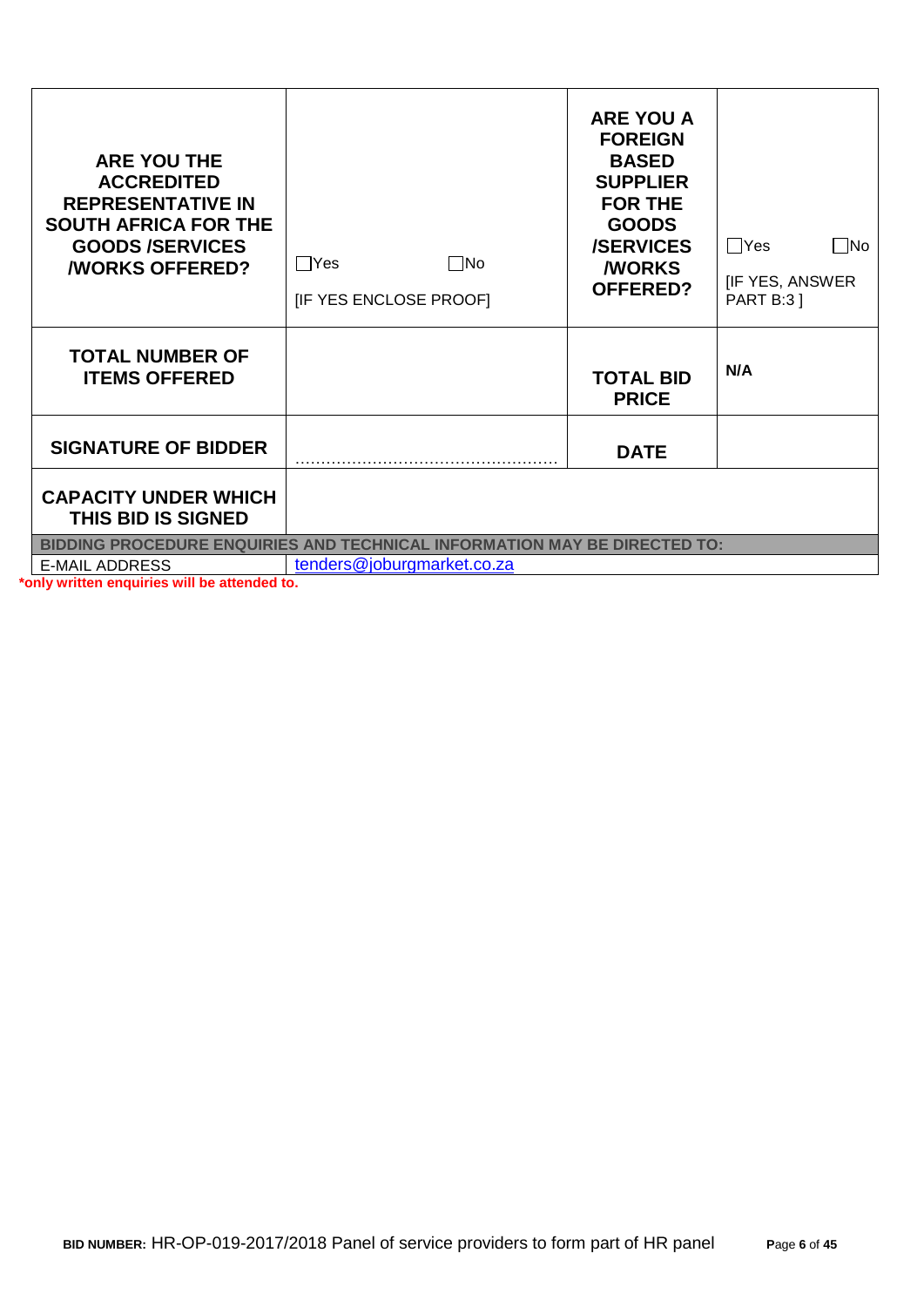| ARE YOU THE ACCREDITED REPRESENTATIVE IN SOUTH AFRICA FOR THE GOODS /SERVICES /WORKS OFFERED? | ☐Yes ☐No [IF YES ENCLOSE PROOF] | ARE YOU A FOREIGN BASED SUPPLIER FOR THE GOODS /SERVICES /WORKS OFFERED? | ☐Yes ☐No [IF YES, ANSWER PART B:3 ] |
|---|---|---|---|
| TOTAL NUMBER OF ITEMS OFFERED | | TOTAL BID PRICE | N/A |
| SIGNATURE OF BIDDER | ………………………………………… | DATE | |
| CAPACITY UNDER WHICH THIS BID IS SIGNED | | | |
| BIDDING PROCEDURE ENQUIRIES AND TECHNICAL INFORMATION MAY BE DIRECTED TO: | | | |
| E-MAIL ADDRESS | tenders@joburgmarket.co.za | | |

***only written enquiries will be attended to.**

**BID NUMBER:** HR-OP-019-2017/2018 Panel of service providers to form part of HR panel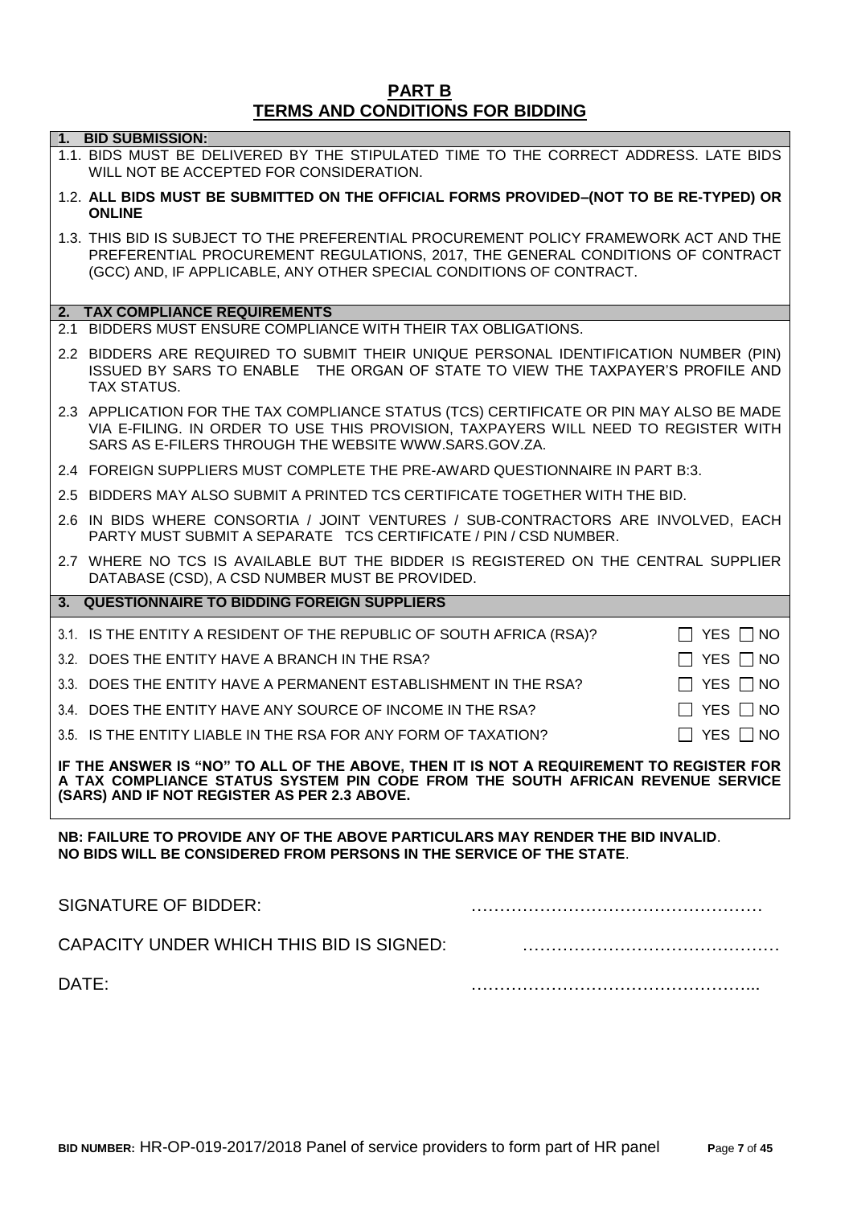# PART B
## TERMS AND CONDITIONS FOR BIDDING

### 1. BID SUBMISSION:

1.1. BIDS MUST BE DELIVERED BY THE STIPULATED TIME TO THE CORRECT ADDRESS. LATE BIDS WILL NOT BE ACCEPTED FOR CONSIDERATION.

1.2. **ALL BIDS MUST BE SUBMITTED ON THE OFFICIAL FORMS PROVIDED–(NOT TO BE RE-TYPED) OR ONLINE**

1.3. THIS BID IS SUBJECT TO THE PREFERENTIAL PROCUREMENT POLICY FRAMEWORK ACT AND THE PREFERENTIAL PROCUREMENT REGULATIONS, 2017, THE GENERAL CONDITIONS OF CONTRACT (GCC) AND, IF APPLICABLE, ANY OTHER SPECIAL CONDITIONS OF CONTRACT.

### 2. TAX COMPLIANCE REQUIREMENTS

2.1 BIDDERS MUST ENSURE COMPLIANCE WITH THEIR TAX OBLIGATIONS.

2.2 BIDDERS ARE REQUIRED TO SUBMIT THEIR UNIQUE PERSONAL IDENTIFICATION NUMBER (PIN) ISSUED BY SARS TO ENABLE THE ORGAN OF STATE TO VIEW THE TAXPAYER'S PROFILE AND TAX STATUS.

2.3 APPLICATION FOR THE TAX COMPLIANCE STATUS (TCS) CERTIFICATE OR PIN MAY ALSO BE MADE VIA E-FILING. IN ORDER TO USE THIS PROVISION, TAXPAYERS WILL NEED TO REGISTER WITH SARS AS E-FILERS THROUGH THE WEBSITE WWW.SARS.GOV.ZA.

2.4 FOREIGN SUPPLIERS MUST COMPLETE THE PRE-AWARD QUESTIONNAIRE IN PART B:3.

2.5 BIDDERS MAY ALSO SUBMIT A PRINTED TCS CERTIFICATE TOGETHER WITH THE BID.

2.6 IN BIDS WHERE CONSORTIA / JOINT VENTURES / SUB-CONTRACTORS ARE INVOLVED, EACH PARTY MUST SUBMIT A SEPARATE TCS CERTIFICATE / PIN / CSD NUMBER.

2.7 WHERE NO TCS IS AVAILABLE BUT THE BIDDER IS REGISTERED ON THE CENTRAL SUPPLIER DATABASE (CSD), A CSD NUMBER MUST BE PROVIDED.

### 3. QUESTIONNAIRE TO BIDDING FOREIGN SUPPLIERS

| | |
|---|---|
| 3.1. IS THE ENTITY A RESIDENT OF THE REPUBLIC OF SOUTH AFRICA (RSA)? | ☐ YES ☐ NO |
| 3.2. DOES THE ENTITY HAVE A BRANCH IN THE RSA? | ☐ YES ☐ NO |
| 3.3. DOES THE ENTITY HAVE A PERMANENT ESTABLISHMENT IN THE RSA? | ☐ YES ☐ NO |
| 3.4. DOES THE ENTITY HAVE ANY SOURCE OF INCOME IN THE RSA? | ☐ YES ☐ NO |
| 3.5. IS THE ENTITY LIABLE IN THE RSA FOR ANY FORM OF TAXATION? | ☐ YES ☐ NO |

**IF THE ANSWER IS "NO" TO ALL OF THE ABOVE, THEN IT IS NOT A REQUIREMENT TO REGISTER FOR A TAX COMPLIANCE STATUS SYSTEM PIN CODE FROM THE SOUTH AFRICAN REVENUE SERVICE (SARS) AND IF NOT REGISTER AS PER 2.3 ABOVE.**

**NB: FAILURE TO PROVIDE ANY OF THE ABOVE PARTICULARS MAY RENDER THE BID INVALID.**
**NO BIDS WILL BE CONSIDERED FROM PERSONS IN THE SERVICE OF THE STATE.**

SIGNATURE OF BIDDER: ……………………………………………

CAPACITY UNDER WHICH THIS BID IS SIGNED: ………………………………………

DATE: …………………………………………...

**BID NUMBER:** HR-OP-019-2017/2018 Panel of service providers to form part of HR panel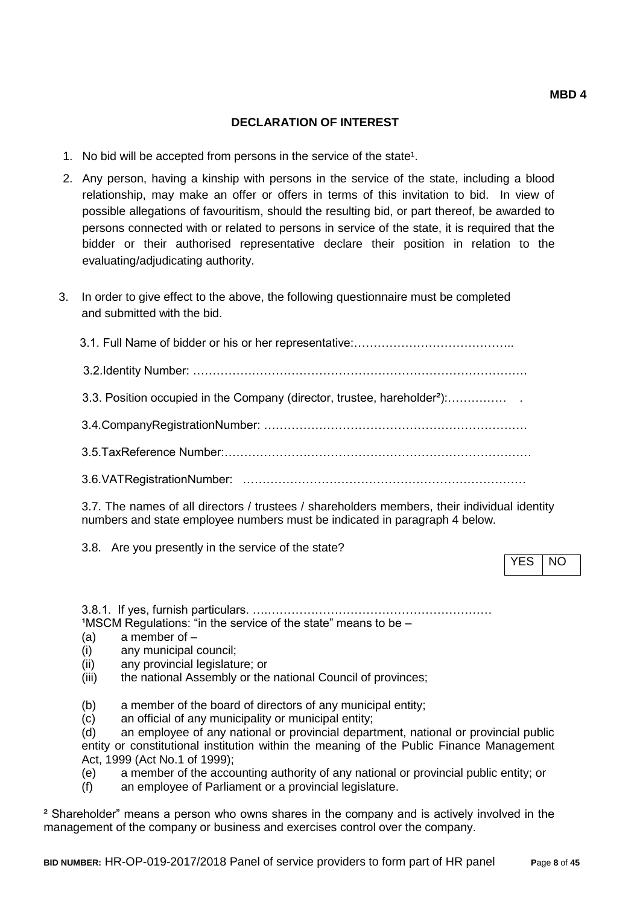**MBD 4**

## DECLARATION OF INTEREST

1. No bid will be accepted from persons in the service of the state[1].

2. Any person, having a kinship with persons in the service of the state, including a blood relationship, may make an offer or offers in terms of this invitation to bid. In view of possible allegations of favouritism, should the resulting bid, or part thereof, be awarded to persons connected with or related to persons in service of the state, it is required that the bidder or their authorised representative declare their position in relation to the evaluating/adjudicating authority.

3. In order to give effect to the above, the following questionnaire must be completed and submitted with the bid.

   3.1. Full Name of bidder or his or her representative:…………………………………..

   3.2.Identity Number: ……………………………………………………………………….

   3.3. Position occupied in the Company (director, trustee, hareholder[2]):……………  .

   3.4.CompanyRegistrationNumber: ………………………………………………………….

   3.5.TaxReference Number:……………………………………………………………………

   3.6.VATRegistrationNumber: ………………………………………………………………

   3.7. The names of all directors / trustees / shareholders members, their individual identity numbers and state employee numbers must be indicated in paragraph 4 below.

   3.8. Are you presently in the service of the state?

   | YES | NO |
   |---|---|

   3.8.1. If yes, furnish particulars. ….……………………………………………………

[1]MSCM Regulations: "in the service of the state" means to be –

(a) a member of –
(i) any municipal council;
(ii) any provincial legislature; or
(iii) the national Assembly or the national Council of provinces;

(b) a member of the board of directors of any municipal entity;
(c) an official of any municipality or municipal entity;
(d) an employee of any national or provincial department, national or provincial public entity or constitutional institution within the meaning of the Public Finance Management Act, 1999 (Act No.1 of 1999);
(e) a member of the accounting authority of any national or provincial public entity; or
(f) an employee of Parliament or a provincial legislature.

[2] Shareholder" means a person who owns shares in the company and is actively involved in the management of the company or business and exercises control over the company.

**BID NUMBER:** HR-OP-019-2017/2018 Panel of service providers to form part of HR panel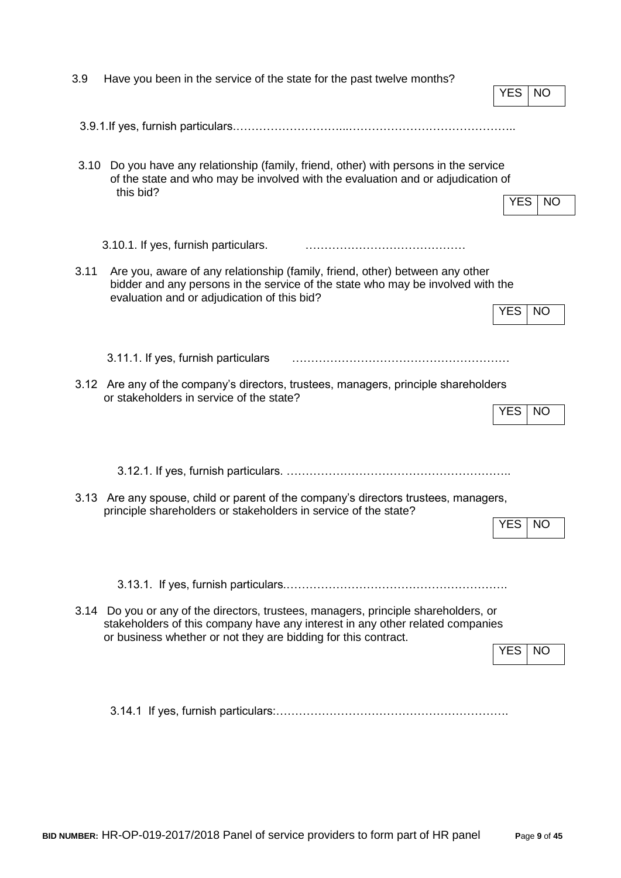3.9 Have you been in the service of the state for the past twelve months?

| YES | NO |
|---|---|

3.9.1.If yes, furnish particulars.…………………………...……………………………………..

3.10 Do you have any relationship (family, friend, other) with persons in the service of the state and who may be involved with the evaluation and or adjudication of this bid?

| YES | NO |
|---|---|

3.10.1. If yes, furnish particulars. ……………………………………

3.11 Are you, aware of any relationship (family, friend, other) between any other bidder and any persons in the service of the state who may be involved with the evaluation and or adjudication of this bid?

| YES | NO |
|---|---|

3.11.1. If yes, furnish particulars …………………………………………………

3.12 Are any of the company's directors, trustees, managers, principle shareholders or stakeholders in service of the state?

| YES | NO |
|---|---|

3.12.1. If yes, furnish particulars. …………………………………………………..

3.13 Are any spouse, child or parent of the company's directors trustees, managers, principle shareholders or stakeholders in service of the state?

| YES | NO |
|---|---|

3.13.1. If yes, furnish particulars.………………………………………………….

3.14 Do you or any of the directors, trustees, managers, principle shareholders, or stakeholders of this company have any interest in any other related companies or business whether or not they are bidding for this contract.

| YES | NO |
|---|---|

3.14.1 If yes, furnish particulars:…………………………………………………….

**BID NUMBER:** HR-OP-019-2017/2018 Panel of service providers to form part of HR panel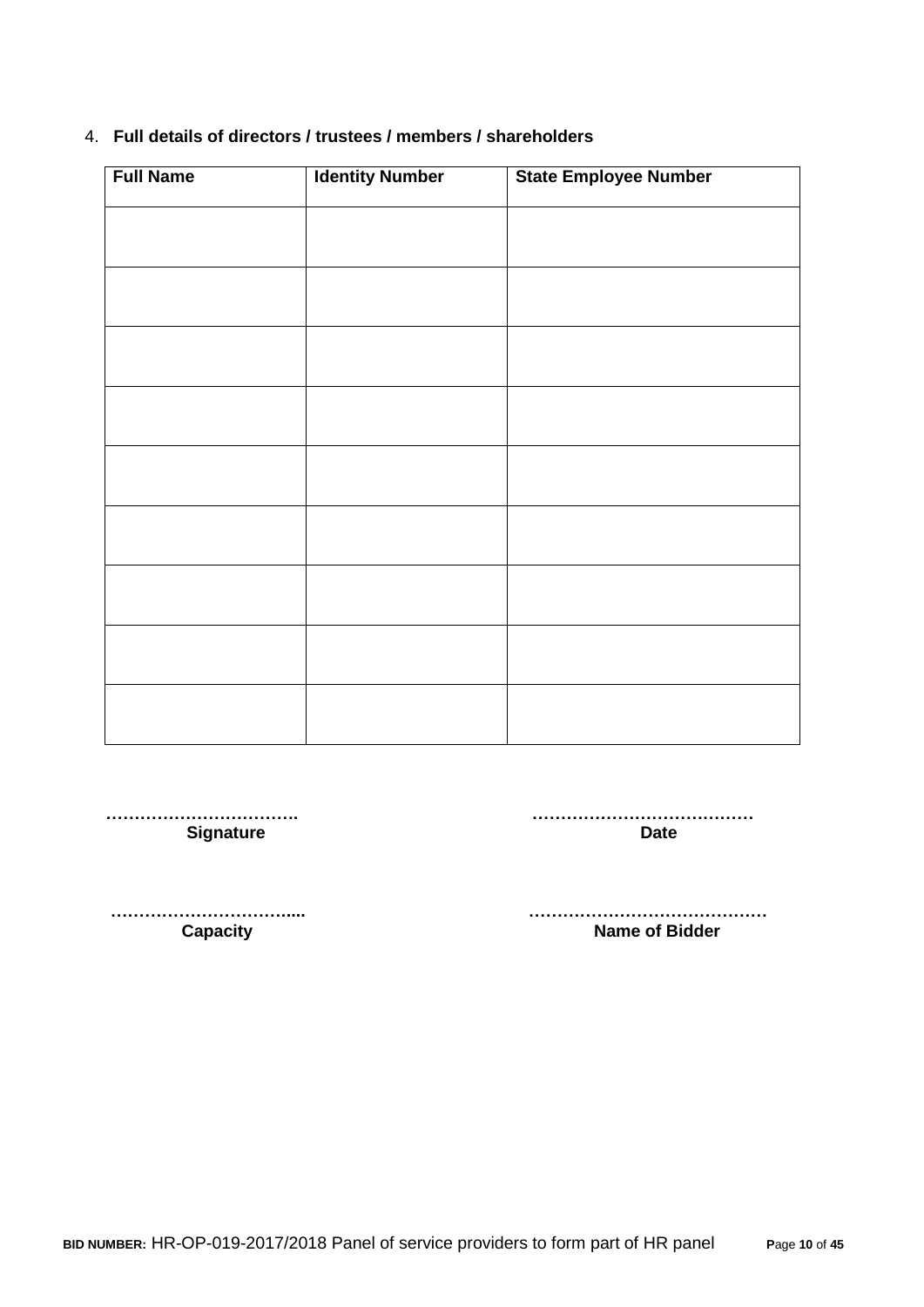4. **Full details of directors / trustees / members / shareholders**

| Full Name | Identity Number | State Employee Number |
|---|---|---|
| | | |
| | | |
| | | |
| | | |
| | | |
| | | |
| | | |
| | | |
| | | |

……………………………. **Signature**

………………………………… **Date**

…………………………..... **Capacity**

…………………………………… **Name of Bidder**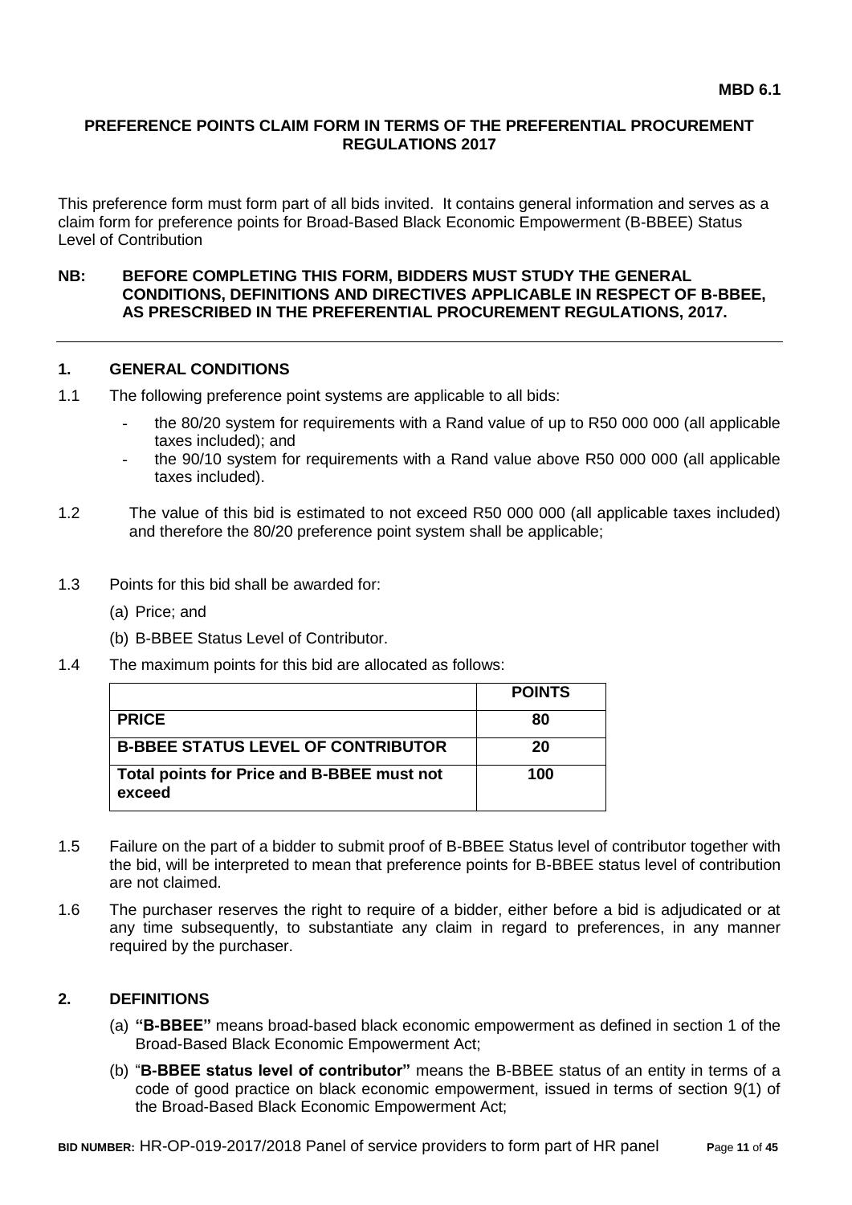**MBD 6.1**

## PREFERENCE POINTS CLAIM FORM IN TERMS OF THE PREFERENTIAL PROCUREMENT REGULATIONS 2017

This preference form must form part of all bids invited. It contains general information and serves as a claim form for preference points for Broad-Based Black Economic Empowerment (B-BBEE) Status Level of Contribution

**NB: BEFORE COMPLETING THIS FORM, BIDDERS MUST STUDY THE GENERAL CONDITIONS, DEFINITIONS AND DIRECTIVES APPLICABLE IN RESPECT OF B-BBEE, AS PRESCRIBED IN THE PREFERENTIAL PROCUREMENT REGULATIONS, 2017.**

### 1. GENERAL CONDITIONS

1.1 The following preference point systems are applicable to all bids:

- the 80/20 system for requirements with a Rand value of up to R50 000 000 (all applicable taxes included); and
- the 90/10 system for requirements with a Rand value above R50 000 000 (all applicable taxes included).

1.2 The value of this bid is estimated to not exceed R50 000 000 (all applicable taxes included) and therefore the 80/20 preference point system shall be applicable;

1.3 Points for this bid shall be awarded for:

(a) Price; and

(b) B-BBEE Status Level of Contributor.

1.4 The maximum points for this bid are allocated as follows:

| | **POINTS** |
|---|---|
| **PRICE** | **80** |
| **B-BBEE STATUS LEVEL OF CONTRIBUTOR** | **20** |
| **Total points for Price and B-BBEE must not exceed** | **100** |

1.5 Failure on the part of a bidder to submit proof of B-BBEE Status level of contributor together with the bid, will be interpreted to mean that preference points for B-BBEE status level of contribution are not claimed.

1.6 The purchaser reserves the right to require of a bidder, either before a bid is adjudicated or at any time subsequently, to substantiate any claim in regard to preferences, in any manner required by the purchaser.

### 2. DEFINITIONS

(a) **"B-BBEE"** means broad-based black economic empowerment as defined in section 1 of the Broad-Based Black Economic Empowerment Act;

(b) "**B-BBEE status level of contributor"** means the B-BBEE status of an entity in terms of a code of good practice on black economic empowerment, issued in terms of section 9(1) of the Broad-Based Black Economic Empowerment Act;

**BID NUMBER:** HR-OP-019-2017/2018 Panel of service providers to form part of HR panel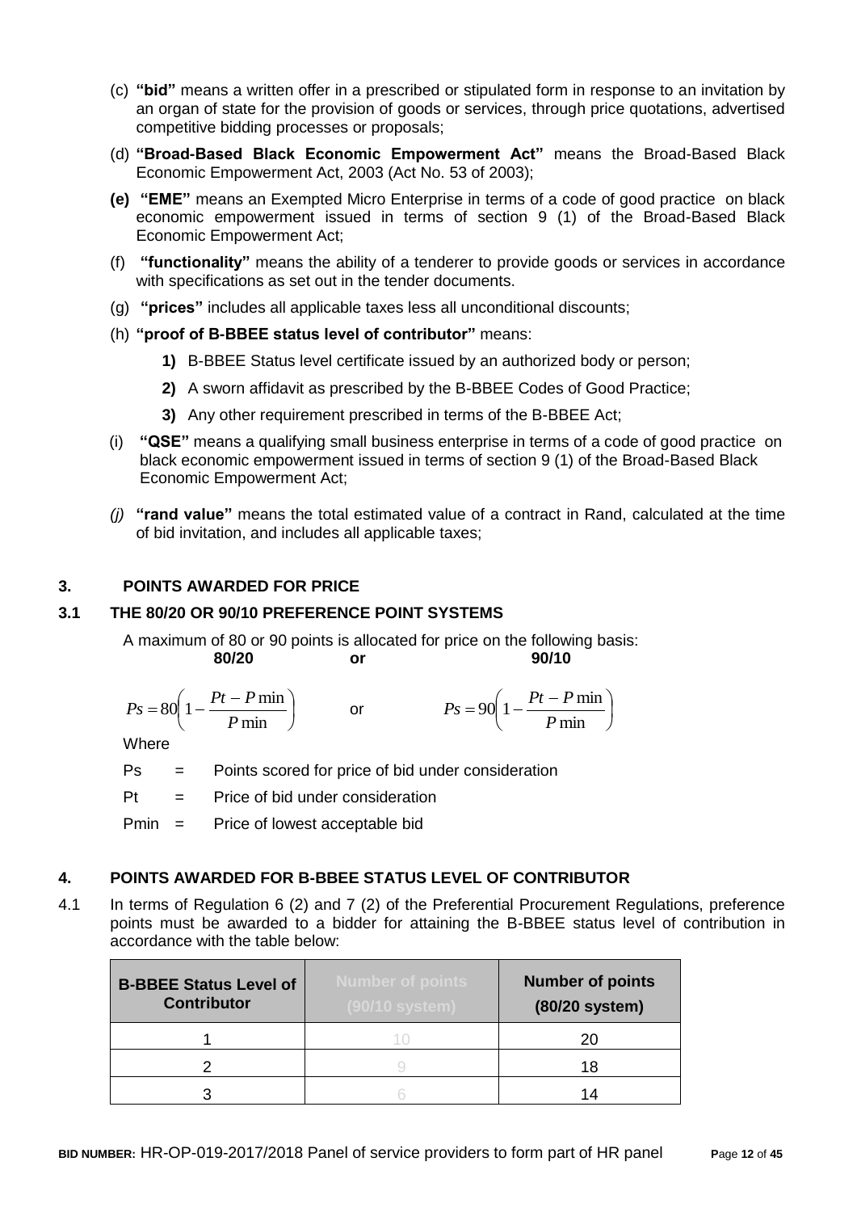(c) **"bid"** means a written offer in a prescribed or stipulated form in response to an invitation by an organ of state for the provision of goods or services, through price quotations, advertised competitive bidding processes or proposals;

(d) **"Broad-Based Black Economic Empowerment Act"** means the Broad-Based Black Economic Empowerment Act, 2003 (Act No. 53 of 2003);

**(e) "EME"** means an Exempted Micro Enterprise in terms of a code of good practice on black economic empowerment issued in terms of section 9 (1) of the Broad-Based Black Economic Empowerment Act;

(f) **"functionality"** means the ability of a tenderer to provide goods or services in accordance with specifications as set out in the tender documents.

(g) **"prices"** includes all applicable taxes less all unconditional discounts;

(h) **"proof of B-BBEE status level of contributor"** means:

**1)** B-BBEE Status level certificate issued by an authorized body or person;

**2)** A sworn affidavit as prescribed by the B-BBEE Codes of Good Practice;

**3)** Any other requirement prescribed in terms of the B-BBEE Act;

(i) **"QSE"** means a qualifying small business enterprise in terms of a code of good practice on black economic empowerment issued in terms of section 9 (1) of the Broad-Based Black Economic Empowerment Act;

*(j)* **"rand value"** means the total estimated value of a contract in Rand, calculated at the time of bid invitation, and includes all applicable taxes;

## 3. POINTS AWARDED FOR PRICE

### 3.1 THE 80/20 OR 90/10 PREFERENCE POINT SYSTEMS

A maximum of 80 or 90 points is allocated for price on the following basis:

**80/20** **or** **90/10**

$$Ps = 80\left(1 - \frac{Pt - P\min}{P\min}\right) \quad \text{or} \quad Ps = 90\left(1 - \frac{Pt - P\min}{P\min}\right)$$

Where

Ps = Points scored for price of bid under consideration

Pt = Price of bid under consideration

Pmin = Price of lowest acceptable bid

## 4. POINTS AWARDED FOR B-BBEE STATUS LEVEL OF CONTRIBUTOR

4.1 In terms of Regulation 6 (2) and 7 (2) of the Preferential Procurement Regulations, preference points must be awarded to a bidder for attaining the B-BBEE status level of contribution in accordance with the table below:

| B-BBEE Status Level of Contributor | Number of points (90/10 system) | Number of points (80/20 system) |
|---|---|---|
| 1 | 10 | 20 |
| 2 | 9 | 18 |
| 3 | 6 | 14 |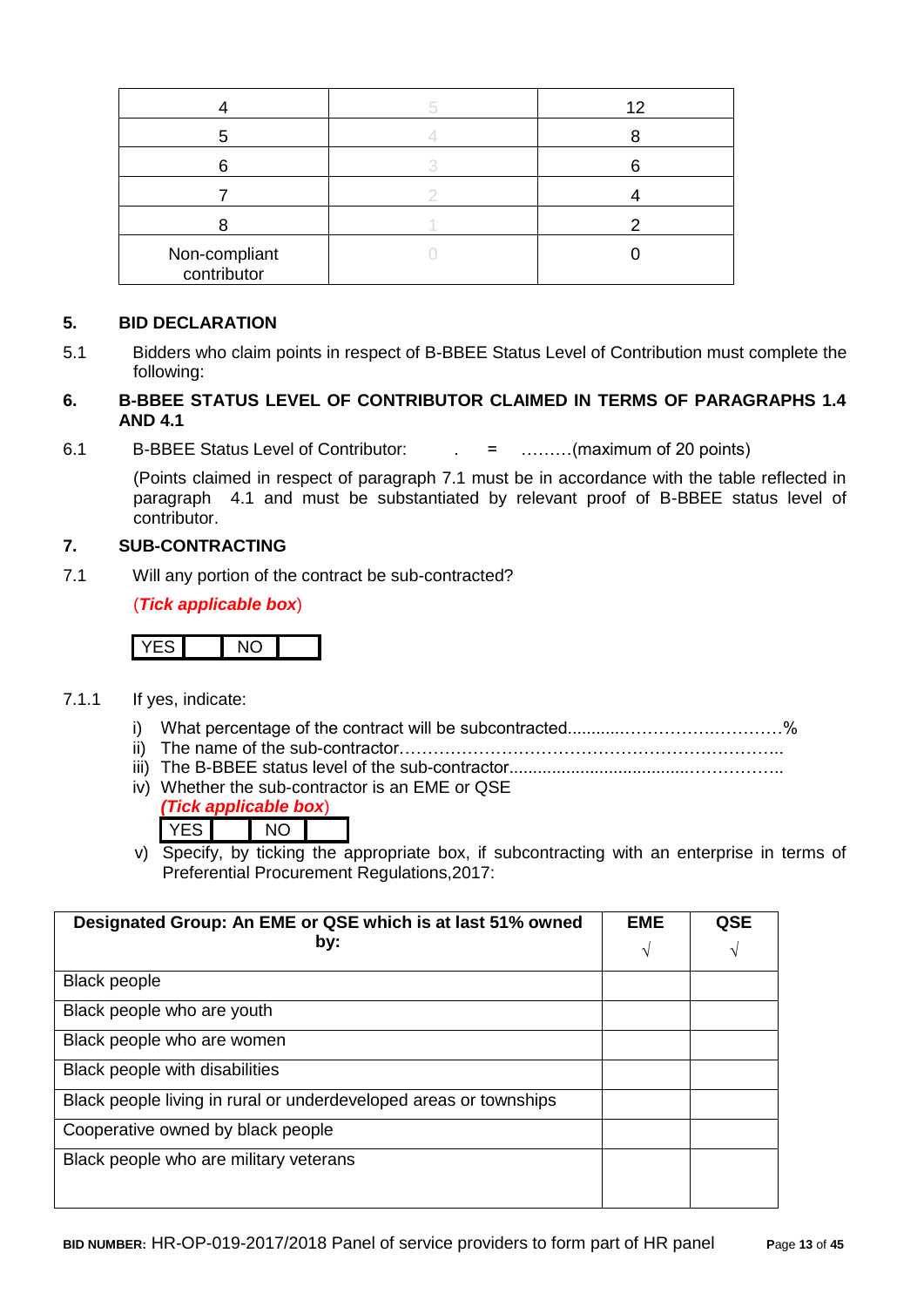| 4 | 5 | 12 |
|---|---|---|
| 5 | 4 | 8 |
| 6 | 3 | 6 |
| 7 | 2 | 4 |
| 8 | 1 | 2 |
| Non-compliant contributor | 0 | 0 |

## 5. BID DECLARATION

5.1 Bidders who claim points in respect of B-BBEE Status Level of Contribution must complete the following:

## 6. B-BBEE STATUS LEVEL OF CONTRIBUTOR CLAIMED IN TERMS OF PARAGRAPHS 1.4 AND 4.1

6.1 B-BBEE Status Level of Contributor: . = ………(maximum of 20 points)

(Points claimed in respect of paragraph 7.1 must be in accordance with the table reflected in paragraph 4.1 and must be substantiated by relevant proof of B-BBEE status level of contributor.

## 7. SUB-CONTRACTING

7.1 Will any portion of the contract be sub-contracted?

(***Tick applicable box***)

| YES | | NO | |
|---|---|---|---|

7.1.1 If yes, indicate:

i) What percentage of the contract will be subcontracted............……………….…………%
ii) The name of the sub-contractor…………………………………………………………..
iii) The B-BBEE status level of the sub-contractor......................................……………..
iv) Whether the sub-contractor is an EME or QSE

(***Tick applicable box***)

| YES | | NO | |
|---|---|---|---|

v) Specify, by ticking the appropriate box, if subcontracting with an enterprise in terms of Preferential Procurement Regulations,2017:

| Designated Group: An EME or QSE which is at last 51% owned by: | EME √ | QSE √ |
|---|---|---|
| Black people | | |
| Black people who are youth | | |
| Black people who are women | | |
| Black people with disabilities | | |
| Black people living in rural or underdeveloped areas or townships | | |
| Cooperative owned by black people | | |
| Black people who are military veterans | | |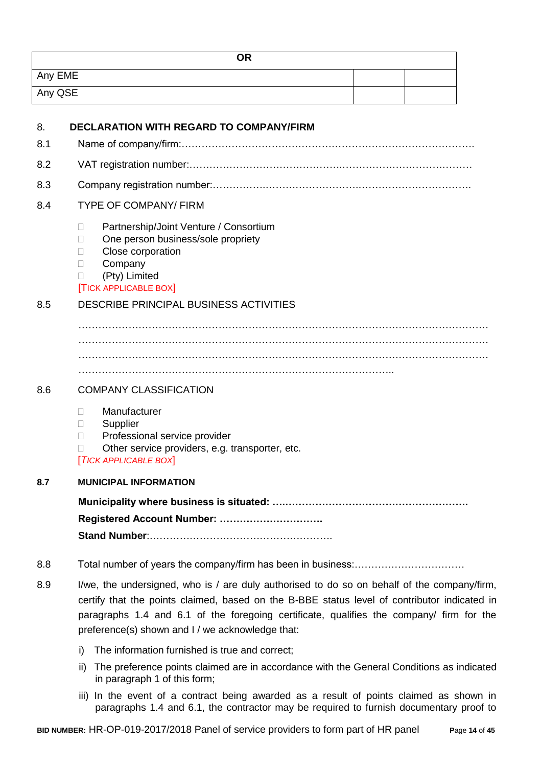| OR | | |
|---|---|---|
| Any EME | | |
| Any QSE | | |

## 8. DECLARATION WITH REGARD TO COMPANY/FIRM

8.1 Name of company/firm:…………………………………………………………………………….

8.2 VAT registration number:……………………………………….…………………………………

8.3 Company registration number:…………….……………………….…………………………….

8.4 TYPE OF COMPANY/ FIRM

- ☐ Partnership/Joint Venture / Consortium
- ☐ One person business/sole propriety
- ☐ Close corporation
- ☐ Company
- ☐ (Pty) Limited

[TICK APPLICABLE BOX]

8.5 DESCRIBE PRINCIPAL BUSINESS ACTIVITIES

…………………………………………………………………………………………………………
…………………………………………………………………………………………………………
…………………………………………………………………………………………………………
………………………………………………………………………………………..

8.6 COMPANY CLASSIFICATION

- ☐ Manufacturer
- ☐ Supplier
- ☐ Professional service provider
- ☐ Other service providers, e.g. transporter, etc.

[*TICK APPLICABLE BOX*]

**8.7 MUNICIPAL INFORMATION**

**Municipality where business is situated: ….………………………………………………….**

**Registered Account Number: ………………………….**

**Stand Number**:……………………………………………….

8.8 Total number of years the company/firm has been in business:……………………………

8.9 I/we, the undersigned, who is / are duly authorised to do so on behalf of the company/firm, certify that the points claimed, based on the B-BBE status level of contributor indicated in paragraphs 1.4 and 6.1 of the foregoing certificate, qualifies the company/ firm for the preference(s) shown and I / we acknowledge that:

i) The information furnished is true and correct;

ii) The preference points claimed are in accordance with the General Conditions as indicated in paragraph 1 of this form;

iii) In the event of a contract being awarded as a result of points claimed as shown in paragraphs 1.4 and 6.1, the contractor may be required to furnish documentary proof to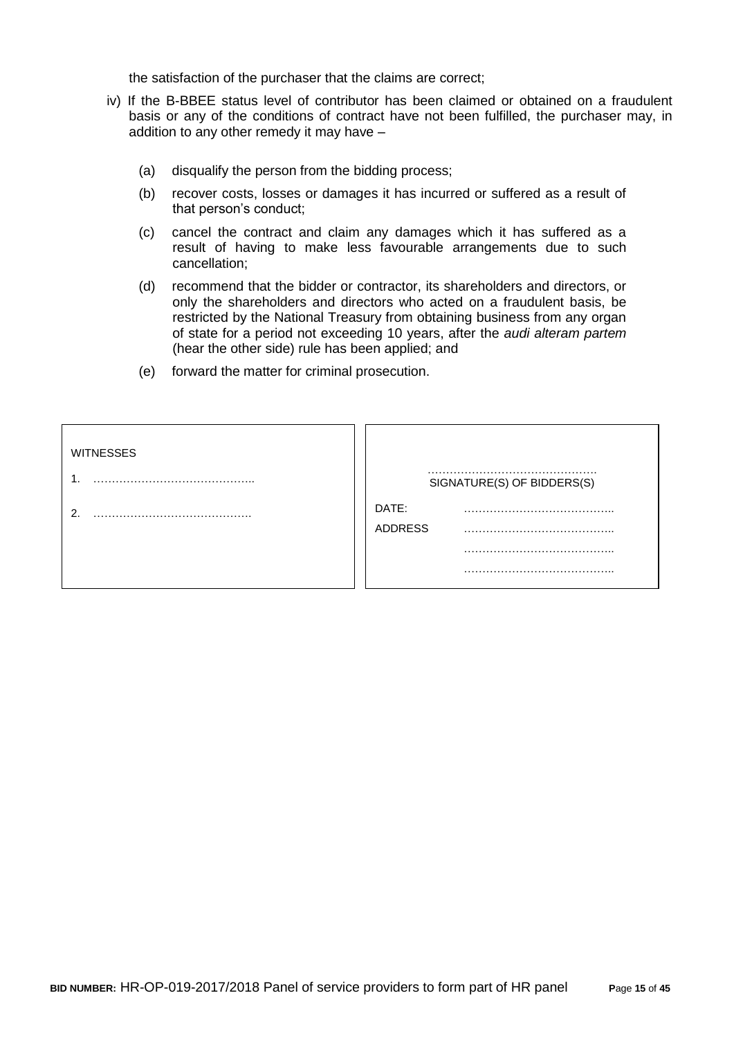the satisfaction of the purchaser that the claims are correct;

iv) If the B-BBEE status level of contributor has been claimed or obtained on a fraudulent basis or any of the conditions of contract have not been fulfilled, the purchaser may, in addition to any other remedy it may have –

   (a) disqualify the person from the bidding process;

   (b) recover costs, losses or damages it has incurred or suffered as a result of that person's conduct;

   (c) cancel the contract and claim any damages which it has suffered as a result of having to make less favourable arrangements due to such cancellation;

   (d) recommend that the bidder or contractor, its shareholders and directors, or only the shareholders and directors who acted on a fraudulent basis, be restricted by the National Treasury from obtaining business from any organ of state for a period not exceeding 10 years, after the *audi alteram partem* (hear the other side) rule has been applied; and

   (e) forward the matter for criminal prosecution.

| WITNESSES | |
|---|---|
| 1. …………………………………….. | ………………………………………. SIGNATURE(S) OF BIDDERS(S) |
| 2. ……………………………………. | DATE: ………………………………….. |
| | ADDRESS ………………………………….. |
| | ………………………………….. |
| | ………………………………….. |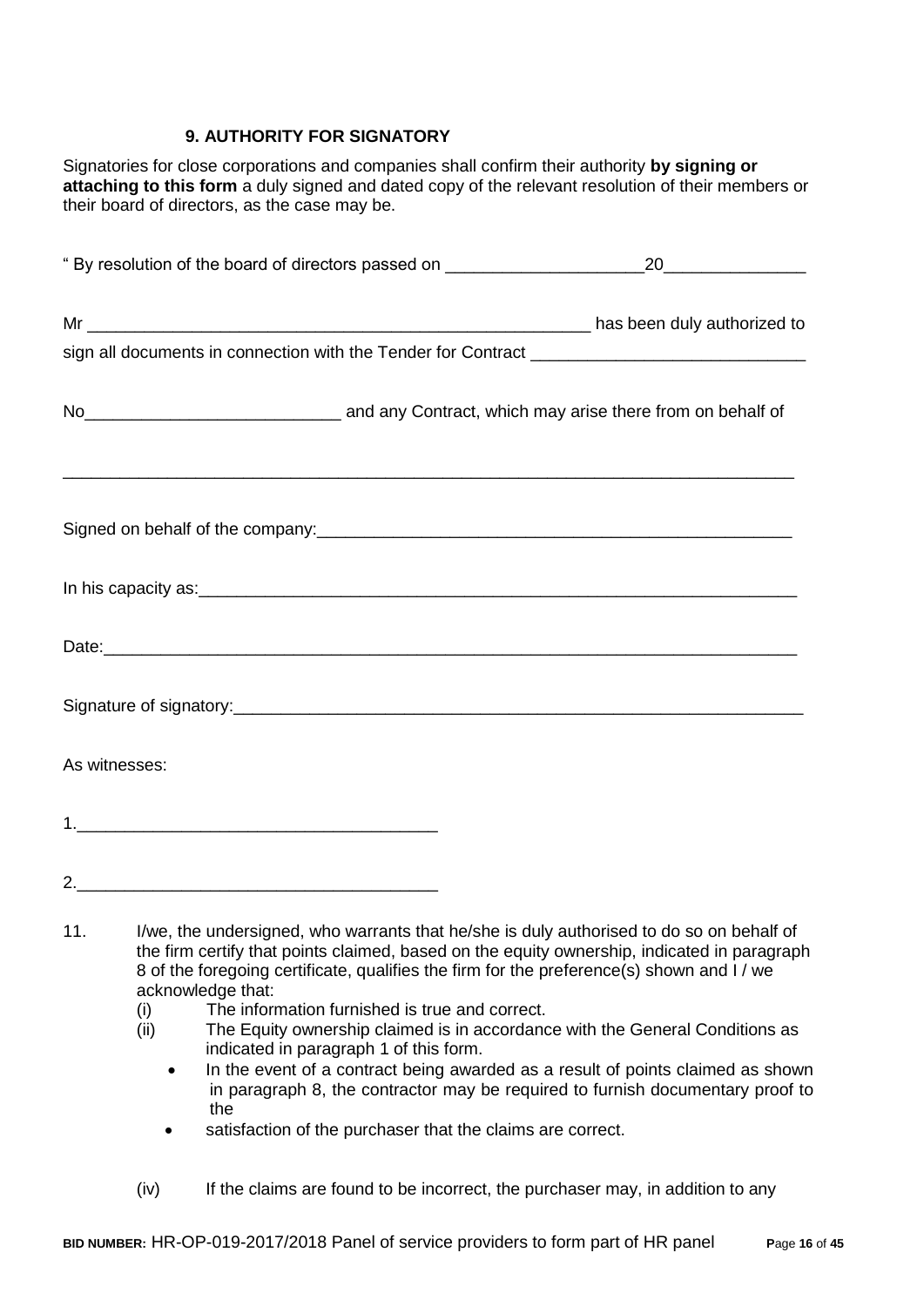## 9. AUTHORITY FOR SIGNATORY

Signatories for close corporations and companies shall confirm their authority **by signing or attaching to this form** a duly signed and dated copy of the relevant resolution of their members or their board of directors, as the case may be.

" By resolution of the board of directors passed on ______________________20_______________

Mr _______________________________________________________ has been duly authorized to sign all documents in connection with the Tender for Contract ______________________________

No____________________________ and any Contract, which may arise there from on behalf of

_________________________________________________________________________________

Signed on behalf of the company:_____________________________________________________

In his capacity as:_________________________________________________________________

Date:____________________________________________________________________________

Signature of signatory:_____________________________________________________________

As witnesses:

1.______________________________________

2.______________________________________

11. I/we, the undersigned, who warrants that he/she is duly authorised to do so on behalf of the firm certify that points claimed, based on the equity ownership, indicated in paragraph 8 of the foregoing certificate, qualifies the firm for the preference(s) shown and I / we acknowledge that:
    - (i) The information furnished is true and correct.
    - (ii) The Equity ownership claimed is in accordance with the General Conditions as indicated in paragraph 1 of this form.
        - In the event of a contract being awarded as a result of points claimed as shown in paragraph 8, the contractor may be required to furnish documentary proof to the
        - satisfaction of the purchaser that the claims are correct.
    - (iv) If the claims are found to be incorrect, the purchaser may, in addition to any

**BID NUMBER:** HR-OP-019-2017/2018 Panel of service providers to form part of HR panel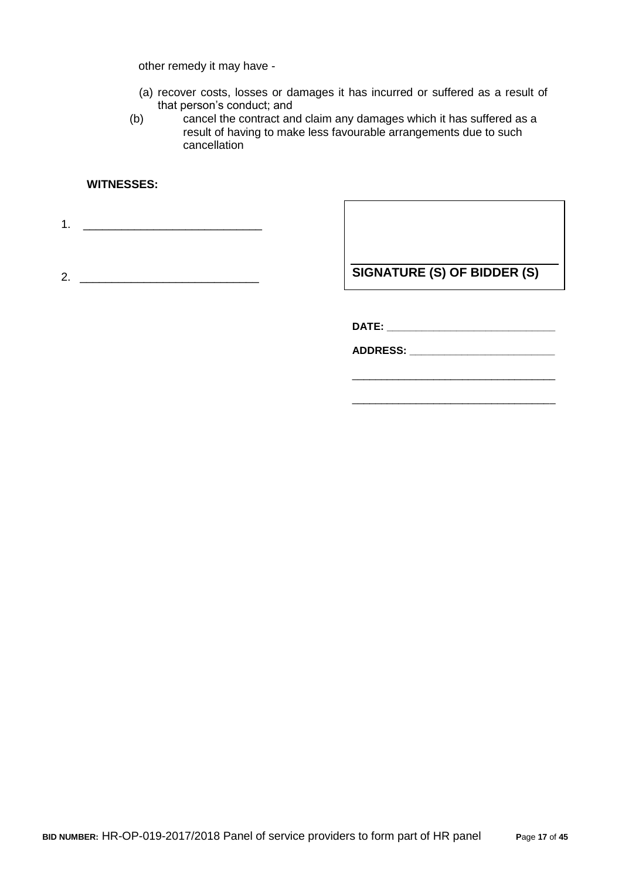other remedy it may have -

(a) recover costs, losses or damages it has incurred or suffered as a result of that person's conduct; and

(b) cancel the contract and claim any damages which it has suffered as a result of having to make less favourable arrangements due to such cancellation

**WITNESSES:**

1. ____________________________

2. ____________________________

____________________________

**SIGNATURE (S) OF BIDDER (S)**

**DATE:** ____________________________

**ADDRESS:** ____________________________

____________________________

____________________________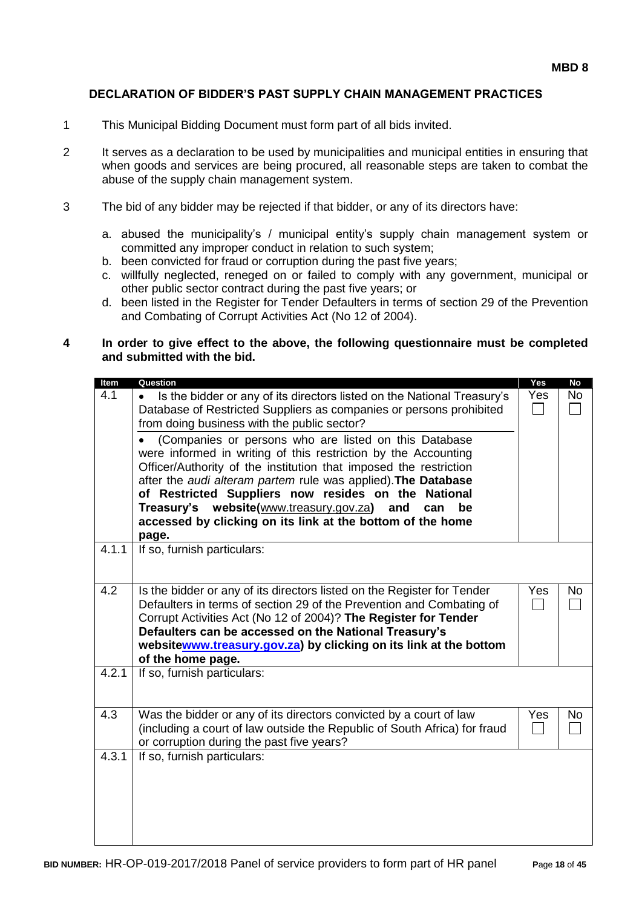**MBD 8**

## DECLARATION OF BIDDER'S PAST SUPPLY CHAIN MANAGEMENT PRACTICES

1. This Municipal Bidding Document must form part of all bids invited.

2. It serves as a declaration to be used by municipalities and municipal entities in ensuring that when goods and services are being procured, all reasonable steps are taken to combat the abuse of the supply chain management system.

3. The bid of any bidder may be rejected if that bidder, or any of its directors have:

   a. abused the municipality's / municipal entity's supply chain management system or committed any improper conduct in relation to such system;
   b. been convicted for fraud or corruption during the past five years;
   c. willfully neglected, reneged on or failed to comply with any government, municipal or other public sector contract during the past five years; or
   d. been listed in the Register for Tender Defaulters in terms of section 29 of the Prevention and Combating of Corrupt Activities Act (No 12 of 2004).

4. **In order to give effect to the above, the following questionnaire must be completed and submitted with the bid.**

| Item | Question | Yes | No |
|---|---|---|---|
| 4.1 | • Is the bidder or any of its directors listed on the National Treasury's Database of Restricted Suppliers as companies or persons prohibited from doing business with the public sector?<br>• (Companies or persons who are listed on this Database were informed in writing of this restriction by the Accounting Officer/Authority of the institution that imposed the restriction after the *audi alteram partem* rule was applied). **The Database of Restricted Suppliers now resides on the National Treasury's website(**www.treasury.gov.za**) and can be accessed by clicking on its link at the bottom of the home page.** | Yes ☐ | No ☐ |
| 4.1.1 | If so, furnish particulars: | | |
| 4.2 | Is the bidder or any of its directors listed on the Register for Tender Defaulters in terms of section 29 of the Prevention and Combating of Corrupt Activities Act (No 12 of 2004)? **The Register for Tender Defaulters can be accessed on the National Treasury's websitewww.treasury.gov.za) by clicking on its link at the bottom of the home page.** | Yes ☐ | No ☐ |
| 4.2.1 | If so, furnish particulars: | | |
| 4.3 | Was the bidder or any of its directors convicted by a court of law (including a court of law outside the Republic of South Africa) for fraud or corruption during the past five years? | Yes ☐ | No ☐ |
| 4.3.1 | If so, furnish particulars: | | |

**BID NUMBER:** HR-OP-019-2017/2018 Panel of service providers to form part of HR panel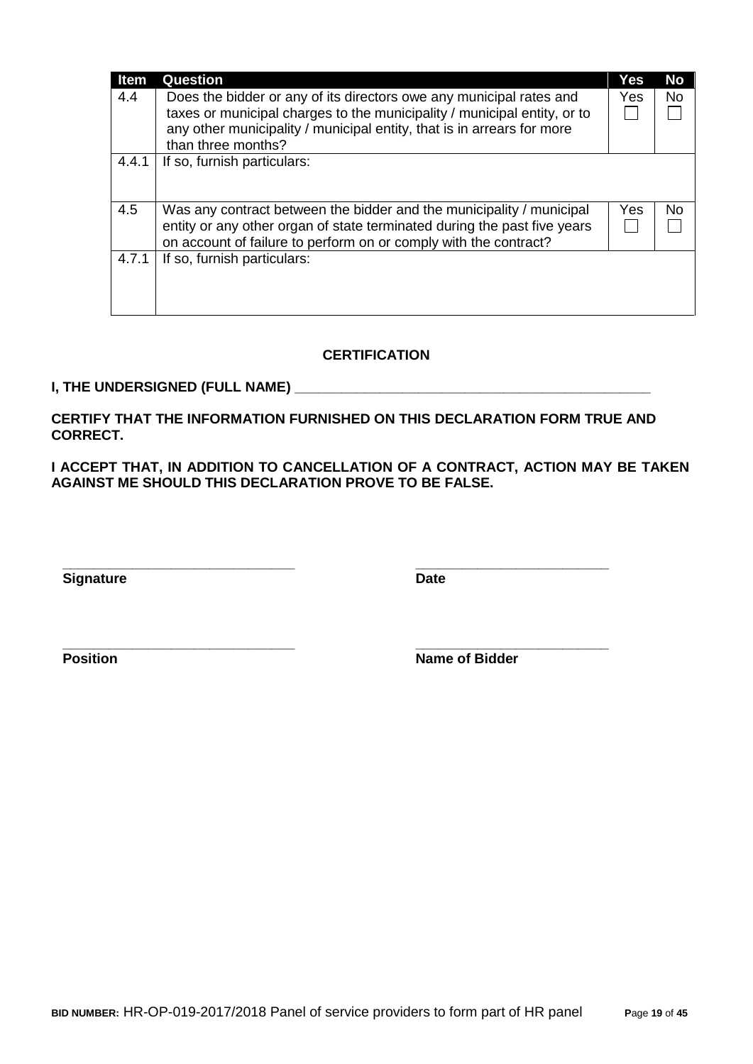| Item | Question | Yes | No |
|---|---|---|---|
| 4.4 | Does the bidder or any of its directors owe any municipal rates and taxes or municipal charges to the municipality / municipal entity, or to any other municipality / municipal entity, that is in arrears for more than three months? | Yes ☐ | No ☐ |
| 4.4.1 | If so, furnish particulars: | | |
| 4.5 | Was any contract between the bidder and the municipality / municipal entity or any other organ of state terminated during the past five years on account of failure to perform on or comply with the contract? | Yes ☐ | No ☐ |
| 4.7.1 | If so, furnish particulars: | | |

**CERTIFICATION**

**I, THE UNDERSIGNED (FULL NAME) _______________________________________________**

**CERTIFY THAT THE INFORMATION FURNISHED ON THIS DECLARATION FORM TRUE AND CORRECT.**

**I ACCEPT THAT, IN ADDITION TO CANCELLATION OF A CONTRACT, ACTION MAY BE TAKEN AGAINST ME SHOULD THIS DECLARATION PROVE TO BE FALSE.**

______________________________ &nbsp;&nbsp;&nbsp;&nbsp;&nbsp;&nbsp;&nbsp;&nbsp; _________________________

**Signature** &nbsp;&nbsp;&nbsp;&nbsp;&nbsp;&nbsp;&nbsp;&nbsp;&nbsp;&nbsp;&nbsp;&nbsp;&nbsp;&nbsp;&nbsp;&nbsp;&nbsp;&nbsp;&nbsp;&nbsp;&nbsp;&nbsp;&nbsp;&nbsp;&nbsp;&nbsp;&nbsp;&nbsp;&nbsp;&nbsp; **Date**

______________________________ &nbsp;&nbsp;&nbsp;&nbsp;&nbsp;&nbsp;&nbsp;&nbsp; _________________________

**Position** &nbsp;&nbsp;&nbsp;&nbsp;&nbsp;&nbsp;&nbsp;&nbsp;&nbsp;&nbsp;&nbsp;&nbsp;&nbsp;&nbsp;&nbsp;&nbsp;&nbsp;&nbsp;&nbsp;&nbsp;&nbsp;&nbsp;&nbsp;&nbsp;&nbsp;&nbsp;&nbsp;&nbsp;&nbsp;&nbsp;&nbsp; **Name of Bidder**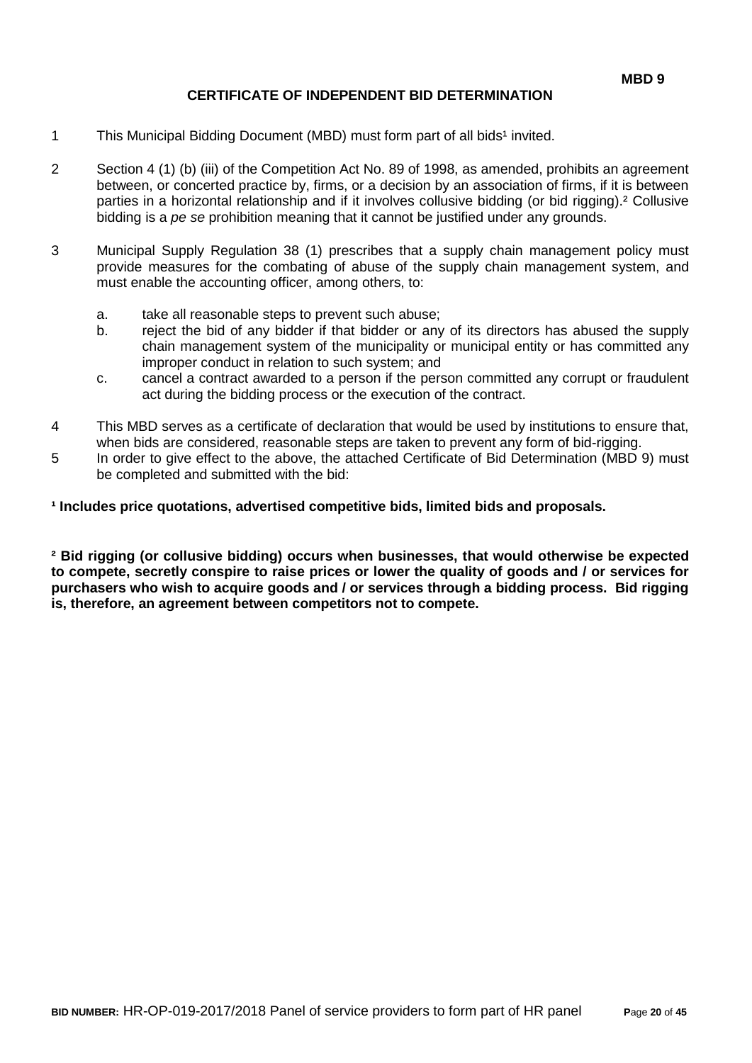**MBD 9**

# CERTIFICATE OF INDEPENDENT BID DETERMINATION

1. This Municipal Bidding Document (MBD) must form part of all bids[1] invited.

2. Section 4 (1) (b) (iii) of the Competition Act No. 89 of 1998, as amended, prohibits an agreement between, or concerted practice by, firms, or a decision by an association of firms, if it is between parties in a horizontal relationship and if it involves collusive bidding (or bid rigging).[2] Collusive bidding is a *pe se* prohibition meaning that it cannot be justified under any grounds.

3. Municipal Supply Regulation 38 (1) prescribes that a supply chain management policy must provide measures for the combating of abuse of the supply chain management system, and must enable the accounting officer, among others, to:

   a. take all reasonable steps to prevent such abuse;
   b. reject the bid of any bidder if that bidder or any of its directors has abused the supply chain management system of the municipality or municipal entity or has committed any improper conduct in relation to such system; and
   c. cancel a contract awarded to a person if the person committed any corrupt or fraudulent act during the bidding process or the execution of the contract.

4. This MBD serves as a certificate of declaration that would be used by institutions to ensure that, when bids are considered, reasonable steps are taken to prevent any form of bid-rigging.
5. In order to give effect to the above, the attached Certificate of Bid Determination (MBD 9) must be completed and submitted with the bid:

**[1] Includes price quotations, advertised competitive bids, limited bids and proposals.**

**[2] Bid rigging (or collusive bidding) occurs when businesses, that would otherwise be expected to compete, secretly conspire to raise prices or lower the quality of goods and / or services for purchasers who wish to acquire goods and / or services through a bidding process. Bid rigging is, therefore, an agreement between competitors not to compete.**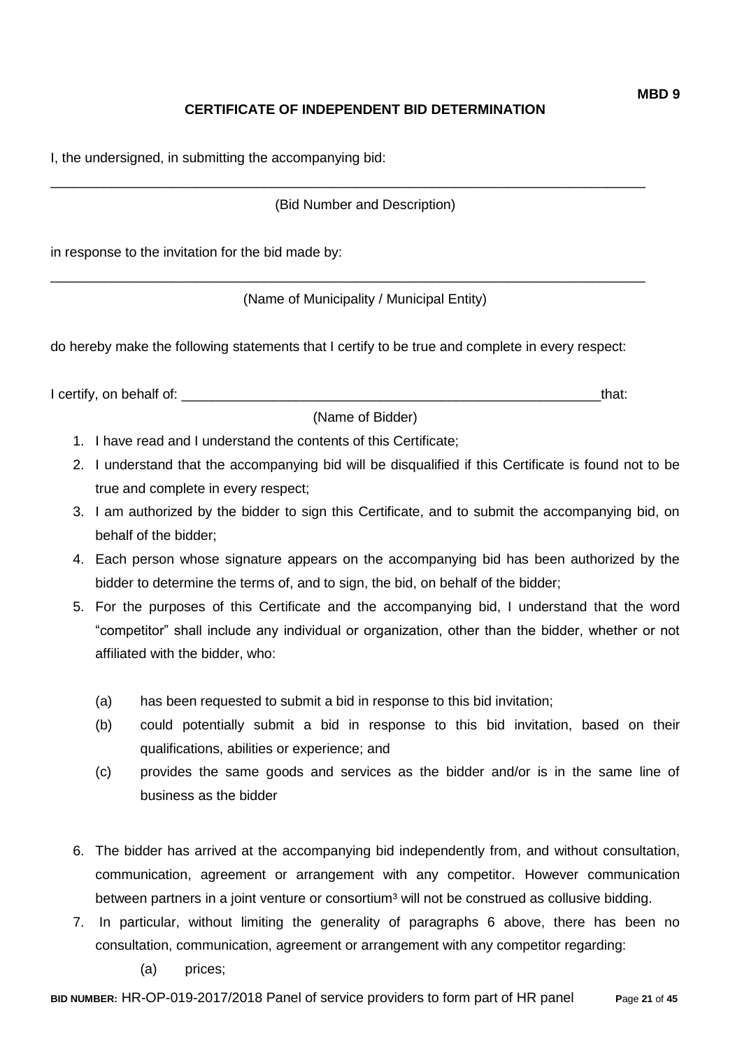**MBD 9**

## CERTIFICATE OF INDEPENDENT BID DETERMINATION

I, the undersigned, in submitting the accompanying bid:

\_\_\_\_\_\_\_\_\_\_\_\_\_\_\_\_\_\_\_\_\_\_\_\_\_\_\_\_\_\_\_\_\_\_\_\_\_\_\_\_\_\_\_\_\_\_\_\_\_\_\_\_\_\_\_\_\_\_\_\_\_\_\_\_\_\_\_\_\_\_\_\_\_\_\_\_\_\_

(Bid Number and Description)

in response to the invitation for the bid made by:

\_\_\_\_\_\_\_\_\_\_\_\_\_\_\_\_\_\_\_\_\_\_\_\_\_\_\_\_\_\_\_\_\_\_\_\_\_\_\_\_\_\_\_\_\_\_\_\_\_\_\_\_\_\_\_\_\_\_\_\_\_\_\_\_\_\_\_\_\_\_\_\_\_\_\_\_\_\_

(Name of Municipality / Municipal Entity)

do hereby make the following statements that I certify to be true and complete in every respect:

I certify, on behalf of: \_\_\_\_\_\_\_\_\_\_\_\_\_\_\_\_\_\_\_\_\_\_\_\_\_\_\_\_\_\_\_\_\_\_\_\_\_\_\_\_\_\_\_\_\_\_\_\_\_\_\_\_\_\_\_\_\_\_that:

(Name of Bidder)

1. I have read and I understand the contents of this Certificate;
2. I understand that the accompanying bid will be disqualified if this Certificate is found not to be true and complete in every respect;
3. I am authorized by the bidder to sign this Certificate, and to submit the accompanying bid, on behalf of the bidder;
4. Each person whose signature appears on the accompanying bid has been authorized by the bidder to determine the terms of, and to sign, the bid, on behalf of the bidder;
5. For the purposes of this Certificate and the accompanying bid, I understand that the word "competitor" shall include any individual or organization, other than the bidder, whether or not affiliated with the bidder, who:

   (a) has been requested to submit a bid in response to this bid invitation;

   (b) could potentially submit a bid in response to this bid invitation, based on their qualifications, abilities or experience; and

   (c) provides the same goods and services as the bidder and/or is in the same line of business as the bidder

6. The bidder has arrived at the accompanying bid independently from, and without consultation, communication, agreement or arrangement with any competitor. However communication between partners in a joint venture or consortium[3] will not be construed as collusive bidding.
7. In particular, without limiting the generality of paragraphs 6 above, there has been no consultation, communication, agreement or arrangement with any competitor regarding:

   (a) prices;

**BID NUMBER:** HR-OP-019-2017/2018 Panel of service providers to form part of HR panel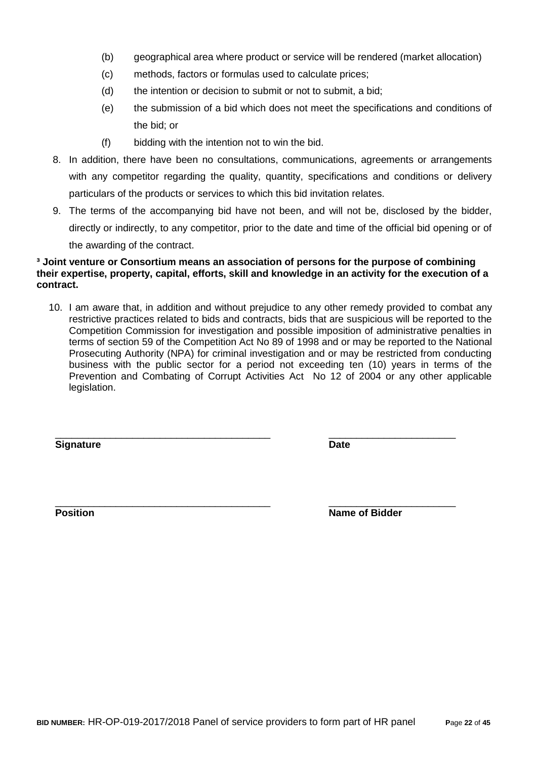(b) geographical area where product or service will be rendered (market allocation)

(c) methods, factors or formulas used to calculate prices;

(d) the intention or decision to submit or not to submit, a bid;

(e) the submission of a bid which does not meet the specifications and conditions of the bid; or

(f) bidding with the intention not to win the bid.

8. In addition, there have been no consultations, communications, agreements or arrangements with any competitor regarding the quality, quantity, specifications and conditions or delivery particulars of the products or services to which this bid invitation relates.

9. The terms of the accompanying bid have not been, and will not be, disclosed by the bidder, directly or indirectly, to any competitor, prior to the date and time of the official bid opening or of the awarding of the contract.

**[3] Joint venture or Consortium means an association of persons for the purpose of combining their expertise, property, capital, efforts, skill and knowledge in an activity for the execution of a contract.**

10. I am aware that, in addition and without prejudice to any other remedy provided to combat any restrictive practices related to bids and contracts, bids that are suspicious will be reported to the Competition Commission for investigation and possible imposition of administrative penalties in terms of section 59 of the Competition Act No 89 of 1998 and or may be reported to the National Prosecuting Authority (NPA) for criminal investigation and or may be restricted from conducting business with the public sector for a period not exceeding ten (10) years in terms of the Prevention and Combating of Corrupt Activities Act No 12 of 2004 or any other applicable legislation.

\_\_\_\_\_\_\_\_\_\_\_\_\_\_\_\_\_\_\_\_\_\_\_\_\_\_\_\_\_\_\_\_\_\_\_\_\_\_\_\_ &nbsp;&nbsp;&nbsp;&nbsp;&nbsp;&nbsp;&nbsp;&nbsp; \_\_\_\_\_\_\_\_\_\_\_\_\_\_\_\_\_\_\_\_\_\_\_

**Signature** &nbsp;&nbsp;&nbsp;&nbsp;&nbsp;&nbsp;&nbsp;&nbsp;&nbsp;&nbsp;&nbsp;&nbsp;&nbsp;&nbsp;&nbsp;&nbsp;&nbsp;&nbsp;&nbsp;&nbsp;&nbsp;&nbsp;&nbsp;&nbsp;&nbsp;&nbsp;&nbsp;&nbsp;&nbsp;&nbsp;&nbsp;&nbsp;&nbsp;&nbsp;&nbsp;&nbsp;&nbsp;&nbsp;&nbsp;&nbsp; **Date**

\_\_\_\_\_\_\_\_\_\_\_\_\_\_\_\_\_\_\_\_\_\_\_\_\_\_\_\_\_\_\_\_\_\_\_\_\_\_\_\_ &nbsp;&nbsp;&nbsp;&nbsp;&nbsp;&nbsp;&nbsp;&nbsp; \_\_\_\_\_\_\_\_\_\_\_\_\_\_\_\_\_\_\_\_\_\_\_

**Position** &nbsp;&nbsp;&nbsp;&nbsp;&nbsp;&nbsp;&nbsp;&nbsp;&nbsp;&nbsp;&nbsp;&nbsp;&nbsp;&nbsp;&nbsp;&nbsp;&nbsp;&nbsp;&nbsp;&nbsp;&nbsp;&nbsp;&nbsp;&nbsp;&nbsp;&nbsp;&nbsp;&nbsp;&nbsp;&nbsp;&nbsp;&nbsp;&nbsp;&nbsp;&nbsp;&nbsp;&nbsp;&nbsp;&nbsp;&nbsp; **Name of Bidder**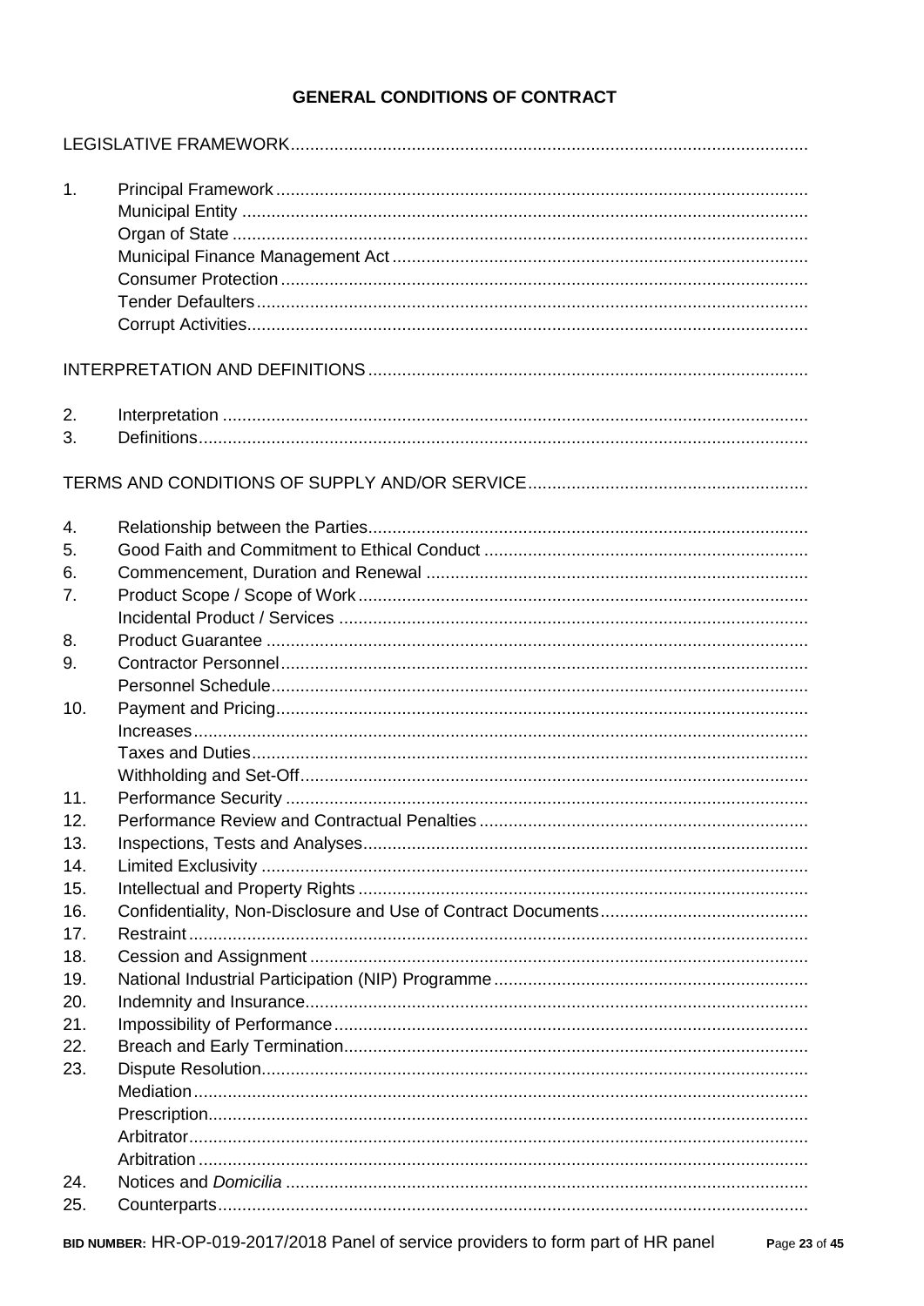# GENERAL CONDITIONS OF CONTRACT

LEGISLATIVE FRAMEWORK

1. Principal Framework
   - Municipal Entity
   - Organ of State
   - Municipal Finance Management Act
   - Consumer Protection
   - Tender Defaulters
   - Corrupt Activities

INTERPRETATION AND DEFINITIONS

2. Interpretation
3. Definitions

TERMS AND CONDITIONS OF SUPPLY AND/OR SERVICE

4. Relationship between the Parties
5. Good Faith and Commitment to Ethical Conduct
6. Commencement, Duration and Renewal
7. Product Scope / Scope of Work
   - Incidental Product / Services
8. Product Guarantee
9. Contractor Personnel
   - Personnel Schedule
10. Payment and Pricing
    - Increases
    - Taxes and Duties
    - Withholding and Set-Off
11. Performance Security
12. Performance Review and Contractual Penalties
13. Inspections, Tests and Analyses
14. Limited Exclusivity
15. Intellectual and Property Rights
16. Confidentiality, Non-Disclosure and Use of Contract Documents
17. Restraint
18. Cession and Assignment
19. National Industrial Participation (NIP) Programme
20. Indemnity and Insurance
21. Impossibility of Performance
22. Breach and Early Termination
23. Dispute Resolution
    - Mediation
    - Prescription
    - Arbitrator
    - Arbitration
24. Notices and *Domicilia*
25. Counterparts

BID NUMBER: HR-OP-019-2017/2018 Panel of service providers to form part of HR panel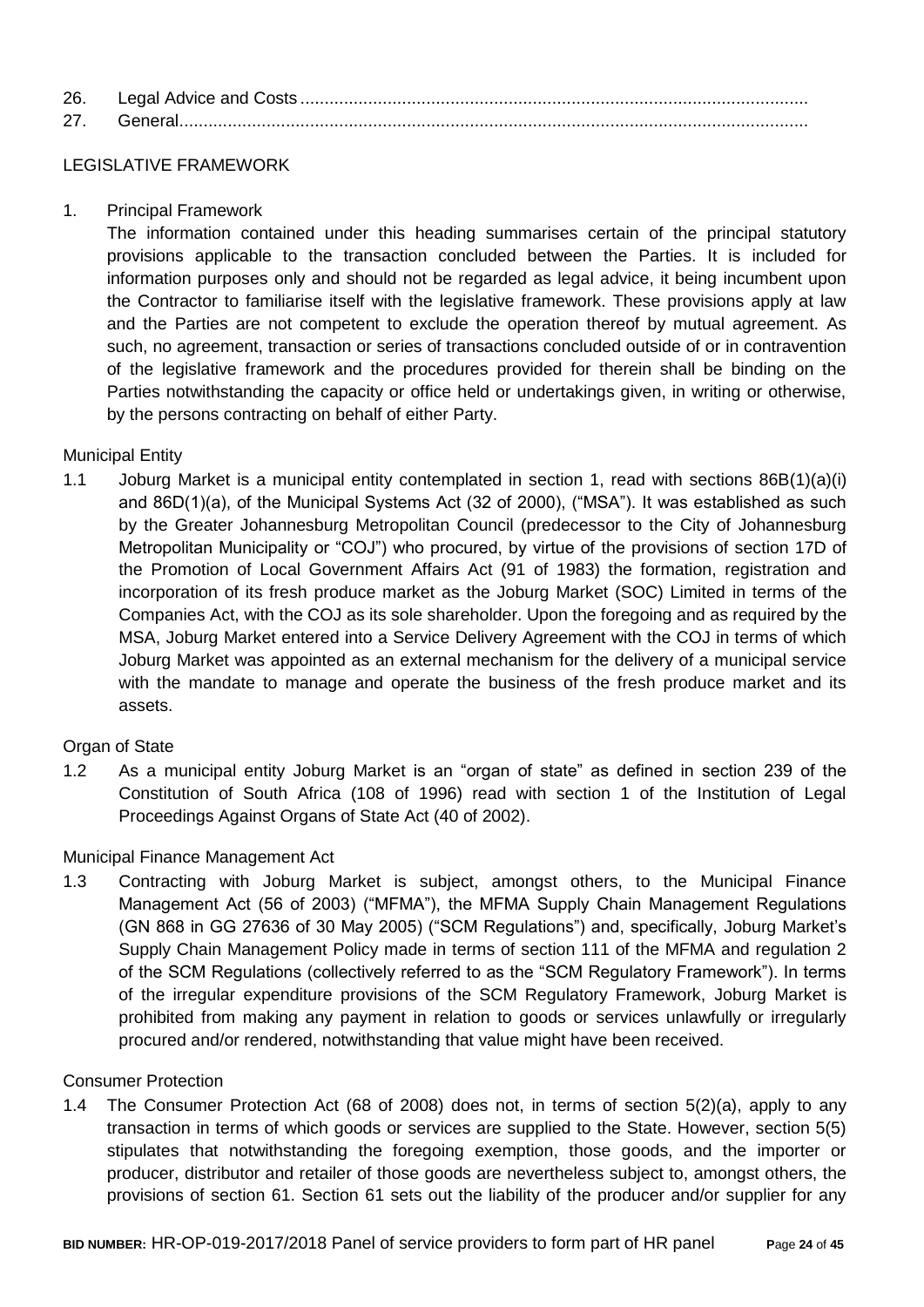26. Legal Advice and Costs ........................................................................................................

27. General.................................................................................................................................

## LEGISLATIVE FRAMEWORK

### 1. Principal Framework

The information contained under this heading summarises certain of the principal statutory provisions applicable to the transaction concluded between the Parties. It is included for information purposes only and should not be regarded as legal advice, it being incumbent upon the Contractor to familiarise itself with the legislative framework. These provisions apply at law and the Parties are not competent to exclude the operation thereof by mutual agreement. As such, no agreement, transaction or series of transactions concluded outside of or in contravention of the legislative framework and the procedures provided for therein shall be binding on the Parties notwithstanding the capacity or office held or undertakings given, in writing or otherwise, by the persons contracting on behalf of either Party.

#### Municipal Entity

1.1 Joburg Market is a municipal entity contemplated in section 1, read with sections 86B(1)(a)(i) and 86D(1)(a), of the Municipal Systems Act (32 of 2000), ("MSA"). It was established as such by the Greater Johannesburg Metropolitan Council (predecessor to the City of Johannesburg Metropolitan Municipality or "COJ") who procured, by virtue of the provisions of section 17D of the Promotion of Local Government Affairs Act (91 of 1983) the formation, registration and incorporation of its fresh produce market as the Joburg Market (SOC) Limited in terms of the Companies Act, with the COJ as its sole shareholder. Upon the foregoing and as required by the MSA, Joburg Market entered into a Service Delivery Agreement with the COJ in terms of which Joburg Market was appointed as an external mechanism for the delivery of a municipal service with the mandate to manage and operate the business of the fresh produce market and its assets.

#### Organ of State

1.2 As a municipal entity Joburg Market is an "organ of state" as defined in section 239 of the Constitution of South Africa (108 of 1996) read with section 1 of the Institution of Legal Proceedings Against Organs of State Act (40 of 2002).

#### Municipal Finance Management Act

1.3 Contracting with Joburg Market is subject, amongst others, to the Municipal Finance Management Act (56 of 2003) ("MFMA"), the MFMA Supply Chain Management Regulations (GN 868 in GG 27636 of 30 May 2005) ("SCM Regulations") and, specifically, Joburg Market's Supply Chain Management Policy made in terms of section 111 of the MFMA and regulation 2 of the SCM Regulations (collectively referred to as the "SCM Regulatory Framework"). In terms of the irregular expenditure provisions of the SCM Regulatory Framework, Joburg Market is prohibited from making any payment in relation to goods or services unlawfully or irregularly procured and/or rendered, notwithstanding that value might have been received.

#### Consumer Protection

1.4 The Consumer Protection Act (68 of 2008) does not, in terms of section 5(2)(a), apply to any transaction in terms of which goods or services are supplied to the State. However, section 5(5) stipulates that notwithstanding the foregoing exemption, those goods, and the importer or producer, distributor and retailer of those goods are nevertheless subject to, amongst others, the provisions of section 61. Section 61 sets out the liability of the producer and/or supplier for any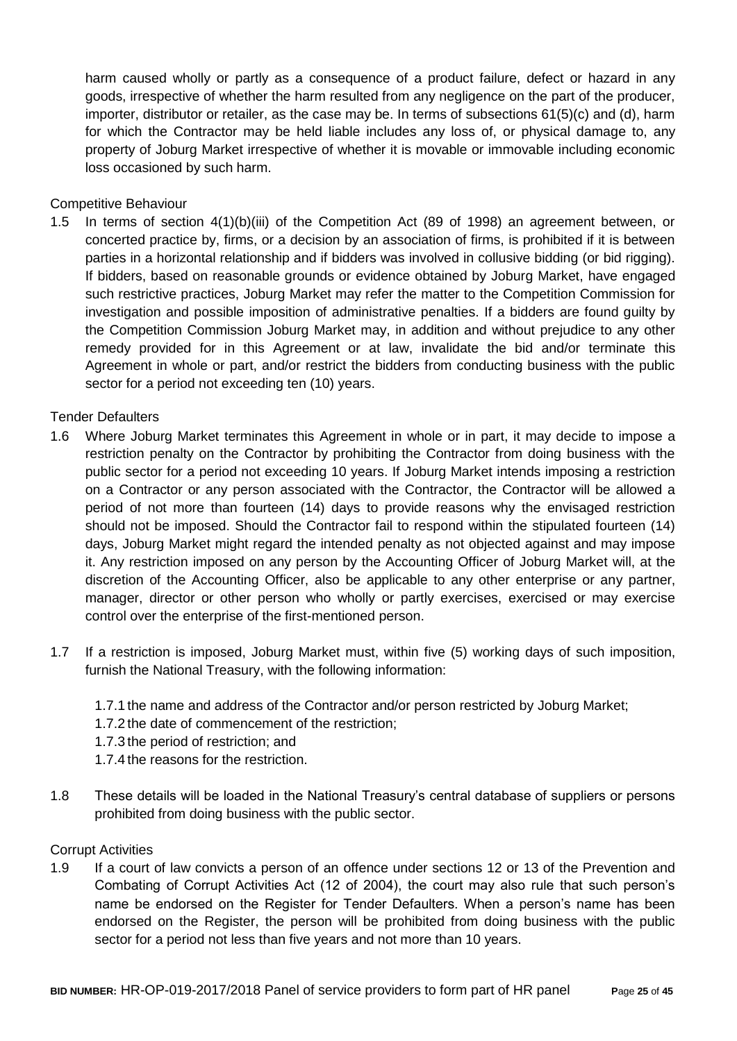harm caused wholly or partly as a consequence of a product failure, defect or hazard in any goods, irrespective of whether the harm resulted from any negligence on the part of the producer, importer, distributor or retailer, as the case may be. In terms of subsections 61(5)(c) and (d), harm for which the Contractor may be held liable includes any loss of, or physical damage to, any property of Joburg Market irrespective of whether it is movable or immovable including economic loss occasioned by such harm.

Competitive Behaviour

1.5 In terms of section 4(1)(b)(iii) of the Competition Act (89 of 1998) an agreement between, or concerted practice by, firms, or a decision by an association of firms, is prohibited if it is between parties in a horizontal relationship and if bidders was involved in collusive bidding (or bid rigging). If bidders, based on reasonable grounds or evidence obtained by Joburg Market, have engaged such restrictive practices, Joburg Market may refer the matter to the Competition Commission for investigation and possible imposition of administrative penalties. If a bidders are found guilty by the Competition Commission Joburg Market may, in addition and without prejudice to any other remedy provided for in this Agreement or at law, invalidate the bid and/or terminate this Agreement in whole or part, and/or restrict the bidders from conducting business with the public sector for a period not exceeding ten (10) years.

Tender Defaulters

1.6 Where Joburg Market terminates this Agreement in whole or in part, it may decide to impose a restriction penalty on the Contractor by prohibiting the Contractor from doing business with the public sector for a period not exceeding 10 years. If Joburg Market intends imposing a restriction on a Contractor or any person associated with the Contractor, the Contractor will be allowed a period of not more than fourteen (14) days to provide reasons why the envisaged restriction should not be imposed. Should the Contractor fail to respond within the stipulated fourteen (14) days, Joburg Market might regard the intended penalty as not objected against and may impose it. Any restriction imposed on any person by the Accounting Officer of Joburg Market will, at the discretion of the Accounting Officer, also be applicable to any other enterprise or any partner, manager, director or other person who wholly or partly exercises, exercised or may exercise control over the enterprise of the first-mentioned person.

1.7 If a restriction is imposed, Joburg Market must, within five (5) working days of such imposition, furnish the National Treasury, with the following information:

   1.7.1 the name and address of the Contractor and/or person restricted by Joburg Market;
   1.7.2 the date of commencement of the restriction;
   1.7.3 the period of restriction; and
   1.7.4 the reasons for the restriction.

1.8 These details will be loaded in the National Treasury's central database of suppliers or persons prohibited from doing business with the public sector.

Corrupt Activities

1.9 If a court of law convicts a person of an offence under sections 12 or 13 of the Prevention and Combating of Corrupt Activities Act (12 of 2004), the court may also rule that such person's name be endorsed on the Register for Tender Defaulters. When a person's name has been endorsed on the Register, the person will be prohibited from doing business with the public sector for a period not less than five years and not more than 10 years.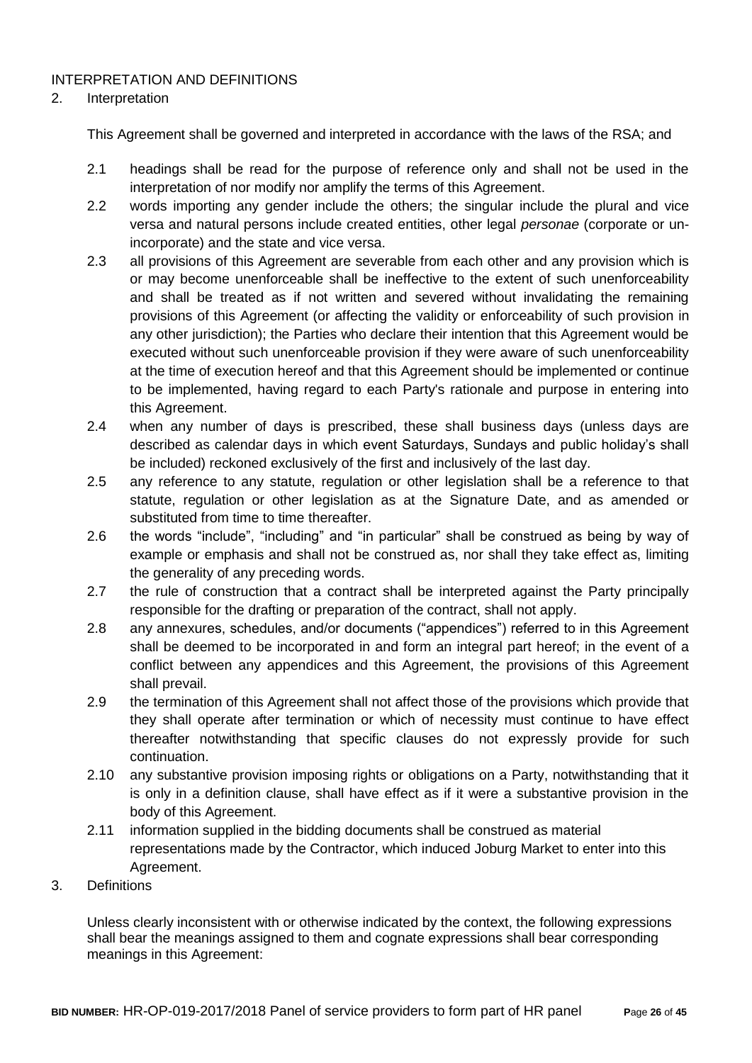INTERPRETATION AND DEFINITIONS

2. Interpretation

This Agreement shall be governed and interpreted in accordance with the laws of the RSA; and

2.1 headings shall be read for the purpose of reference only and shall not be used in the interpretation of nor modify nor amplify the terms of this Agreement.

2.2 words importing any gender include the others; the singular include the plural and vice versa and natural persons include created entities, other legal *personae* (corporate or un-incorporate) and the state and vice versa.

2.3 all provisions of this Agreement are severable from each other and any provision which is or may become unenforceable shall be ineffective to the extent of such unenforceability and shall be treated as if not written and severed without invalidating the remaining provisions of this Agreement (or affecting the validity or enforceability of such provision in any other jurisdiction); the Parties who declare their intention that this Agreement would be executed without such unenforceable provision if they were aware of such unenforceability at the time of execution hereof and that this Agreement should be implemented or continue to be implemented, having regard to each Party's rationale and purpose in entering into this Agreement.

2.4 when any number of days is prescribed, these shall business days (unless days are described as calendar days in which event Saturdays, Sundays and public holiday's shall be included) reckoned exclusively of the first and inclusively of the last day.

2.5 any reference to any statute, regulation or other legislation shall be a reference to that statute, regulation or other legislation as at the Signature Date, and as amended or substituted from time to time thereafter.

2.6 the words "include", "including" and "in particular" shall be construed as being by way of example or emphasis and shall not be construed as, nor shall they take effect as, limiting the generality of any preceding words.

2.7 the rule of construction that a contract shall be interpreted against the Party principally responsible for the drafting or preparation of the contract, shall not apply.

2.8 any annexures, schedules, and/or documents ("appendices") referred to in this Agreement shall be deemed to be incorporated in and form an integral part hereof; in the event of a conflict between any appendices and this Agreement, the provisions of this Agreement shall prevail.

2.9 the termination of this Agreement shall not affect those of the provisions which provide that they shall operate after termination or which of necessity must continue to have effect thereafter notwithstanding that specific clauses do not expressly provide for such continuation.

2.10 any substantive provision imposing rights or obligations on a Party, notwithstanding that it is only in a definition clause, shall have effect as if it were a substantive provision in the body of this Agreement.

2.11 information supplied in the bidding documents shall be construed as material representations made by the Contractor, which induced Joburg Market to enter into this Agreement.

3. Definitions

Unless clearly inconsistent with or otherwise indicated by the context, the following expressions shall bear the meanings assigned to them and cognate expressions shall bear corresponding meanings in this Agreement: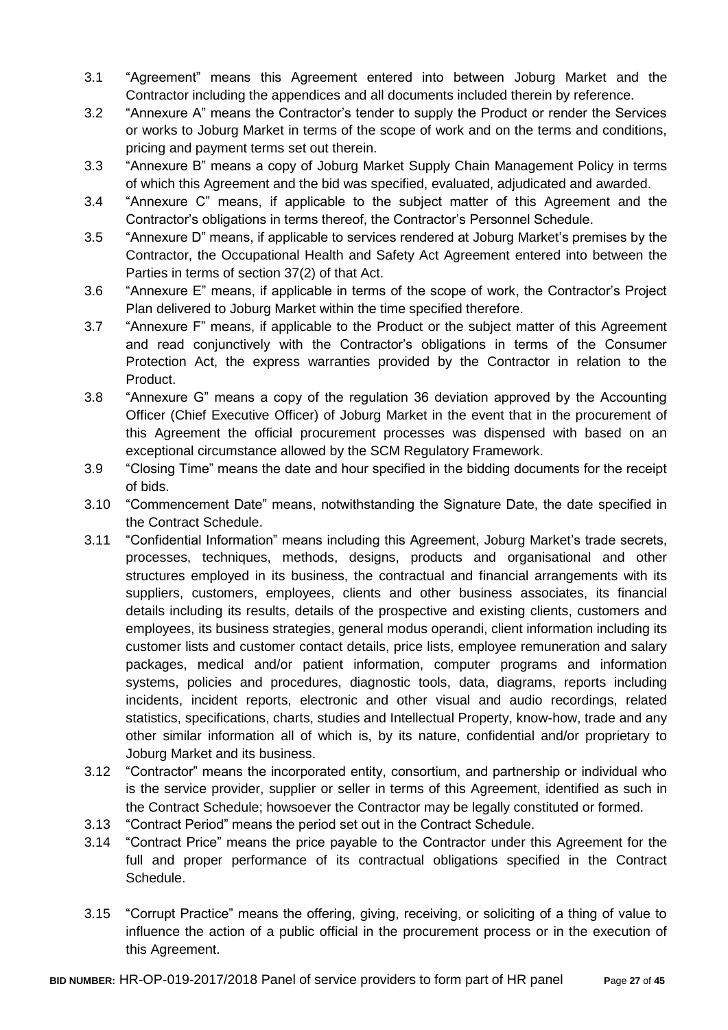3.1 "Agreement" means this Agreement entered into between Joburg Market and the Contractor including the appendices and all documents included therein by reference.

3.2 "Annexure A" means the Contractor's tender to supply the Product or render the Services or works to Joburg Market in terms of the scope of work and on the terms and conditions, pricing and payment terms set out therein.

3.3 "Annexure B" means a copy of Joburg Market Supply Chain Management Policy in terms of which this Agreement and the bid was specified, evaluated, adjudicated and awarded.

3.4 "Annexure C" means, if applicable to the subject matter of this Agreement and the Contractor's obligations in terms thereof, the Contractor's Personnel Schedule.

3.5 "Annexure D" means, if applicable to services rendered at Joburg Market's premises by the Contractor, the Occupational Health and Safety Act Agreement entered into between the Parties in terms of section 37(2) of that Act.

3.6 "Annexure E" means, if applicable in terms of the scope of work, the Contractor's Project Plan delivered to Joburg Market within the time specified therefore.

3.7 "Annexure F" means, if applicable to the Product or the subject matter of this Agreement and read conjunctively with the Contractor's obligations in terms of the Consumer Protection Act, the express warranties provided by the Contractor in relation to the Product.

3.8 "Annexure G" means a copy of the regulation 36 deviation approved by the Accounting Officer (Chief Executive Officer) of Joburg Market in the event that in the procurement of this Agreement the official procurement processes was dispensed with based on an exceptional circumstance allowed by the SCM Regulatory Framework.

3.9 "Closing Time" means the date and hour specified in the bidding documents for the receipt of bids.

3.10 "Commencement Date" means, notwithstanding the Signature Date, the date specified in the Contract Schedule.

3.11 "Confidential Information" means including this Agreement, Joburg Market's trade secrets, processes, techniques, methods, designs, products and organisational and other structures employed in its business, the contractual and financial arrangements with its suppliers, customers, employees, clients and other business associates, its financial details including its results, details of the prospective and existing clients, customers and employees, its business strategies, general modus operandi, client information including its customer lists and customer contact details, price lists, employee remuneration and salary packages, medical and/or patient information, computer programs and information systems, policies and procedures, diagnostic tools, data, diagrams, reports including incidents, incident reports, electronic and other visual and audio recordings, related statistics, specifications, charts, studies and Intellectual Property, know-how, trade and any other similar information all of which is, by its nature, confidential and/or proprietary to Joburg Market and its business.

3.12 "Contractor" means the incorporated entity, consortium, and partnership or individual who is the service provider, supplier or seller in terms of this Agreement, identified as such in the Contract Schedule; howsoever the Contractor may be legally constituted or formed.

3.13 "Contract Period" means the period set out in the Contract Schedule.

3.14 "Contract Price" means the price payable to the Contractor under this Agreement for the full and proper performance of its contractual obligations specified in the Contract Schedule.

3.15 "Corrupt Practice" means the offering, giving, receiving, or soliciting of a thing of value to influence the action of a public official in the procurement process or in the execution of this Agreement.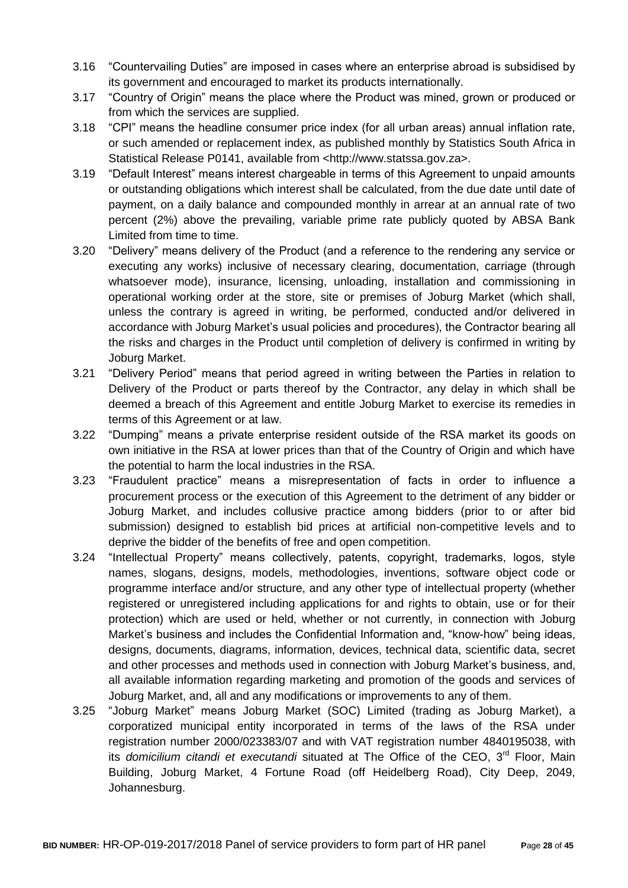3.16 "Countervailing Duties" are imposed in cases where an enterprise abroad is subsidised by its government and encouraged to market its products internationally.

3.17 "Country of Origin" means the place where the Product was mined, grown or produced or from which the services are supplied.

3.18 "CPI" means the headline consumer price index (for all urban areas) annual inflation rate, or such amended or replacement index, as published monthly by Statistics South Africa in Statistical Release P0141, available from <http://www.statssa.gov.za>.

3.19 "Default Interest" means interest chargeable in terms of this Agreement to unpaid amounts or outstanding obligations which interest shall be calculated, from the due date until date of payment, on a daily balance and compounded monthly in arrear at an annual rate of two percent (2%) above the prevailing, variable prime rate publicly quoted by ABSA Bank Limited from time to time.

3.20 "Delivery" means delivery of the Product (and a reference to the rendering any service or executing any works) inclusive of necessary clearing, documentation, carriage (through whatsoever mode), insurance, licensing, unloading, installation and commissioning in operational working order at the store, site or premises of Joburg Market (which shall, unless the contrary is agreed in writing, be performed, conducted and/or delivered in accordance with Joburg Market's usual policies and procedures), the Contractor bearing all the risks and charges in the Product until completion of delivery is confirmed in writing by Joburg Market.

3.21 "Delivery Period" means that period agreed in writing between the Parties in relation to Delivery of the Product or parts thereof by the Contractor, any delay in which shall be deemed a breach of this Agreement and entitle Joburg Market to exercise its remedies in terms of this Agreement or at law.

3.22 "Dumping" means a private enterprise resident outside of the RSA market its goods on own initiative in the RSA at lower prices than that of the Country of Origin and which have the potential to harm the local industries in the RSA.

3.23 "Fraudulent practice" means a misrepresentation of facts in order to influence a procurement process or the execution of this Agreement to the detriment of any bidder or Joburg Market, and includes collusive practice among bidders (prior to or after bid submission) designed to establish bid prices at artificial non-competitive levels and to deprive the bidder of the benefits of free and open competition.

3.24 "Intellectual Property" means collectively, patents, copyright, trademarks, logos, style names, slogans, designs, models, methodologies, inventions, software object code or programme interface and/or structure, and any other type of intellectual property (whether registered or unregistered including applications for and rights to obtain, use or for their protection) which are used or held, whether or not currently, in connection with Joburg Market's business and includes the Confidential Information and, "know-how" being ideas, designs, documents, diagrams, information, devices, technical data, scientific data, secret and other processes and methods used in connection with Joburg Market's business, and, all available information regarding marketing and promotion of the goods and services of Joburg Market, and, all and any modifications or improvements to any of them.

3.25 "Joburg Market" means Joburg Market (SOC) Limited (trading as Joburg Market), a corporatized municipal entity incorporated in terms of the laws of the RSA under registration number 2000/023383/07 and with VAT registration number 4840195038, with its *domicilium citandi et executandi* situated at The Office of the CEO, 3rd Floor, Main Building, Joburg Market, 4 Fortune Road (off Heidelberg Road), City Deep, 2049, Johannesburg.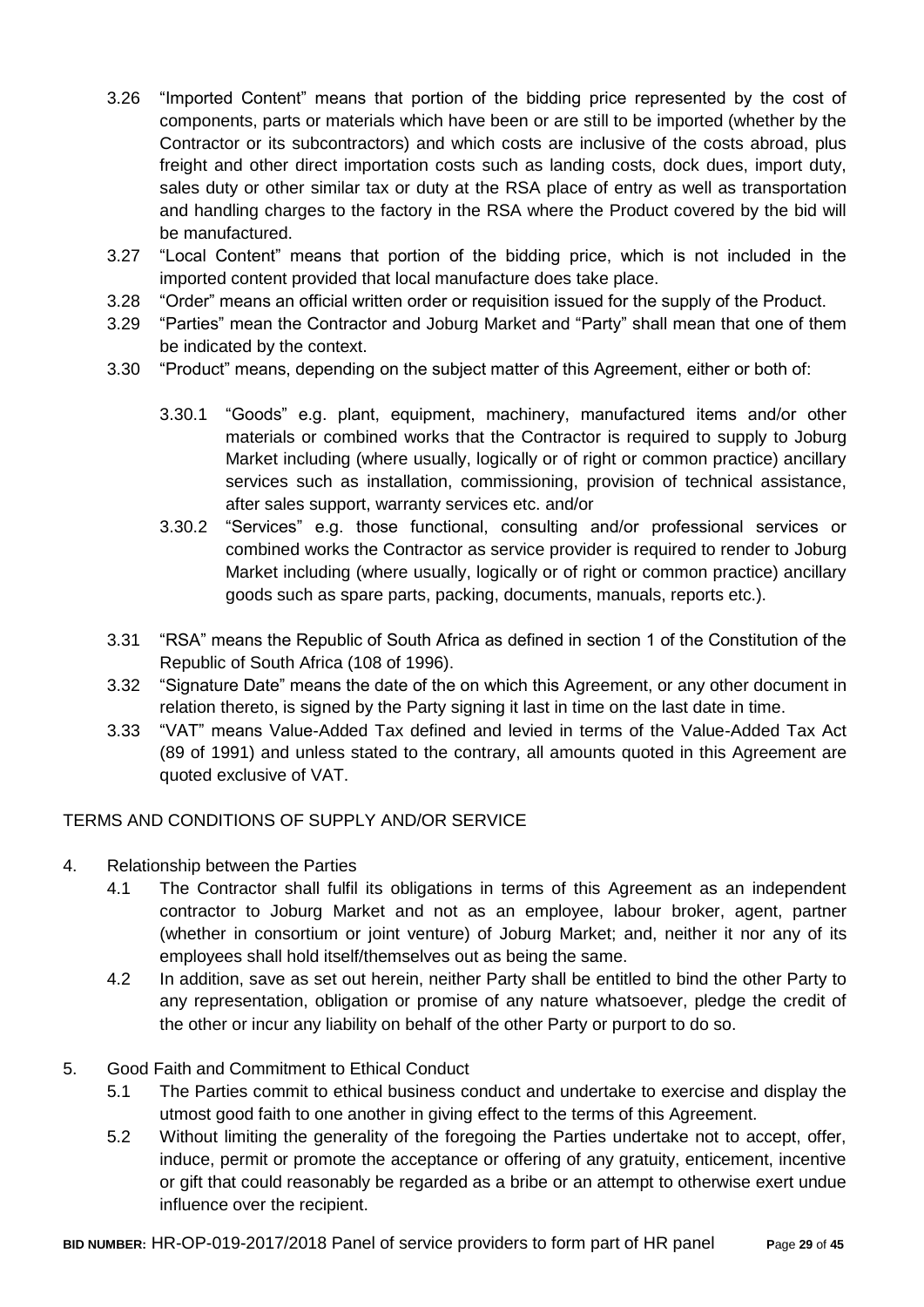3.26 "Imported Content" means that portion of the bidding price represented by the cost of components, parts or materials which have been or are still to be imported (whether by the Contractor or its subcontractors) and which costs are inclusive of the costs abroad, plus freight and other direct importation costs such as landing costs, dock dues, import duty, sales duty or other similar tax or duty at the RSA place of entry as well as transportation and handling charges to the factory in the RSA where the Product covered by the bid will be manufactured.

3.27 "Local Content" means that portion of the bidding price, which is not included in the imported content provided that local manufacture does take place.

3.28 "Order" means an official written order or requisition issued for the supply of the Product.

3.29 "Parties" mean the Contractor and Joburg Market and "Party" shall mean that one of them be indicated by the context.

3.30 "Product" means, depending on the subject matter of this Agreement, either or both of:

3.30.1 "Goods" e.g. plant, equipment, machinery, manufactured items and/or other materials or combined works that the Contractor is required to supply to Joburg Market including (where usually, logically or of right or common practice) ancillary services such as installation, commissioning, provision of technical assistance, after sales support, warranty services etc. and/or

3.30.2 "Services" e.g. those functional, consulting and/or professional services or combined works the Contractor as service provider is required to render to Joburg Market including (where usually, logically or of right or common practice) ancillary goods such as spare parts, packing, documents, manuals, reports etc.).

3.31 "RSA" means the Republic of South Africa as defined in section 1 of the Constitution of the Republic of South Africa (108 of 1996).

3.32 "Signature Date" means the date of the on which this Agreement, or any other document in relation thereto, is signed by the Party signing it last in time on the last date in time.

3.33 "VAT" means Value-Added Tax defined and levied in terms of the Value-Added Tax Act (89 of 1991) and unless stated to the contrary, all amounts quoted in this Agreement are quoted exclusive of VAT.

## TERMS AND CONDITIONS OF SUPPLY AND/OR SERVICE

4. Relationship between the Parties

4.1 The Contractor shall fulfil its obligations in terms of this Agreement as an independent contractor to Joburg Market and not as an employee, labour broker, agent, partner (whether in consortium or joint venture) of Joburg Market; and, neither it nor any of its employees shall hold itself/themselves out as being the same.

4.2 In addition, save as set out herein, neither Party shall be entitled to bind the other Party to any representation, obligation or promise of any nature whatsoever, pledge the credit of the other or incur any liability on behalf of the other Party or purport to do so.

5. Good Faith and Commitment to Ethical Conduct

5.1 The Parties commit to ethical business conduct and undertake to exercise and display the utmost good faith to one another in giving effect to the terms of this Agreement.

5.2 Without limiting the generality of the foregoing the Parties undertake not to accept, offer, induce, permit or promote the acceptance or offering of any gratuity, enticement, incentive or gift that could reasonably be regarded as a bribe or an attempt to otherwise exert undue influence over the recipient.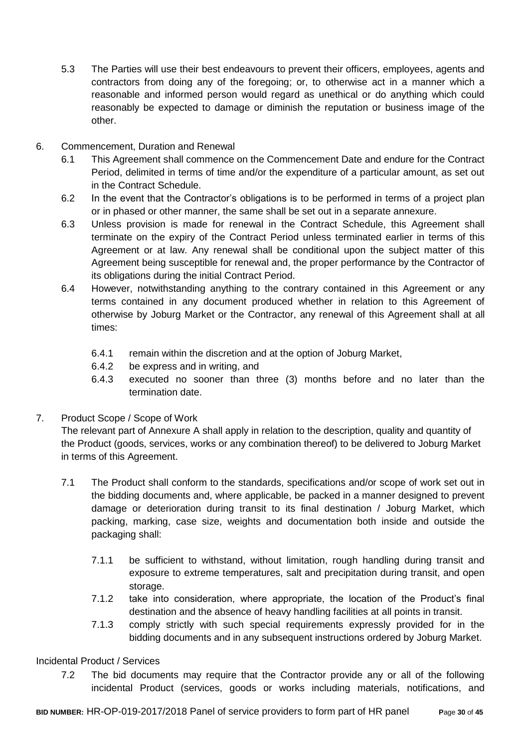5.3 The Parties will use their best endeavours to prevent their officers, employees, agents and contractors from doing any of the foregoing; or, to otherwise act in a manner which a reasonable and informed person would regard as unethical or do anything which could reasonably be expected to damage or diminish the reputation or business image of the other.

6. Commencement, Duration and Renewal

6.1 This Agreement shall commence on the Commencement Date and endure for the Contract Period, delimited in terms of time and/or the expenditure of a particular amount, as set out in the Contract Schedule.

6.2 In the event that the Contractor's obligations is to be performed in terms of a project plan or in phased or other manner, the same shall be set out in a separate annexure.

6.3 Unless provision is made for renewal in the Contract Schedule, this Agreement shall terminate on the expiry of the Contract Period unless terminated earlier in terms of this Agreement or at law. Any renewal shall be conditional upon the subject matter of this Agreement being susceptible for renewal and, the proper performance by the Contractor of its obligations during the initial Contract Period.

6.4 However, notwithstanding anything to the contrary contained in this Agreement or any terms contained in any document produced whether in relation to this Agreement of otherwise by Joburg Market or the Contractor, any renewal of this Agreement shall at all times:

6.4.1 remain within the discretion and at the option of Joburg Market,

6.4.2 be express and in writing, and

6.4.3 executed no sooner than three (3) months before and no later than the termination date.

7. Product Scope / Scope of Work

The relevant part of Annexure A shall apply in relation to the description, quality and quantity of the Product (goods, services, works or any combination thereof) to be delivered to Joburg Market in terms of this Agreement.

7.1 The Product shall conform to the standards, specifications and/or scope of work set out in the bidding documents and, where applicable, be packed in a manner designed to prevent damage or deterioration during transit to its final destination / Joburg Market, which packing, marking, case size, weights and documentation both inside and outside the packaging shall:

7.1.1 be sufficient to withstand, without limitation, rough handling during transit and exposure to extreme temperatures, salt and precipitation during transit, and open storage.

7.1.2 take into consideration, where appropriate, the location of the Product's final destination and the absence of heavy handling facilities at all points in transit.

7.1.3 comply strictly with such special requirements expressly provided for in the bidding documents and in any subsequent instructions ordered by Joburg Market.

Incidental Product / Services

7.2 The bid documents may require that the Contractor provide any or all of the following incidental Product (services, goods or works including materials, notifications, and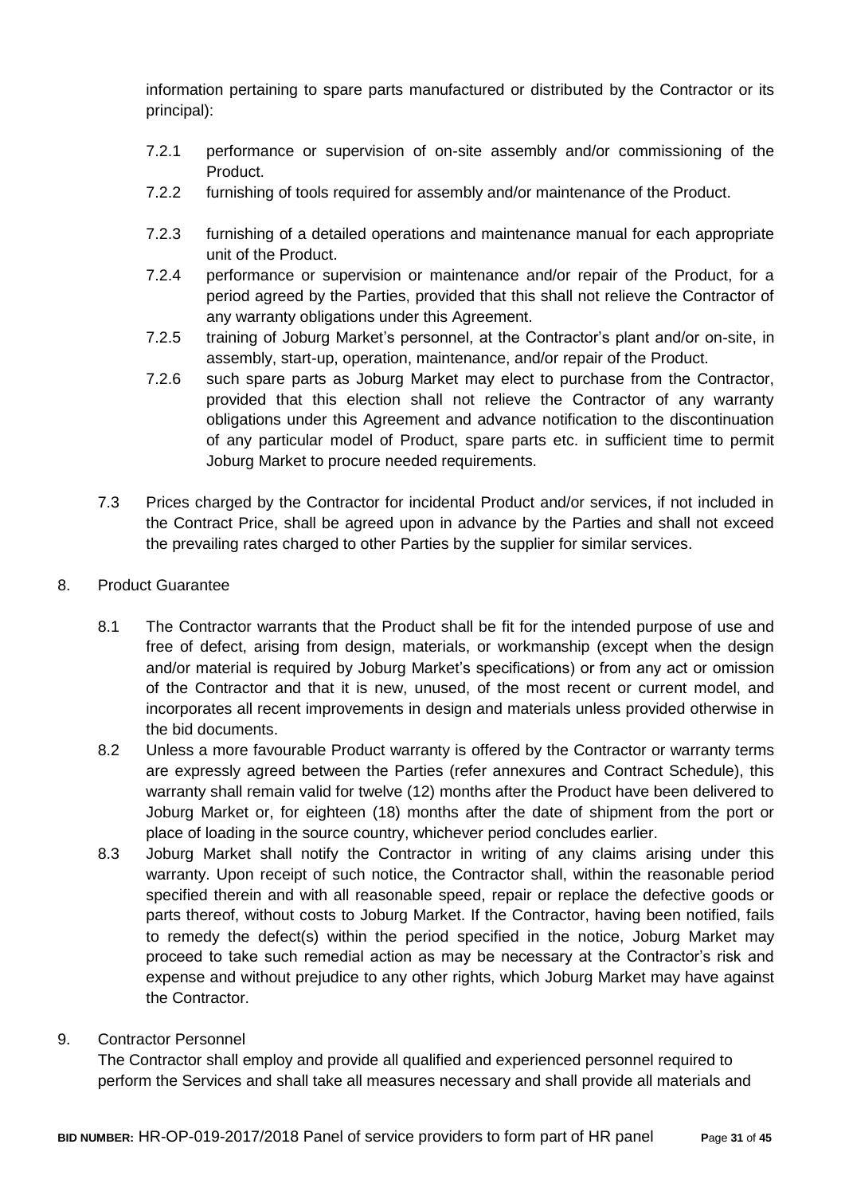information pertaining to spare parts manufactured or distributed by the Contractor or its principal):

7.2.1 performance or supervision of on-site assembly and/or commissioning of the Product.

7.2.2 furnishing of tools required for assembly and/or maintenance of the Product.

7.2.3 furnishing of a detailed operations and maintenance manual for each appropriate unit of the Product.

7.2.4 performance or supervision or maintenance and/or repair of the Product, for a period agreed by the Parties, provided that this shall not relieve the Contractor of any warranty obligations under this Agreement.

7.2.5 training of Joburg Market's personnel, at the Contractor's plant and/or on-site, in assembly, start-up, operation, maintenance, and/or repair of the Product.

7.2.6 such spare parts as Joburg Market may elect to purchase from the Contractor, provided that this election shall not relieve the Contractor of any warranty obligations under this Agreement and advance notification to the discontinuation of any particular model of Product, spare parts etc. in sufficient time to permit Joburg Market to procure needed requirements.

7.3 Prices charged by the Contractor for incidental Product and/or services, if not included in the Contract Price, shall be agreed upon in advance by the Parties and shall not exceed the prevailing rates charged to other Parties by the supplier for similar services.

8. Product Guarantee

8.1 The Contractor warrants that the Product shall be fit for the intended purpose of use and free of defect, arising from design, materials, or workmanship (except when the design and/or material is required by Joburg Market's specifications) or from any act or omission of the Contractor and that it is new, unused, of the most recent or current model, and incorporates all recent improvements in design and materials unless provided otherwise in the bid documents.

8.2 Unless a more favourable Product warranty is offered by the Contractor or warranty terms are expressly agreed between the Parties (refer annexures and Contract Schedule), this warranty shall remain valid for twelve (12) months after the Product have been delivered to Joburg Market or, for eighteen (18) months after the date of shipment from the port or place of loading in the source country, whichever period concludes earlier.

8.3 Joburg Market shall notify the Contractor in writing of any claims arising under this warranty. Upon receipt of such notice, the Contractor shall, within the reasonable period specified therein and with all reasonable speed, repair or replace the defective goods or parts thereof, without costs to Joburg Market. If the Contractor, having been notified, fails to remedy the defect(s) within the period specified in the notice, Joburg Market may proceed to take such remedial action as may be necessary at the Contractor's risk and expense and without prejudice to any other rights, which Joburg Market may have against the Contractor.

9. Contractor Personnel

The Contractor shall employ and provide all qualified and experienced personnel required to perform the Services and shall take all measures necessary and shall provide all materials and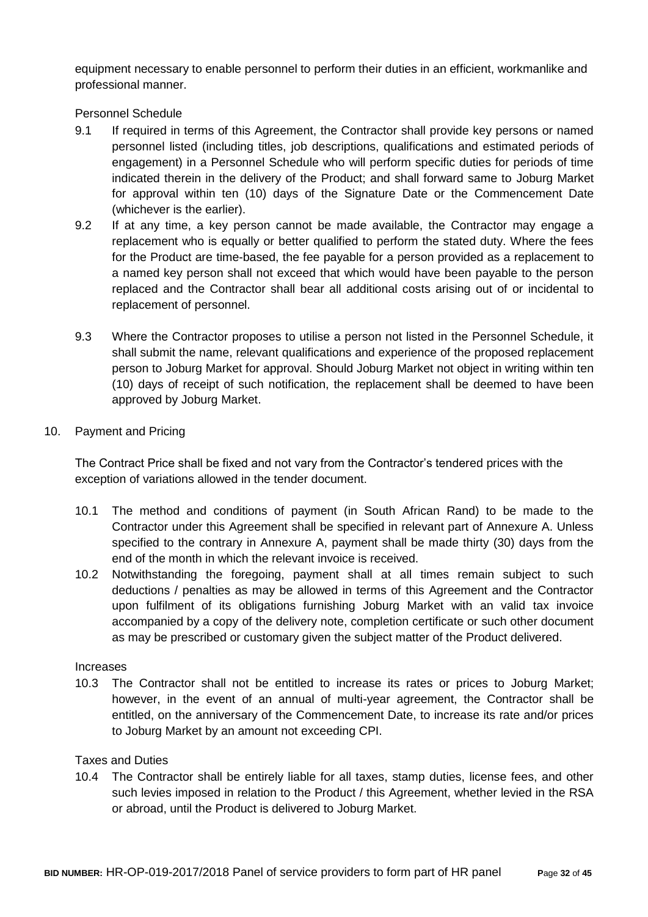equipment necessary to enable personnel to perform their duties in an efficient, workmanlike and professional manner.

Personnel Schedule

9.1 If required in terms of this Agreement, the Contractor shall provide key persons or named personnel listed (including titles, job descriptions, qualifications and estimated periods of engagement) in a Personnel Schedule who will perform specific duties for periods of time indicated therein in the delivery of the Product; and shall forward same to Joburg Market for approval within ten (10) days of the Signature Date or the Commencement Date (whichever is the earlier).

9.2 If at any time, a key person cannot be made available, the Contractor may engage a replacement who is equally or better qualified to perform the stated duty. Where the fees for the Product are time-based, the fee payable for a person provided as a replacement to a named key person shall not exceed that which would have been payable to the person replaced and the Contractor shall bear all additional costs arising out of or incidental to replacement of personnel.

9.3 Where the Contractor proposes to utilise a person not listed in the Personnel Schedule, it shall submit the name, relevant qualifications and experience of the proposed replacement person to Joburg Market for approval. Should Joburg Market not object in writing within ten (10) days of receipt of such notification, the replacement shall be deemed to have been approved by Joburg Market.

10. Payment and Pricing

The Contract Price shall be fixed and not vary from the Contractor's tendered prices with the exception of variations allowed in the tender document.

10.1 The method and conditions of payment (in South African Rand) to be made to the Contractor under this Agreement shall be specified in relevant part of Annexure A. Unless specified to the contrary in Annexure A, payment shall be made thirty (30) days from the end of the month in which the relevant invoice is received.

10.2 Notwithstanding the foregoing, payment shall at all times remain subject to such deductions / penalties as may be allowed in terms of this Agreement and the Contractor upon fulfilment of its obligations furnishing Joburg Market with an valid tax invoice accompanied by a copy of the delivery note, completion certificate or such other document as may be prescribed or customary given the subject matter of the Product delivered.

Increases

10.3 The Contractor shall not be entitled to increase its rates or prices to Joburg Market; however, in the event of an annual of multi-year agreement, the Contractor shall be entitled, on the anniversary of the Commencement Date, to increase its rate and/or prices to Joburg Market by an amount not exceeding CPI.

Taxes and Duties

10.4 The Contractor shall be entirely liable for all taxes, stamp duties, license fees, and other such levies imposed in relation to the Product / this Agreement, whether levied in the RSA or abroad, until the Product is delivered to Joburg Market.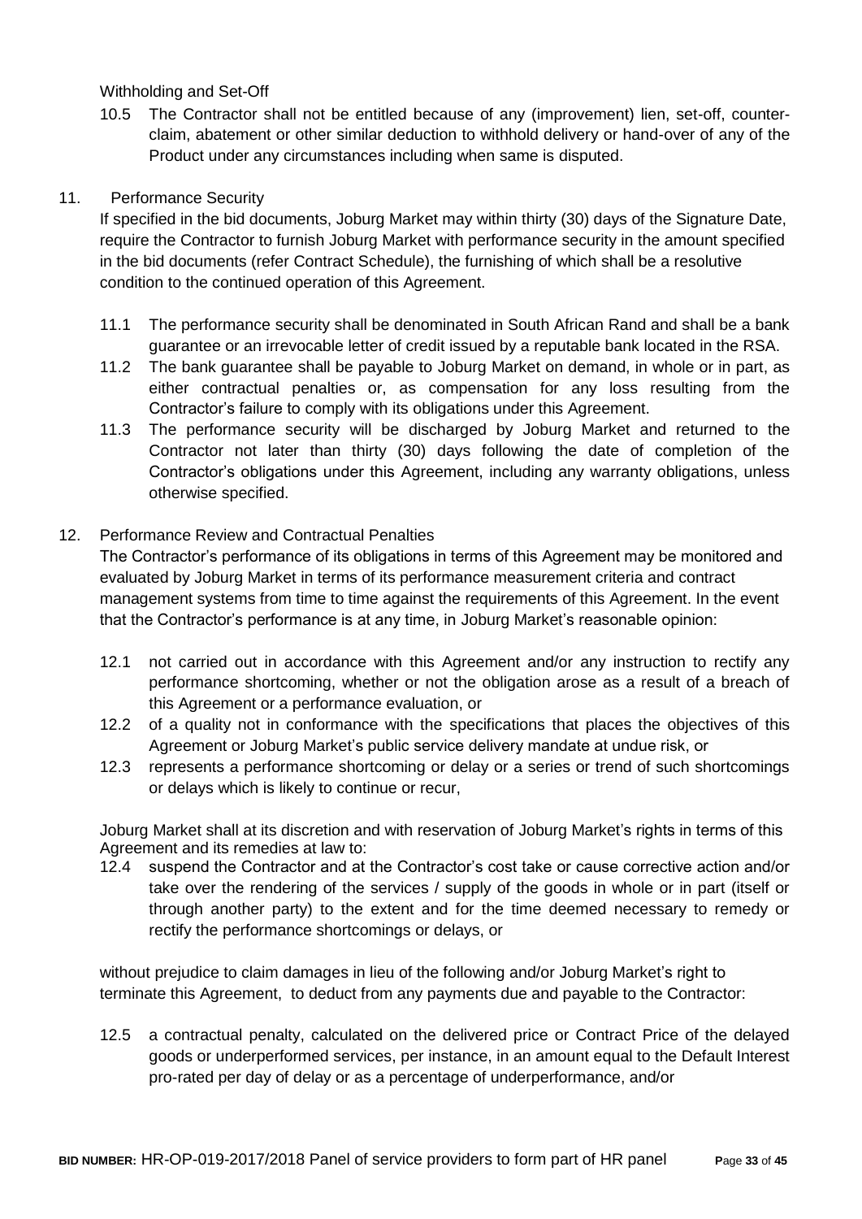Withholding and Set-Off

10.5 The Contractor shall not be entitled because of any (improvement) lien, set-off, counter-claim, abatement or other similar deduction to withhold delivery or hand-over of any of the Product under any circumstances including when same is disputed.

11. Performance Security

If specified in the bid documents, Joburg Market may within thirty (30) days of the Signature Date, require the Contractor to furnish Joburg Market with performance security in the amount specified in the bid documents (refer Contract Schedule), the furnishing of which shall be a resolutive condition to the continued operation of this Agreement.

11.1 The performance security shall be denominated in South African Rand and shall be a bank guarantee or an irrevocable letter of credit issued by a reputable bank located in the RSA.

11.2 The bank guarantee shall be payable to Joburg Market on demand, in whole or in part, as either contractual penalties or, as compensation for any loss resulting from the Contractor's failure to comply with its obligations under this Agreement.

11.3 The performance security will be discharged by Joburg Market and returned to the Contractor not later than thirty (30) days following the date of completion of the Contractor's obligations under this Agreement, including any warranty obligations, unless otherwise specified.

12. Performance Review and Contractual Penalties

The Contractor's performance of its obligations in terms of this Agreement may be monitored and evaluated by Joburg Market in terms of its performance measurement criteria and contract management systems from time to time against the requirements of this Agreement. In the event that the Contractor's performance is at any time, in Joburg Market's reasonable opinion:

12.1 not carried out in accordance with this Agreement and/or any instruction to rectify any performance shortcoming, whether or not the obligation arose as a result of a breach of this Agreement or a performance evaluation, or

12.2 of a quality not in conformance with the specifications that places the objectives of this Agreement or Joburg Market's public service delivery mandate at undue risk, or

12.3 represents a performance shortcoming or delay or a series or trend of such shortcomings or delays which is likely to continue or recur,

Joburg Market shall at its discretion and with reservation of Joburg Market's rights in terms of this Agreement and its remedies at law to:

12.4 suspend the Contractor and at the Contractor's cost take or cause corrective action and/or take over the rendering of the services / supply of the goods in whole or in part (itself or through another party) to the extent and for the time deemed necessary to remedy or rectify the performance shortcomings or delays, or

without prejudice to claim damages in lieu of the following and/or Joburg Market's right to terminate this Agreement, to deduct from any payments due and payable to the Contractor:

12.5 a contractual penalty, calculated on the delivered price or Contract Price of the delayed goods or underperformed services, per instance, in an amount equal to the Default Interest pro-rated per day of delay or as a percentage of underperformance, and/or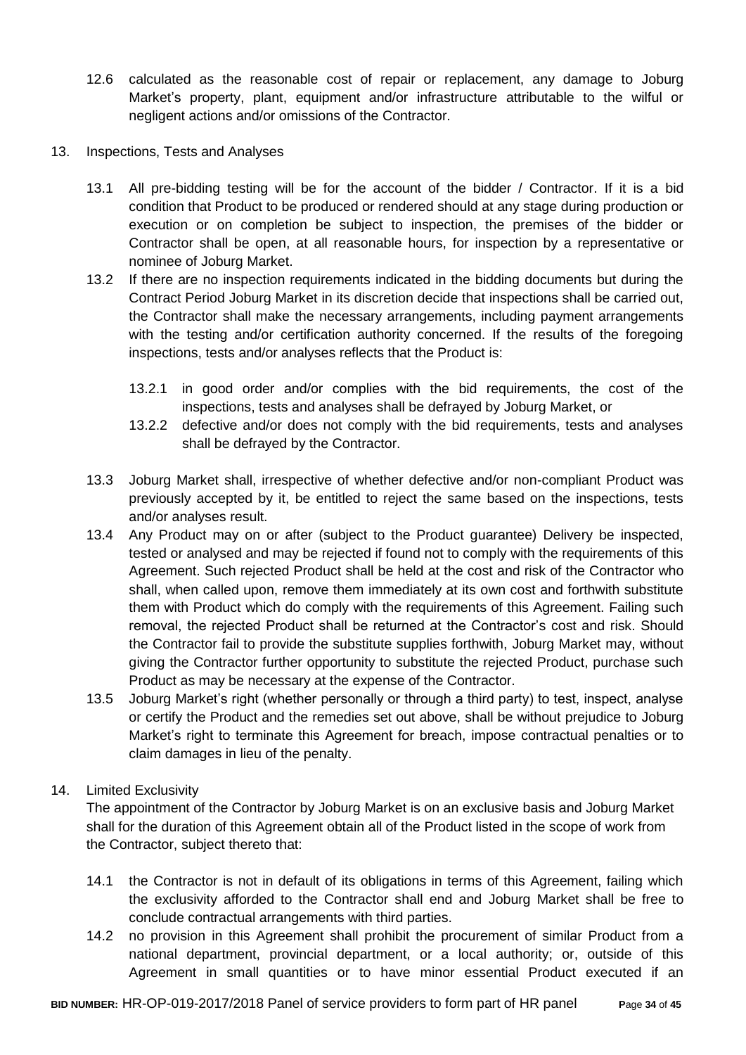12.6 calculated as the reasonable cost of repair or replacement, any damage to Joburg Market's property, plant, equipment and/or infrastructure attributable to the wilful or negligent actions and/or omissions of the Contractor.

13. Inspections, Tests and Analyses

13.1 All pre-bidding testing will be for the account of the bidder / Contractor. If it is a bid condition that Product to be produced or rendered should at any stage during production or execution or on completion be subject to inspection, the premises of the bidder or Contractor shall be open, at all reasonable hours, for inspection by a representative or nominee of Joburg Market.

13.2 If there are no inspection requirements indicated in the bidding documents but during the Contract Period Joburg Market in its discretion decide that inspections shall be carried out, the Contractor shall make the necessary arrangements, including payment arrangements with the testing and/or certification authority concerned. If the results of the foregoing inspections, tests and/or analyses reflects that the Product is:

13.2.1 in good order and/or complies with the bid requirements, the cost of the inspections, tests and analyses shall be defrayed by Joburg Market, or

13.2.2 defective and/or does not comply with the bid requirements, tests and analyses shall be defrayed by the Contractor.

13.3 Joburg Market shall, irrespective of whether defective and/or non-compliant Product was previously accepted by it, be entitled to reject the same based on the inspections, tests and/or analyses result.

13.4 Any Product may on or after (subject to the Product guarantee) Delivery be inspected, tested or analysed and may be rejected if found not to comply with the requirements of this Agreement. Such rejected Product shall be held at the cost and risk of the Contractor who shall, when called upon, remove them immediately at its own cost and forthwith substitute them with Product which do comply with the requirements of this Agreement. Failing such removal, the rejected Product shall be returned at the Contractor's cost and risk. Should the Contractor fail to provide the substitute supplies forthwith, Joburg Market may, without giving the Contractor further opportunity to substitute the rejected Product, purchase such Product as may be necessary at the expense of the Contractor.

13.5 Joburg Market's right (whether personally or through a third party) to test, inspect, analyse or certify the Product and the remedies set out above, shall be without prejudice to Joburg Market's right to terminate this Agreement for breach, impose contractual penalties or to claim damages in lieu of the penalty.

14. Limited Exclusivity

The appointment of the Contractor by Joburg Market is on an exclusive basis and Joburg Market shall for the duration of this Agreement obtain all of the Product listed in the scope of work from the Contractor, subject thereto that:

14.1 the Contractor is not in default of its obligations in terms of this Agreement, failing which the exclusivity afforded to the Contractor shall end and Joburg Market shall be free to conclude contractual arrangements with third parties.

14.2 no provision in this Agreement shall prohibit the procurement of similar Product from a national department, provincial department, or a local authority; or, outside of this Agreement in small quantities or to have minor essential Product executed if an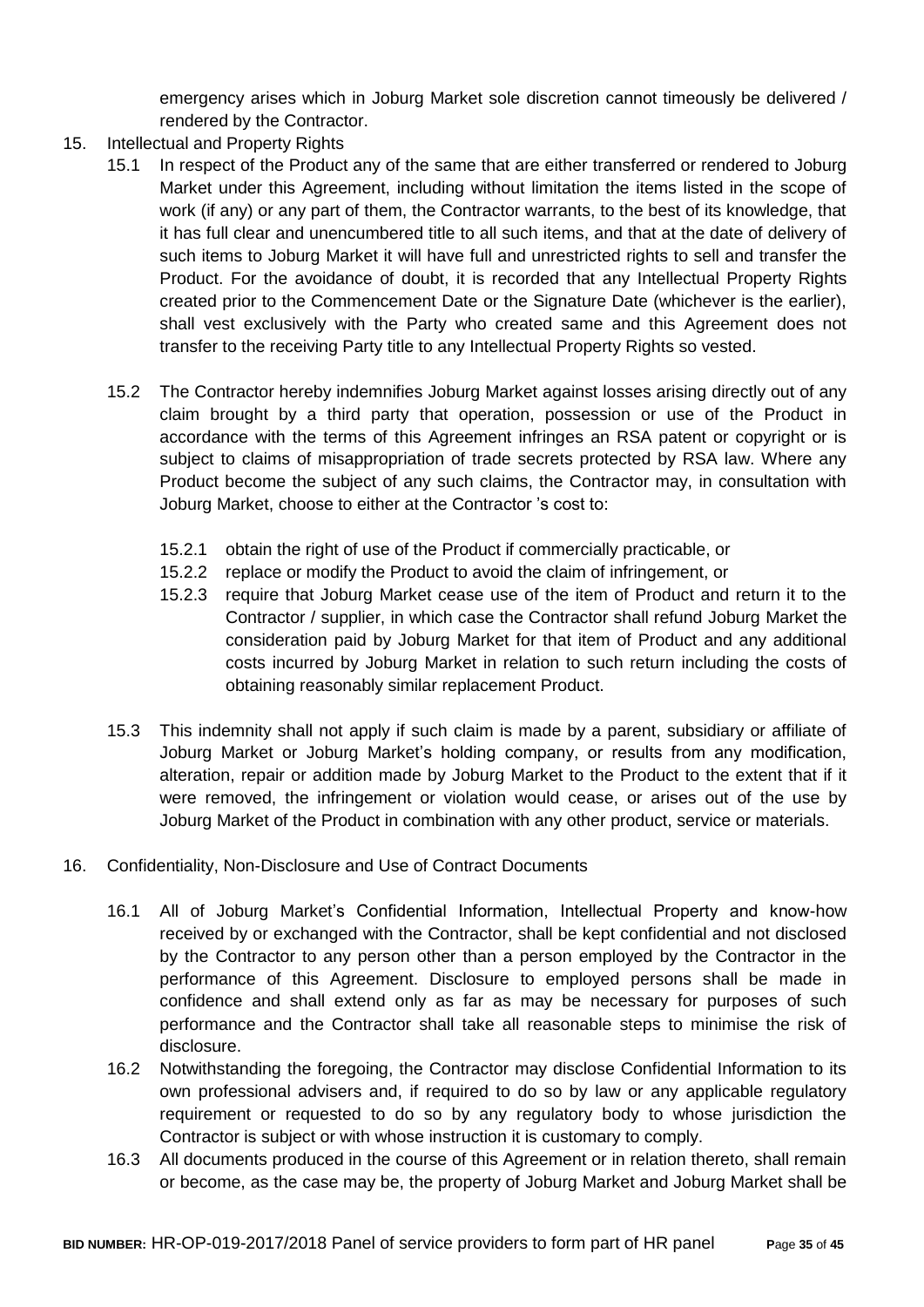emergency arises which in Joburg Market sole discretion cannot timeously be delivered / rendered by the Contractor.

15. Intellectual and Property Rights

    15.1 In respect of the Product any of the same that are either transferred or rendered to Joburg Market under this Agreement, including without limitation the items listed in the scope of work (if any) or any part of them, the Contractor warrants, to the best of its knowledge, that it has full clear and unencumbered title to all such items, and that at the date of delivery of such items to Joburg Market it will have full and unrestricted rights to sell and transfer the Product. For the avoidance of doubt, it is recorded that any Intellectual Property Rights created prior to the Commencement Date or the Signature Date (whichever is the earlier), shall vest exclusively with the Party who created same and this Agreement does not transfer to the receiving Party title to any Intellectual Property Rights so vested.

    15.2 The Contractor hereby indemnifies Joburg Market against losses arising directly out of any claim brought by a third party that operation, possession or use of the Product in accordance with the terms of this Agreement infringes an RSA patent or copyright or is subject to claims of misappropriation of trade secrets protected by RSA law. Where any Product become the subject of any such claims, the Contractor may, in consultation with Joburg Market, choose to either at the Contractor 's cost to:

        15.2.1 obtain the right of use of the Product if commercially practicable, or

        15.2.2 replace or modify the Product to avoid the claim of infringement, or

        15.2.3 require that Joburg Market cease use of the item of Product and return it to the Contractor / supplier, in which case the Contractor shall refund Joburg Market the consideration paid by Joburg Market for that item of Product and any additional costs incurred by Joburg Market in relation to such return including the costs of obtaining reasonably similar replacement Product.

    15.3 This indemnity shall not apply if such claim is made by a parent, subsidiary or affiliate of Joburg Market or Joburg Market's holding company, or results from any modification, alteration, repair or addition made by Joburg Market to the Product to the extent that if it were removed, the infringement or violation would cease, or arises out of the use by Joburg Market of the Product in combination with any other product, service or materials.

16. Confidentiality, Non-Disclosure and Use of Contract Documents

    16.1 All of Joburg Market's Confidential Information, Intellectual Property and know-how received by or exchanged with the Contractor, shall be kept confidential and not disclosed by the Contractor to any person other than a person employed by the Contractor in the performance of this Agreement. Disclosure to employed persons shall be made in confidence and shall extend only as far as may be necessary for purposes of such performance and the Contractor shall take all reasonable steps to minimise the risk of disclosure.

    16.2 Notwithstanding the foregoing, the Contractor may disclose Confidential Information to its own professional advisers and, if required to do so by law or any applicable regulatory requirement or requested to do so by any regulatory body to whose jurisdiction the Contractor is subject or with whose instruction it is customary to comply.

    16.3 All documents produced in the course of this Agreement or in relation thereto, shall remain or become, as the case may be, the property of Joburg Market and Joburg Market shall be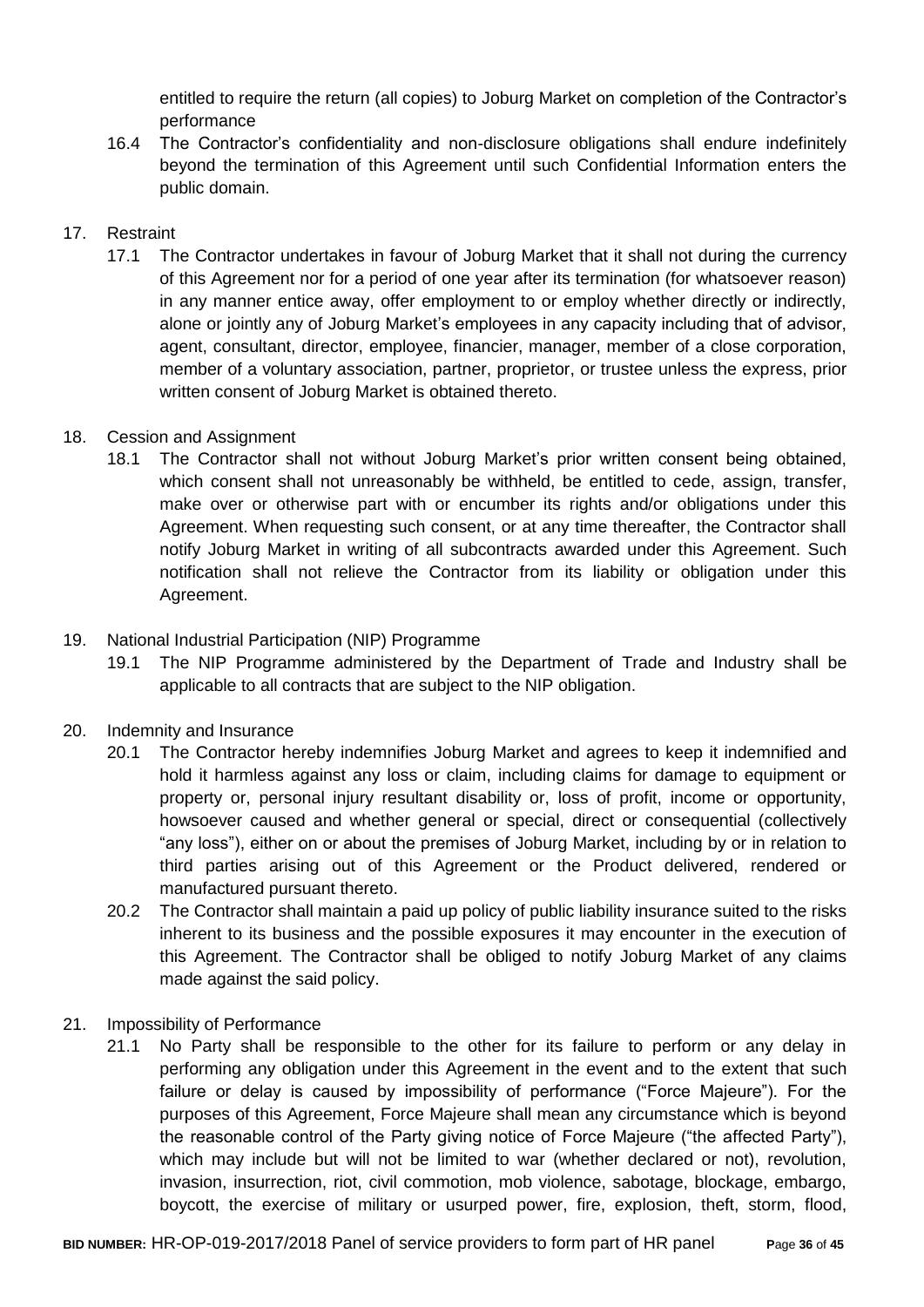entitled to require the return (all copies) to Joburg Market on completion of the Contractor's performance

16.4 The Contractor's confidentiality and non-disclosure obligations shall endure indefinitely beyond the termination of this Agreement until such Confidential Information enters the public domain.

17. Restraint

17.1 The Contractor undertakes in favour of Joburg Market that it shall not during the currency of this Agreement nor for a period of one year after its termination (for whatsoever reason) in any manner entice away, offer employment to or employ whether directly or indirectly, alone or jointly any of Joburg Market's employees in any capacity including that of advisor, agent, consultant, director, employee, financier, manager, member of a close corporation, member of a voluntary association, partner, proprietor, or trustee unless the express, prior written consent of Joburg Market is obtained thereto.

18. Cession and Assignment

18.1 The Contractor shall not without Joburg Market's prior written consent being obtained, which consent shall not unreasonably be withheld, be entitled to cede, assign, transfer, make over or otherwise part with or encumber its rights and/or obligations under this Agreement. When requesting such consent, or at any time thereafter, the Contractor shall notify Joburg Market in writing of all subcontracts awarded under this Agreement. Such notification shall not relieve the Contractor from its liability or obligation under this Agreement.

19. National Industrial Participation (NIP) Programme

19.1 The NIP Programme administered by the Department of Trade and Industry shall be applicable to all contracts that are subject to the NIP obligation.

20. Indemnity and Insurance

20.1 The Contractor hereby indemnifies Joburg Market and agrees to keep it indemnified and hold it harmless against any loss or claim, including claims for damage to equipment or property or, personal injury resultant disability or, loss of profit, income or opportunity, howsoever caused and whether general or special, direct or consequential (collectively "any loss"), either on or about the premises of Joburg Market, including by or in relation to third parties arising out of this Agreement or the Product delivered, rendered or manufactured pursuant thereto.

20.2 The Contractor shall maintain a paid up policy of public liability insurance suited to the risks inherent to its business and the possible exposures it may encounter in the execution of this Agreement. The Contractor shall be obliged to notify Joburg Market of any claims made against the said policy.

21. Impossibility of Performance

21.1 No Party shall be responsible to the other for its failure to perform or any delay in performing any obligation under this Agreement in the event and to the extent that such failure or delay is caused by impossibility of performance ("Force Majeure"). For the purposes of this Agreement, Force Majeure shall mean any circumstance which is beyond the reasonable control of the Party giving notice of Force Majeure ("the affected Party"), which may include but will not be limited to war (whether declared or not), revolution, invasion, insurrection, riot, civil commotion, mob violence, sabotage, blockage, embargo, boycott, the exercise of military or usurped power, fire, explosion, theft, storm, flood,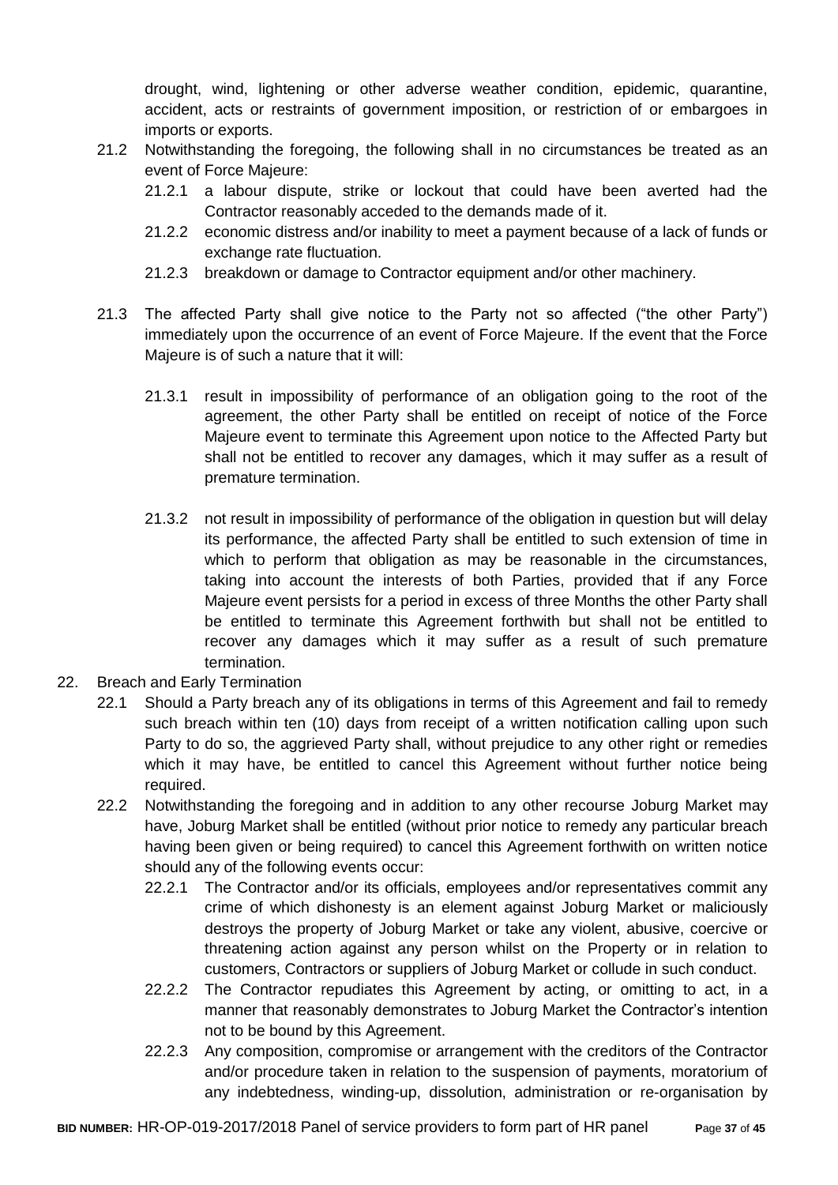drought, wind, lightening or other adverse weather condition, epidemic, quarantine, accident, acts or restraints of government imposition, or restriction of or embargoes in imports or exports.

21.2 Notwithstanding the foregoing, the following shall in no circumstances be treated as an event of Force Majeure:

21.2.1 a labour dispute, strike or lockout that could have been averted had the Contractor reasonably acceded to the demands made of it.

21.2.2 economic distress and/or inability to meet a payment because of a lack of funds or exchange rate fluctuation.

21.2.3 breakdown or damage to Contractor equipment and/or other machinery.

21.3 The affected Party shall give notice to the Party not so affected ("the other Party") immediately upon the occurrence of an event of Force Majeure. If the event that the Force Majeure is of such a nature that it will:

21.3.1 result in impossibility of performance of an obligation going to the root of the agreement, the other Party shall be entitled on receipt of notice of the Force Majeure event to terminate this Agreement upon notice to the Affected Party but shall not be entitled to recover any damages, which it may suffer as a result of premature termination.

21.3.2 not result in impossibility of performance of the obligation in question but will delay its performance, the affected Party shall be entitled to such extension of time in which to perform that obligation as may be reasonable in the circumstances, taking into account the interests of both Parties, provided that if any Force Majeure event persists for a period in excess of three Months the other Party shall be entitled to terminate this Agreement forthwith but shall not be entitled to recover any damages which it may suffer as a result of such premature termination.

22. Breach and Early Termination

22.1 Should a Party breach any of its obligations in terms of this Agreement and fail to remedy such breach within ten (10) days from receipt of a written notification calling upon such Party to do so, the aggrieved Party shall, without prejudice to any other right or remedies which it may have, be entitled to cancel this Agreement without further notice being required.

22.2 Notwithstanding the foregoing and in addition to any other recourse Joburg Market may have, Joburg Market shall be entitled (without prior notice to remedy any particular breach having been given or being required) to cancel this Agreement forthwith on written notice should any of the following events occur:

22.2.1 The Contractor and/or its officials, employees and/or representatives commit any crime of which dishonesty is an element against Joburg Market or maliciously destroys the property of Joburg Market or take any violent, abusive, coercive or threatening action against any person whilst on the Property or in relation to customers, Contractors or suppliers of Joburg Market or collude in such conduct.

22.2.2 The Contractor repudiates this Agreement by acting, or omitting to act, in a manner that reasonably demonstrates to Joburg Market the Contractor's intention not to be bound by this Agreement.

22.2.3 Any composition, compromise or arrangement with the creditors of the Contractor and/or procedure taken in relation to the suspension of payments, moratorium of any indebtedness, winding-up, dissolution, administration or re-organisation by

**BID NUMBER:** HR-OP-019-2017/2018 Panel of service providers to form part of HR panel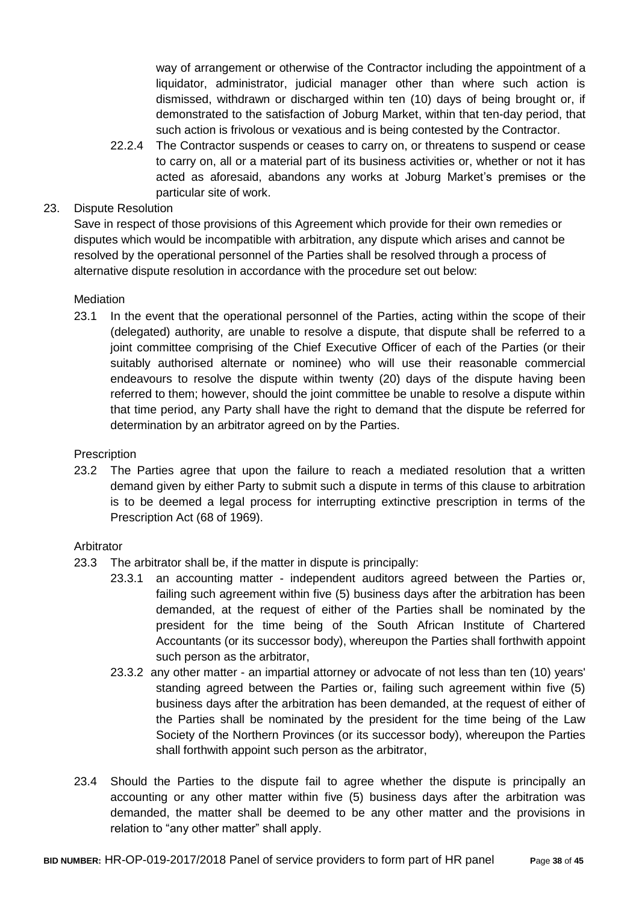way of arrangement or otherwise of the Contractor including the appointment of a liquidator, administrator, judicial manager other than where such action is dismissed, withdrawn or discharged within ten (10) days of being brought or, if demonstrated to the satisfaction of Joburg Market, within that ten-day period, that such action is frivolous or vexatious and is being contested by the Contractor.

22.2.4 The Contractor suspends or ceases to carry on, or threatens to suspend or cease to carry on, all or a material part of its business activities or, whether or not it has acted as aforesaid, abandons any works at Joburg Market's premises or the particular site of work.

23. Dispute Resolution

Save in respect of those provisions of this Agreement which provide for their own remedies or disputes which would be incompatible with arbitration, any dispute which arises and cannot be resolved by the operational personnel of the Parties shall be resolved through a process of alternative dispute resolution in accordance with the procedure set out below:

Mediation

23.1 In the event that the operational personnel of the Parties, acting within the scope of their (delegated) authority, are unable to resolve a dispute, that dispute shall be referred to a joint committee comprising of the Chief Executive Officer of each of the Parties (or their suitably authorised alternate or nominee) who will use their reasonable commercial endeavours to resolve the dispute within twenty (20) days of the dispute having been referred to them; however, should the joint committee be unable to resolve a dispute within that time period, any Party shall have the right to demand that the dispute be referred for determination by an arbitrator agreed on by the Parties.

Prescription

23.2 The Parties agree that upon the failure to reach a mediated resolution that a written demand given by either Party to submit such a dispute in terms of this clause to arbitration is to be deemed a legal process for interrupting extinctive prescription in terms of the Prescription Act (68 of 1969).

Arbitrator

23.3 The arbitrator shall be, if the matter in dispute is principally:

23.3.1 an accounting matter - independent auditors agreed between the Parties or, failing such agreement within five (5) business days after the arbitration has been demanded, at the request of either of the Parties shall be nominated by the president for the time being of the South African Institute of Chartered Accountants (or its successor body), whereupon the Parties shall forthwith appoint such person as the arbitrator,

23.3.2 any other matter - an impartial attorney or advocate of not less than ten (10) years' standing agreed between the Parties or, failing such agreement within five (5) business days after the arbitration has been demanded, at the request of either of the Parties shall be nominated by the president for the time being of the Law Society of the Northern Provinces (or its successor body), whereupon the Parties shall forthwith appoint such person as the arbitrator,

23.4 Should the Parties to the dispute fail to agree whether the dispute is principally an accounting or any other matter within five (5) business days after the arbitration was demanded, the matter shall be deemed to be any other matter and the provisions in relation to "any other matter" shall apply.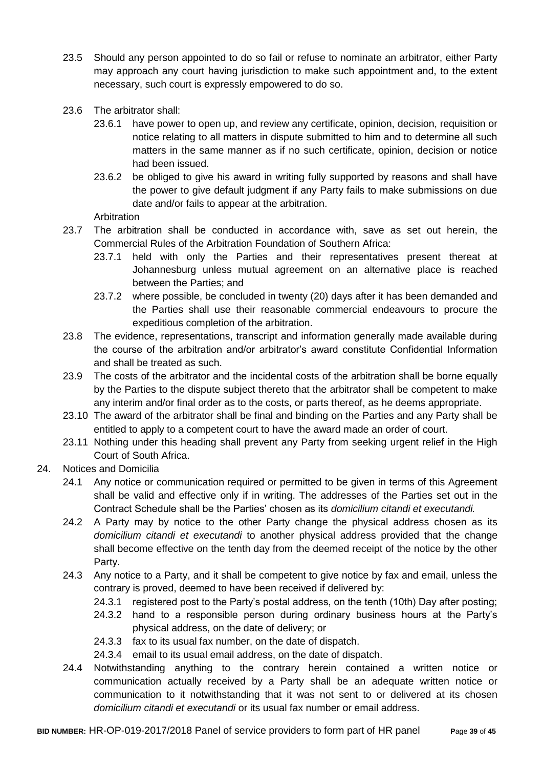23.5 Should any person appointed to do so fail or refuse to nominate an arbitrator, either Party may approach any court having jurisdiction to make such appointment and, to the extent necessary, such court is expressly empowered to do so.

23.6 The arbitrator shall:

23.6.1 have power to open up, and review any certificate, opinion, decision, requisition or notice relating to all matters in dispute submitted to him and to determine all such matters in the same manner as if no such certificate, opinion, decision or notice had been issued.

23.6.2 be obliged to give his award in writing fully supported by reasons and shall have the power to give default judgment if any Party fails to make submissions on due date and/or fails to appear at the arbitration.

Arbitration

23.7 The arbitration shall be conducted in accordance with, save as set out herein, the Commercial Rules of the Arbitration Foundation of Southern Africa:

23.7.1 held with only the Parties and their representatives present thereat at Johannesburg unless mutual agreement on an alternative place is reached between the Parties; and

23.7.2 where possible, be concluded in twenty (20) days after it has been demanded and the Parties shall use their reasonable commercial endeavours to procure the expeditious completion of the arbitration.

23.8 The evidence, representations, transcript and information generally made available during the course of the arbitration and/or arbitrator's award constitute Confidential Information and shall be treated as such.

23.9 The costs of the arbitrator and the incidental costs of the arbitration shall be borne equally by the Parties to the dispute subject thereto that the arbitrator shall be competent to make any interim and/or final order as to the costs, or parts thereof, as he deems appropriate.

23.10 The award of the arbitrator shall be final and binding on the Parties and any Party shall be entitled to apply to a competent court to have the award made an order of court.

23.11 Nothing under this heading shall prevent any Party from seeking urgent relief in the High Court of South Africa.

24. Notices and Domicilia

24.1 Any notice or communication required or permitted to be given in terms of this Agreement shall be valid and effective only if in writing. The addresses of the Parties set out in the Contract Schedule shall be the Parties' chosen as its *domicilium citandi et executandi.*

24.2 A Party may by notice to the other Party change the physical address chosen as its *domicilium citandi et executandi* to another physical address provided that the change shall become effective on the tenth day from the deemed receipt of the notice by the other Party.

24.3 Any notice to a Party, and it shall be competent to give notice by fax and email, unless the contrary is proved, deemed to have been received if delivered by:

24.3.1 registered post to the Party's postal address, on the tenth (10th) Day after posting;

24.3.2 hand to a responsible person during ordinary business hours at the Party's physical address, on the date of delivery; or

24.3.3 fax to its usual fax number, on the date of dispatch.

24.3.4 email to its usual email address, on the date of dispatch.

24.4 Notwithstanding anything to the contrary herein contained a written notice or communication actually received by a Party shall be an adequate written notice or communication to it notwithstanding that it was not sent to or delivered at its chosen *domicilium citandi et executandi* or its usual fax number or email address.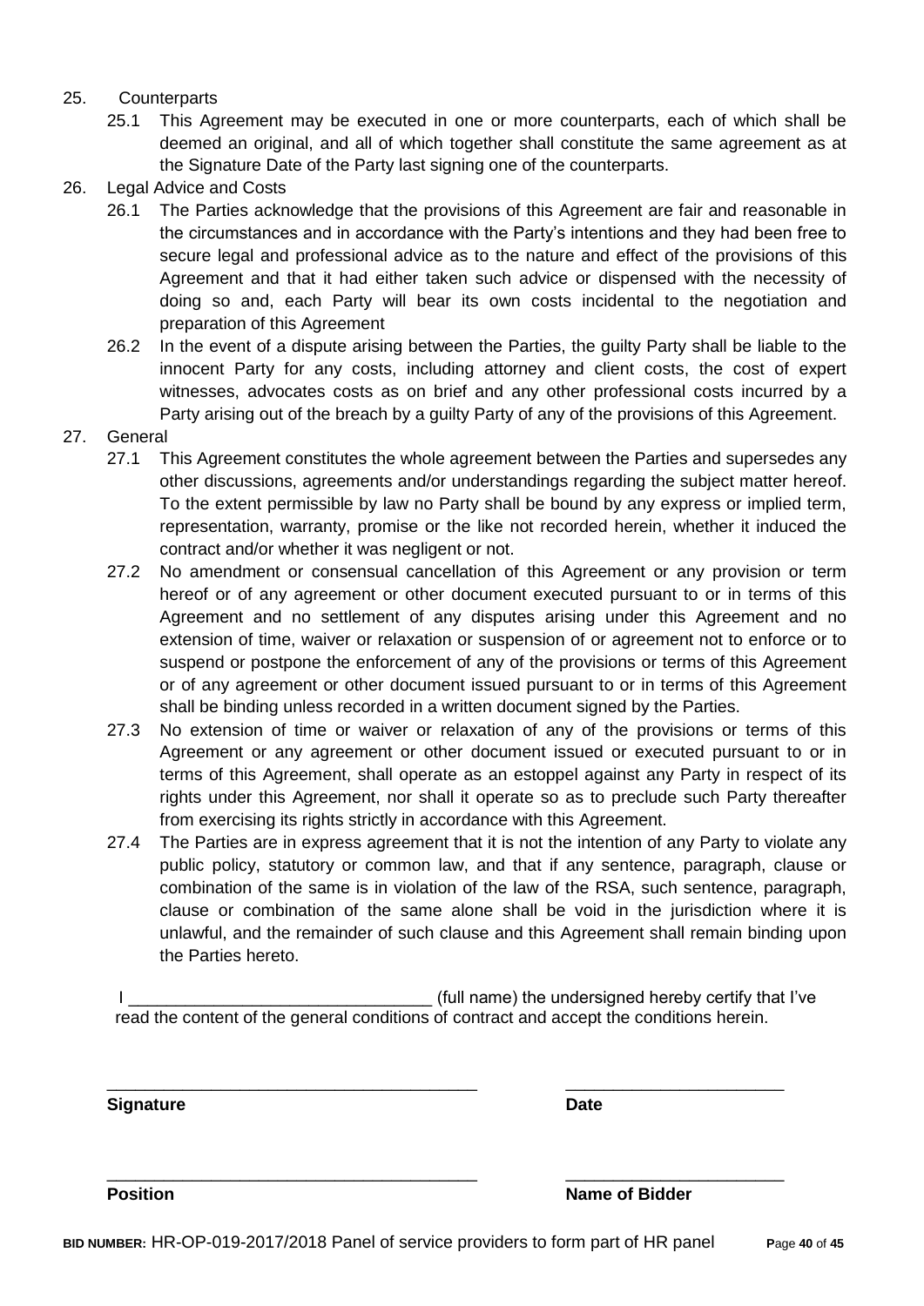25. Counterparts
    25.1 This Agreement may be executed in one or more counterparts, each of which shall be deemed an original, and all of which together shall constitute the same agreement as at the Signature Date of the Party last signing one of the counterparts.
26. Legal Advice and Costs
    26.1 The Parties acknowledge that the provisions of this Agreement are fair and reasonable in the circumstances and in accordance with the Party's intentions and they had been free to secure legal and professional advice as to the nature and effect of the provisions of this Agreement and that it had either taken such advice or dispensed with the necessity of doing so and, each Party will bear its own costs incidental to the negotiation and preparation of this Agreement
    26.2 In the event of a dispute arising between the Parties, the guilty Party shall be liable to the innocent Party for any costs, including attorney and client costs, the cost of expert witnesses, advocates costs as on brief and any other professional costs incurred by a Party arising out of the breach by a guilty Party of any of the provisions of this Agreement.
27. General
    27.1 This Agreement constitutes the whole agreement between the Parties and supersedes any other discussions, agreements and/or understandings regarding the subject matter hereof. To the extent permissible by law no Party shall be bound by any express or implied term, representation, warranty, promise or the like not recorded herein, whether it induced the contract and/or whether it was negligent or not.
    27.2 No amendment or consensual cancellation of this Agreement or any provision or term hereof or of any agreement or other document executed pursuant to or in terms of this Agreement and no settlement of any disputes arising under this Agreement and no extension of time, waiver or relaxation or suspension of or agreement not to enforce or to suspend or postpone the enforcement of any of the provisions or terms of this Agreement or of any agreement or other document issued pursuant to or in terms of this Agreement shall be binding unless recorded in a written document signed by the Parties.
    27.3 No extension of time or waiver or relaxation of any of the provisions or terms of this Agreement or any agreement or other document issued or executed pursuant to or in terms of this Agreement, shall operate as an estoppel against any Party in respect of its rights under this Agreement, nor shall it operate so as to preclude such Party thereafter from exercising its rights strictly in accordance with this Agreement.
    27.4 The Parties are in express agreement that it is not the intention of any Party to violate any public policy, statutory or common law, and that if any sentence, paragraph, clause or combination of the same is in violation of the law of the RSA, such sentence, paragraph, clause or combination of the same alone shall be void in the jurisdiction where it is unlawful, and the remainder of such clause and this Agreement shall remain binding upon the Parties hereto.

I ________________________________ (full name) the undersigned hereby certify that I've read the content of the general conditions of contract and accept the conditions herein.

________________________________________ ________________________

**Signature** **Date**

________________________________________ ________________________

**Position** **Name of Bidder**

**BID NUMBER:** HR-OP-019-2017/2018 Panel of service providers to form part of HR panel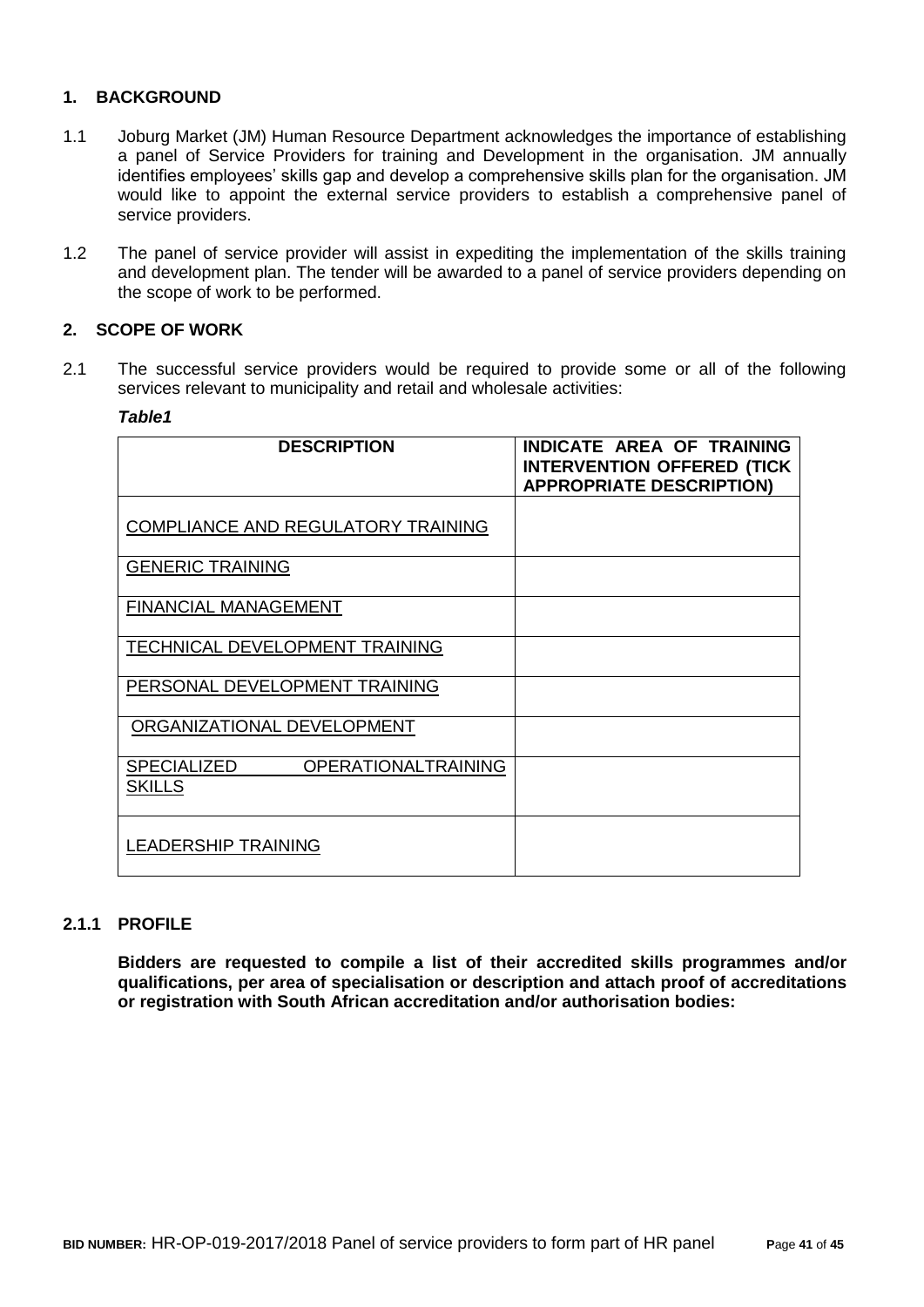## 1. BACKGROUND

1.1 Joburg Market (JM) Human Resource Department acknowledges the importance of establishing a panel of Service Providers for training and Development in the organisation. JM annually identifies employees' skills gap and develop a comprehensive skills plan for the organisation. JM would like to appoint the external service providers to establish a comprehensive panel of service providers.

1.2 The panel of service provider will assist in expediting the implementation of the skills training and development plan. The tender will be awarded to a panel of service providers depending on the scope of work to be performed.

## 2. SCOPE OF WORK

2.1 The successful service providers would be required to provide some or all of the following services relevant to municipality and retail and wholesale activities:

***Table1***

| DESCRIPTION | INDICATE AREA OF TRAINING INTERVENTION OFFERED (TICK APPROPRIATE DESCRIPTION) |
|---|---|
| COMPLIANCE AND REGULATORY TRAINING | |
| GENERIC TRAINING | |
| FINANCIAL MANAGEMENT | |
| TECHNICAL DEVELOPMENT TRAINING | |
| PERSONAL DEVELOPMENT TRAINING | |
| ORGANIZATIONAL DEVELOPMENT | |
| SPECIALIZED OPERATIONALTRAINING SKILLS | |
| LEADERSHIP TRAINING | |

### 2.1.1 PROFILE

**Bidders are requested to compile a list of their accredited skills programmes and/or qualifications, per area of specialisation or description and attach proof of accreditations or registration with South African accreditation and/or authorisation bodies:**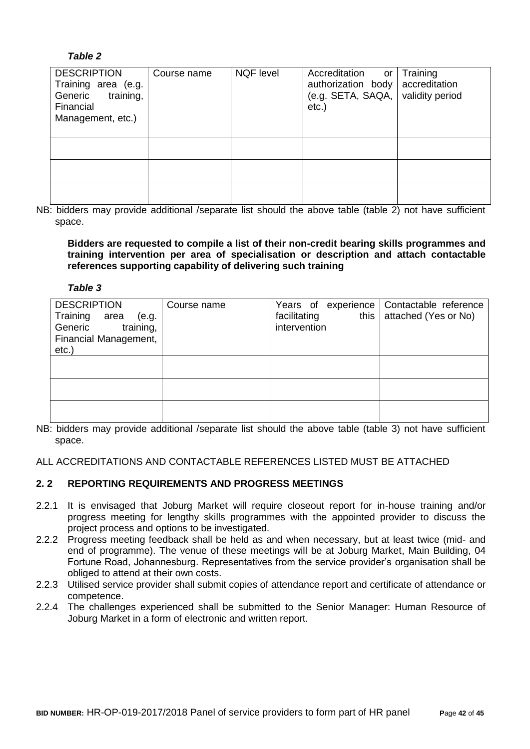*Table 2*

| DESCRIPTION Training area (e.g. Generic training, Financial Management, etc.) | Course name | NQF level | Accreditation or authorization body (e.g. SETA, SAQA, etc.) | Training accreditation validity period |
|---|---|---|---|---|
| | | | | |
| | | | | |
| | | | | |

NB: bidders may provide additional /separate list should the above table (table 2) not have sufficient space.

**Bidders are requested to compile a list of their non-credit bearing skills programmes and training intervention per area of specialisation or description and attach contactable references supporting capability of delivering such training**

*Table 3*

| DESCRIPTION Training area (e.g. Generic training, Financial Management, etc.) | Course name | Years of experience facilitating this intervention | Contactable reference attached (Yes or No) |
|---|---|---|---|
| | | | |
| | | | |
| | | | |

NB: bidders may provide additional /separate list should the above table (table 3) not have sufficient space.

ALL ACCREDITATIONS AND CONTACTABLE REFERENCES LISTED MUST BE ATTACHED

## 2. 2 REPORTING REQUIREMENTS AND PROGRESS MEETINGS

2.2.1 It is envisaged that Joburg Market will require closeout report for in-house training and/or progress meeting for lengthy skills programmes with the appointed provider to discuss the project process and options to be investigated.

2.2.2 Progress meeting feedback shall be held as and when necessary, but at least twice (mid- and end of programme). The venue of these meetings will be at Joburg Market, Main Building, 04 Fortune Road, Johannesburg. Representatives from the service provider's organisation shall be obliged to attend at their own costs.

2.2.3 Utilised service provider shall submit copies of attendance report and certificate of attendance or competence.

2.2.4 The challenges experienced shall be submitted to the Senior Manager: Human Resource of Joburg Market in a form of electronic and written report.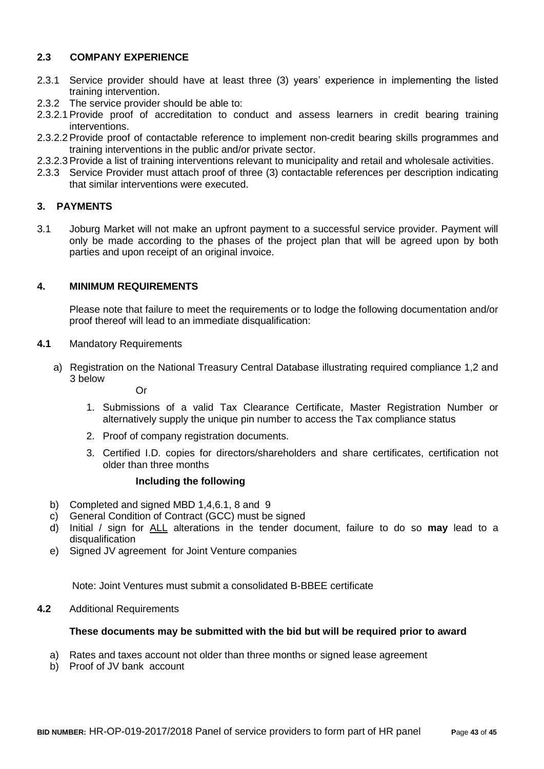## 2.3 COMPANY EXPERIENCE

2.3.1 Service provider should have at least three (3) years' experience in implementing the listed training intervention.

2.3.2 The service provider should be able to:

2.3.2.1 Provide proof of accreditation to conduct and assess learners in credit bearing training interventions.

2.3.2.2 Provide proof of contactable reference to implement non-credit bearing skills programmes and training interventions in the public and/or private sector.

2.3.2.3 Provide a list of training interventions relevant to municipality and retail and wholesale activities.

2.3.3 Service Provider must attach proof of three (3) contactable references per description indicating that similar interventions were executed.

## 3. PAYMENTS

3.1 Joburg Market will not make an upfront payment to a successful service provider. Payment will only be made according to the phases of the project plan that will be agreed upon by both parties and upon receipt of an original invoice.

## 4. MINIMUM REQUIREMENTS

Please note that failure to meet the requirements or to lodge the following documentation and/or proof thereof will lead to an immediate disqualification:

**4.1** Mandatory Requirements

a) Registration on the National Treasury Central Database illustrating required compliance 1,2 and 3 below

Or

1. Submissions of a valid Tax Clearance Certificate, Master Registration Number or alternatively supply the unique pin number to access the Tax compliance status
2. Proof of company registration documents.
3. Certified I.D. copies for directors/shareholders and share certificates, certification not older than three months

**Including the following**

b) Completed and signed MBD 1,4,6.1, 8 and 9

c) General Condition of Contract (GCC) must be signed

d) Initial / sign for ALL alterations in the tender document, failure to do so **may** lead to a disqualification

e) Signed JV agreement for Joint Venture companies

Note: Joint Ventures must submit a consolidated B-BBEE certificate

**4.2** Additional Requirements

**These documents may be submitted with the bid but will be required prior to award**

a) Rates and taxes account not older than three months or signed lease agreement

b) Proof of JV bank account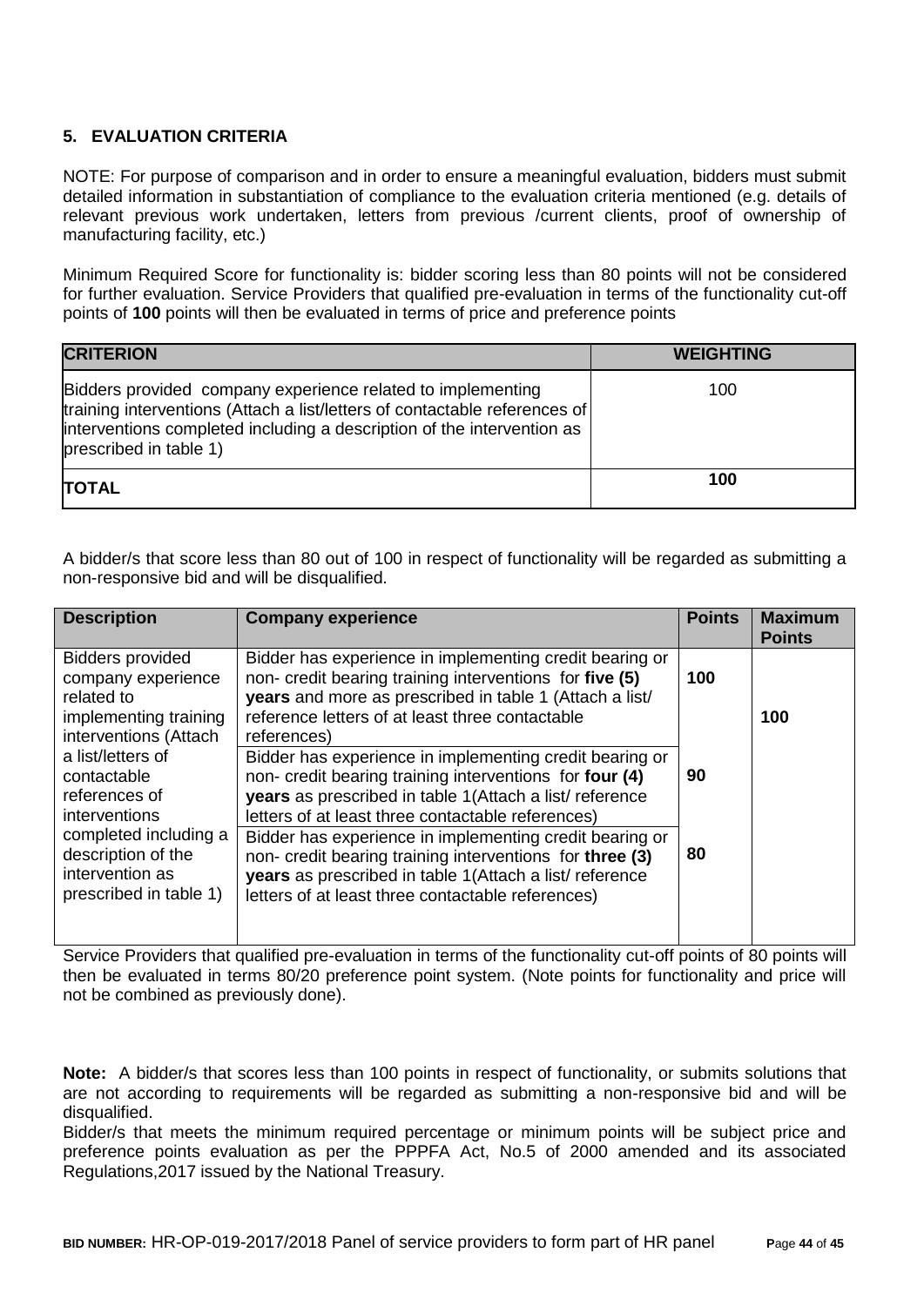## 5. EVALUATION CRITERIA

NOTE: For purpose of comparison and in order to ensure a meaningful evaluation, bidders must submit detailed information in substantiation of compliance to the evaluation criteria mentioned (e.g. details of relevant previous work undertaken, letters from previous /current clients, proof of ownership of manufacturing facility, etc.)

Minimum Required Score for functionality is: bidder scoring less than 80 points will not be considered for further evaluation. Service Providers that qualified pre-evaluation in terms of the functionality cut-off points of **100** points will then be evaluated in terms of price and preference points

| **CRITERION** | **WEIGHTING** |
|---|---|
| Bidders provided company experience related to implementing training interventions (Attach a list/letters of contactable references of interventions completed including a description of the intervention as prescribed in table 1) | 100 |
| **TOTAL** | **100** |

A bidder/s that score less than 80 out of 100 in respect of functionality will be regarded as submitting a non-responsive bid and will be disqualified.

| **Description** | **Company experience** | **Points** | **Maximum Points** |
|---|---|---|---|
| Bidders provided company experience related to implementing training interventions (Attach a list/letters of contactable references of interventions completed including a description of the intervention as prescribed in table 1) | Bidder has experience in implementing credit bearing or non- credit bearing training interventions for **five (5) years** and more as prescribed in table 1 (Attach a list/ reference letters of at least three contactable references) | 100 | 100 |
| | Bidder has experience in implementing credit bearing or non- credit bearing training interventions for **four (4) years** as prescribed in table 1(Attach a list/ reference letters of at least three contactable references) | 90 | |
| | Bidder has experience in implementing credit bearing or non- credit bearing training interventions for **three (3) years** as prescribed in table 1(Attach a list/ reference letters of at least three contactable references) | 80 | |

Service Providers that qualified pre-evaluation in terms of the functionality cut-off points of 80 points will then be evaluated in terms 80/20 preference point system. (Note points for functionality and price will not be combined as previously done).

**Note:** A bidder/s that scores less than 100 points in respect of functionality, or submits solutions that are not according to requirements will be regarded as submitting a non-responsive bid and will be disqualified.

Bidder/s that meets the minimum required percentage or minimum points will be subject price and preference points evaluation as per the PPPFA Act, No.5 of 2000 amended and its associated Regulations,2017 issued by the National Treasury.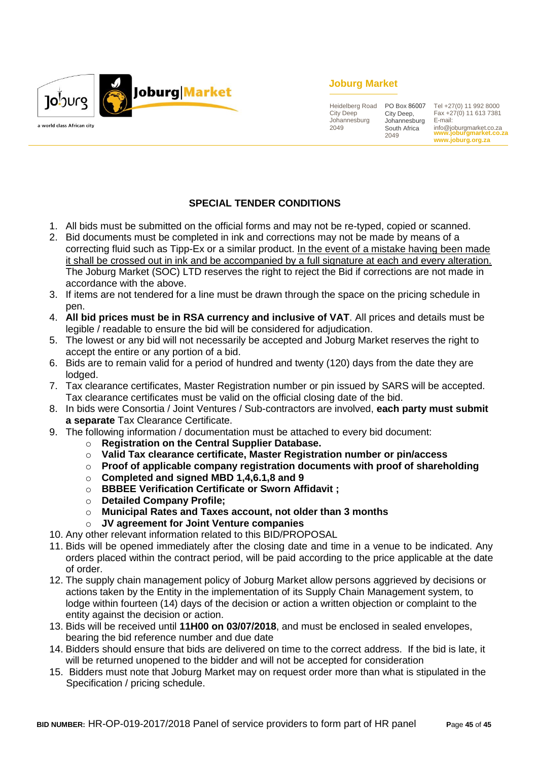**Joburg Market**

Heidelberg Road
City Deep
Johannesburg
2049

PO Box 86007
City Deep,
Johannesburg
South Africa
2049

Tel +27(0) 11 992 8000
Fax +27(0) 11 613 7381
E-mail:
info@joburgmarket.co.za
www.joburgmarket.co.za
www.joburg.org.za

## SPECIAL TENDER CONDITIONS

1. All bids must be submitted on the official forms and may not be re-typed, copied or scanned.
2. Bid documents must be completed in ink and corrections may not be made by means of a correcting fluid such as Tipp-Ex or a similar product. <u>In the event of a mistake having been made it shall be crossed out in ink and be accompanied by a full signature at each and every alteration.</u> The Joburg Market (SOC) LTD reserves the right to reject the Bid if corrections are not made in accordance with the above.
3. If items are not tendered for a line must be drawn through the space on the pricing schedule in pen.
4. **All bid prices must be in RSA currency and inclusive of VAT**. All prices and details must be legible / readable to ensure the bid will be considered for adjudication.
5. The lowest or any bid will not necessarily be accepted and Joburg Market reserves the right to accept the entire or any portion of a bid.
6. Bids are to remain valid for a period of hundred and twenty (120) days from the date they are lodged.
7. Tax clearance certificates, Master Registration number or pin issued by SARS will be accepted. Tax clearance certificates must be valid on the official closing date of the bid.
8. In bids were Consortia / Joint Ventures / Sub-contractors are involved, **each party must submit a separate** Tax Clearance Certificate.
9. The following information / documentation must be attached to every bid document:
   - **Registration on the Central Supplier Database.**
   - **Valid Tax clearance certificate, Master Registration number or pin/access**
   - **Proof of applicable company registration documents with proof of shareholding**
   - **Completed and signed MBD 1,4,6.1,8 and 9**
   - **BBBEE Verification Certificate or Sworn Affidavit ;**
   - **Detailed Company Profile;**
   - **Municipal Rates and Taxes account, not older than 3 months**
   - **JV agreement for Joint Venture companies**
10. Any other relevant information related to this BID/PROPOSAL
11. Bids will be opened immediately after the closing date and time in a venue to be indicated. Any orders placed within the contract period, will be paid according to the price applicable at the date of order.
12. The supply chain management policy of Joburg Market allow persons aggrieved by decisions or actions taken by the Entity in the implementation of its Supply Chain Management system, to lodge within fourteen (14) days of the decision or action a written objection or complaint to the entity against the decision or action.
13. Bids will be received until **11H00 on 03/07/2018**, and must be enclosed in sealed envelopes, bearing the bid reference number and due date
14. Bidders should ensure that bids are delivered on time to the correct address. If the bid is late, it will be returned unopened to the bidder and will not be accepted for consideration
15. Bidders must note that Joburg Market may on request order more than what is stipulated in the Specification / pricing schedule.